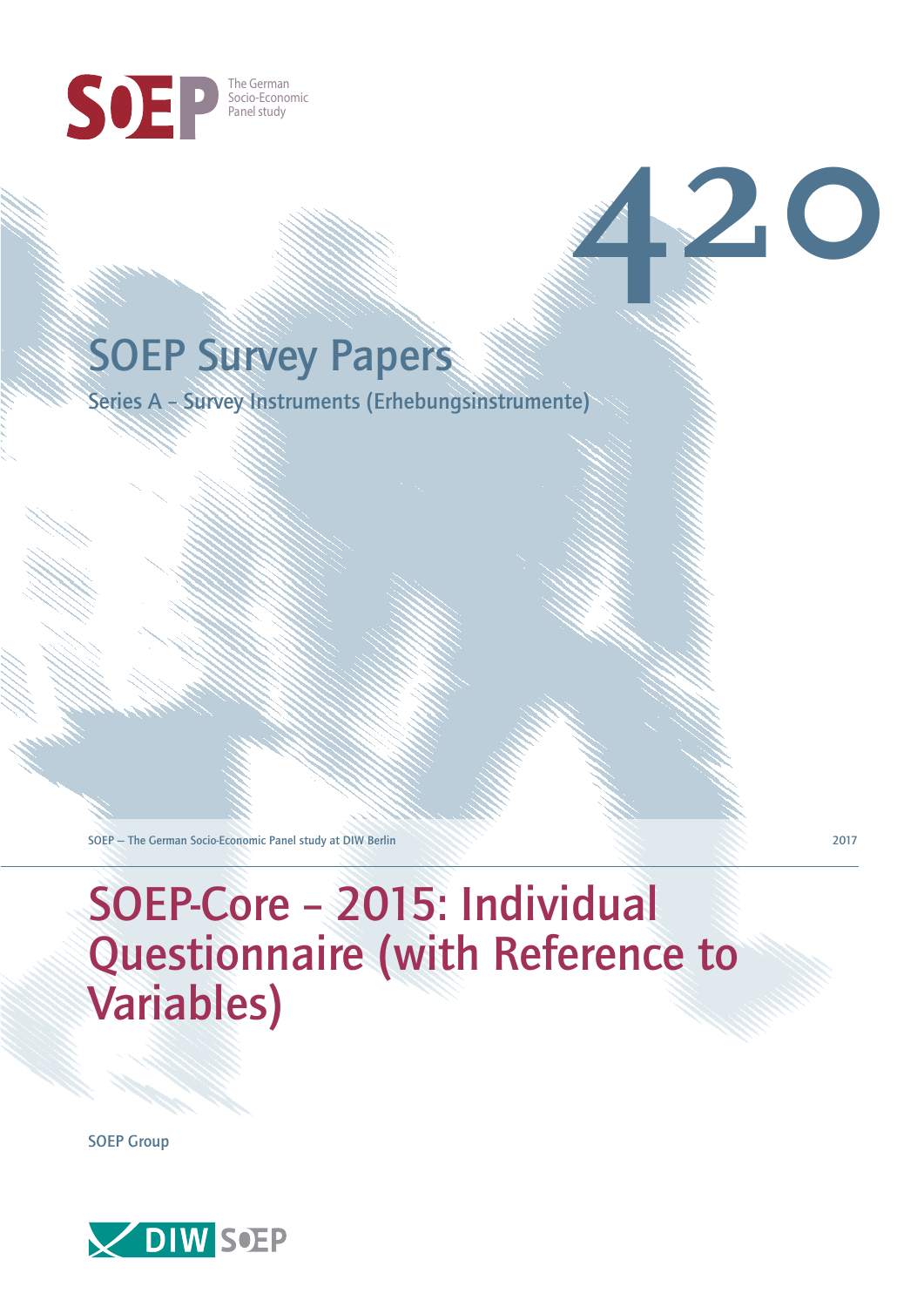SOEP The German Socio-Economic Panel study

420

# SOEP Survey Papers

Series A – Survey Instruments (Erhebungsinstrumente)

SOEP — The German Socio-Economic Panel study at DIW Berlin

2017

# SOEP-Core – 2015: Individual Questionnaire (with Reference to Variables)

SOEP Group

DIW SOEP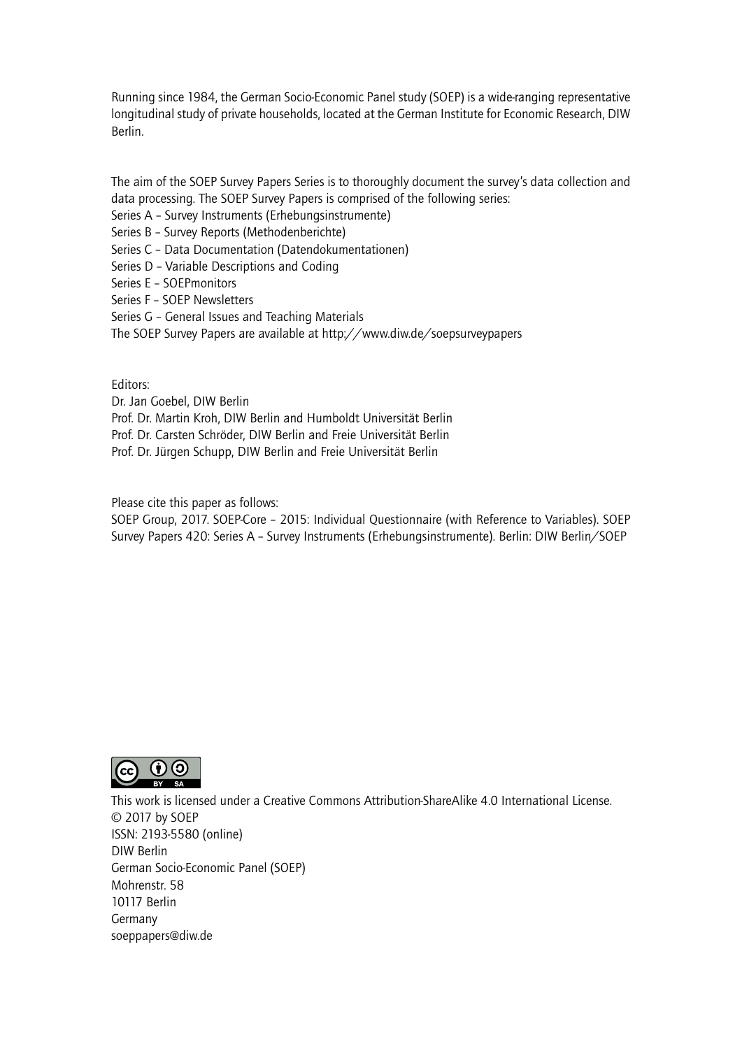Running since 1984, the German Socio-Economic Panel study (SOEP) is a wide-ranging representative longitudinal study of private households, located at the German Institute for Economic Research, DIW Berlin.

The aim of the SOEP Survey Papers Series is to thoroughly document the survey's data collection and data processing. The SOEP Survey Papers is comprised of the following series:
Series A – Survey Instruments (Erhebungsinstrumente)
Series B – Survey Reports (Methodenberichte)
Series C – Data Documentation (Datendokumentationen)
Series D – Variable Descriptions and Coding
Series E – SOEPmonitors
Series F – SOEP Newsletters
Series G – General Issues and Teaching Materials
The SOEP Survey Papers are available at http://www.diw.de/soepsurveypapers

Editors:
Dr. Jan Goebel, DIW Berlin
Prof. Dr. Martin Kroh, DIW Berlin and Humboldt Universität Berlin
Prof. Dr. Carsten Schröder, DIW Berlin and Freie Universität Berlin
Prof. Dr. Jürgen Schupp, DIW Berlin and Freie Universität Berlin

Please cite this paper as follows:
SOEP Group, 2017. SOEP-Core – 2015: Individual Questionnaire (with Reference to Variables). SOEP Survey Papers 420: Series A – Survey Instruments (Erhebungsinstrumente). Berlin: DIW Berlin/SOEP

This work is licensed under a Creative Commons Attribution-ShareAlike 4.0 International License.
© 2017 by SOEP
ISSN: 2193-5580 (online)
DIW Berlin
German Socio-Economic Panel (SOEP)
Mohrenstr. 58
10117 Berlin
Germany
soeppapers@diw.de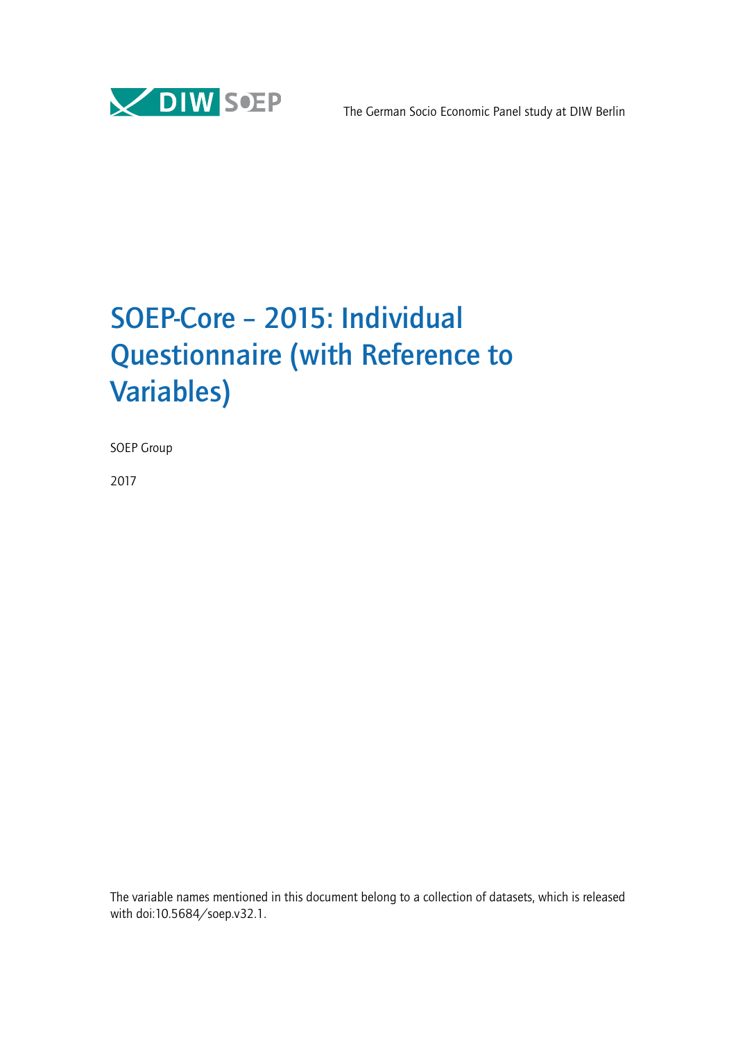The German Socio Economic Panel study at DIW Berlin

# SOEP-Core – 2015: Individual Questionnaire (with Reference to Variables)

SOEP Group

2017

The variable names mentioned in this document belong to a collection of datasets, which is released with doi:10.5684/soep.v32.1.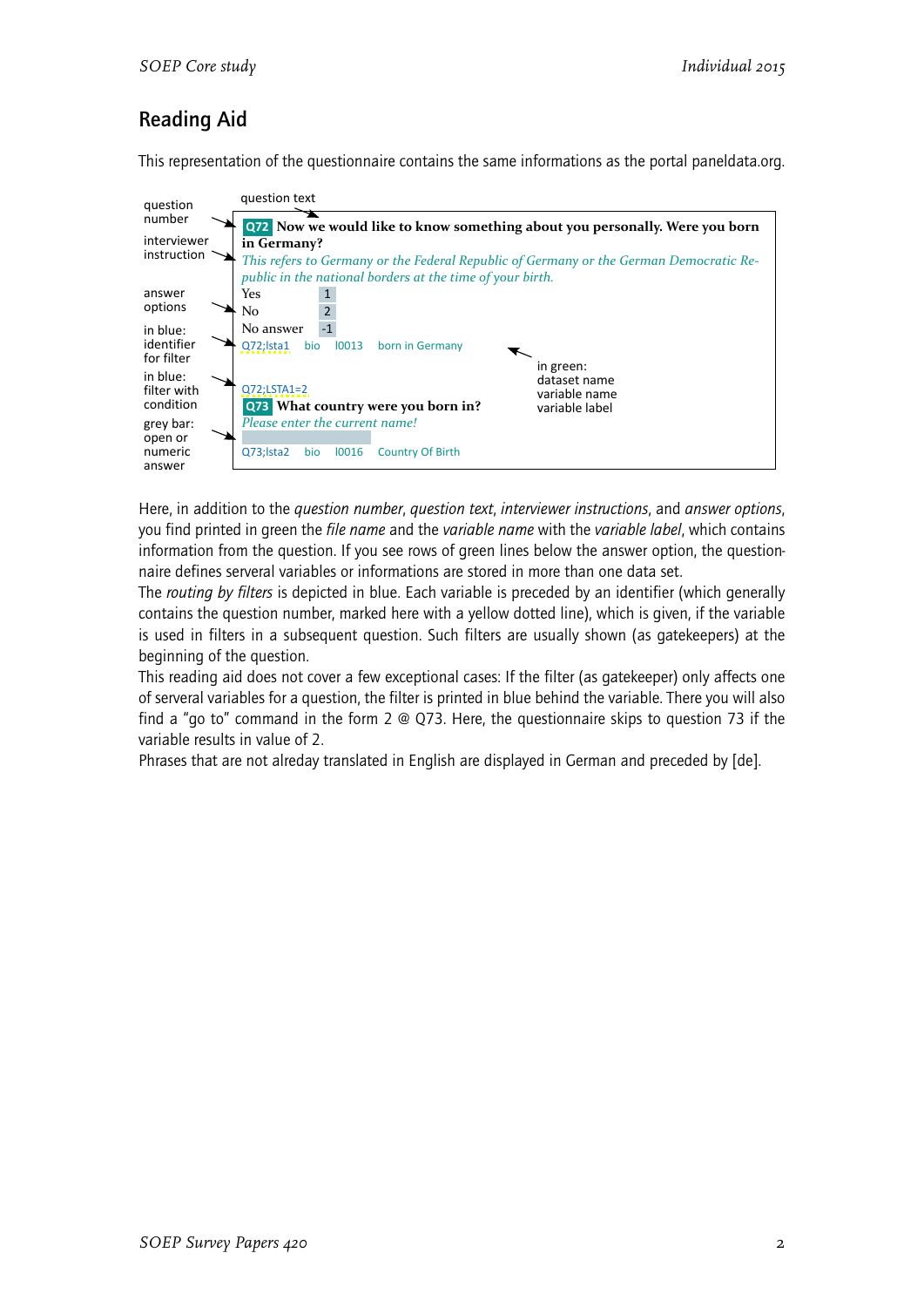## Reading Aid

This representation of the questionnaire contains the same informations as the portal paneldata.org.

question text

question number → **Q72** **Now we would like to know something about you personally. Were you born in Germany?**

interviewer instruction → *This refers to Germany or the Federal Republic of Germany or the German Democratic Republic in the national borders at the time of your birth.*

answer options →

| | |
|---|---|
| Yes | 1 |
| No | 2 |
| No answer | -1 |

in blue: identifier for filter → Q72;lsta1 bio l0013 born in Germany ← in green: dataset name variable name variable label

in blue: filter with condition → Q72;LSTA1=2

**Q73** **What country were you born in?**

*Please enter the current name!*

grey bar: open or numeric answer → [ ]

Q73;lsta2 bio l0016 Country Of Birth

Here, in addition to the *question number*, *question text*, *interviewer instructions*, and *answer options*, you find printed in green the *file name* and the *variable name* with the *variable label*, which contains information from the question. If you see rows of green lines below the answer option, the questionnaire defines serveral variables or informations are stored in more than one data set.

The *routing by filters* is depicted in blue. Each variable is preceded by an identifier (which generally contains the question number, marked here with a yellow dotted line), which is given, if the variable is used in filters in a subsequent question. Such filters are usually shown (as gatekeepers) at the beginning of the question.

This reading aid does not cover a few exceptional cases: If the filter (as gatekeeper) only affects one of serveral variables for a question, the filter is printed in blue behind the variable. There you will also find a "go to" command in the form 2 @ Q73. Here, the questionnaire skips to question 73 if the variable results in value of 2.

Phrases that are not alreday translated in English are displayed in German and preceded by [de].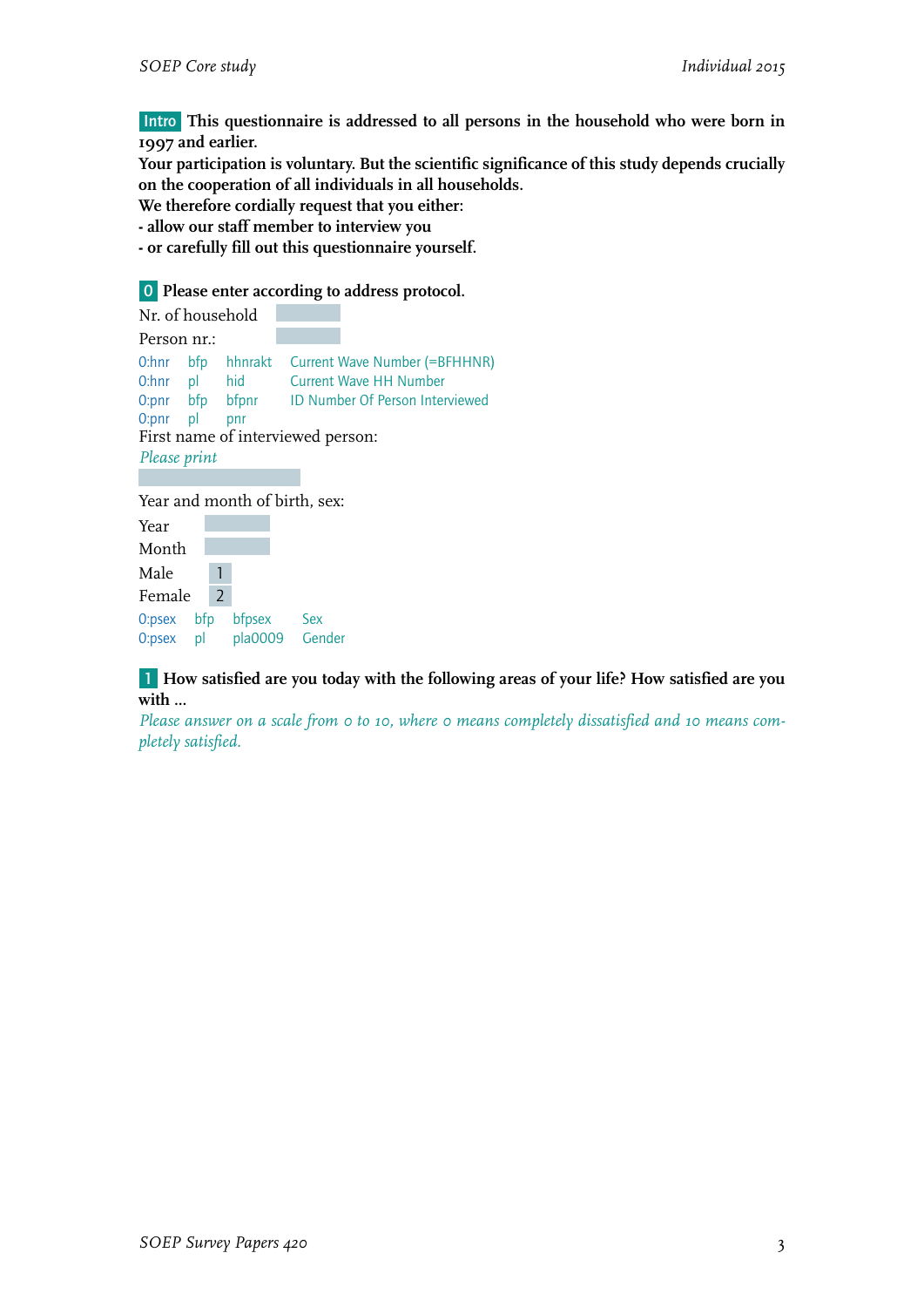**Intro** **This questionnaire is addressed to all persons in the household who were born in 1997 and earlier.**
**Your participation is voluntary. But the scientific significance of this study depends crucially on the cooperation of all individuals in all households.**
**We therefore cordially request that you either:**
**- allow our staff member to interview you**
**- or carefully fill out this questionnaire yourself.**

**0** **Please enter according to address protocol.**

Nr. of household

Person nr.:

| | | | |
|---|---|---|---|
| 0:hnr | bfp | hhnrakt | Current Wave Number (=BFHHNR) |
| 0:hnr | pl | hid | Current Wave HH Number |
| 0:pnr | bfp | bfpnr | ID Number Of Person Interviewed |
| 0:pnr | pl | pnr | |

First name of interviewed person:
*Please print*

Year and month of birth, sex:

Year

Month

Male 1

Female 2

| | | | |
|---|---|---|---|
| 0:psex | bfp | bfpsex | Sex |
| 0:psex | pl | pla0009 | Gender |

**1** **How satisfied are you today with the following areas of your life? How satisfied are you with ...**
*Please answer on a scale from 0 to 10, where 0 means completely dissatisfied and 10 means completely satisfied.*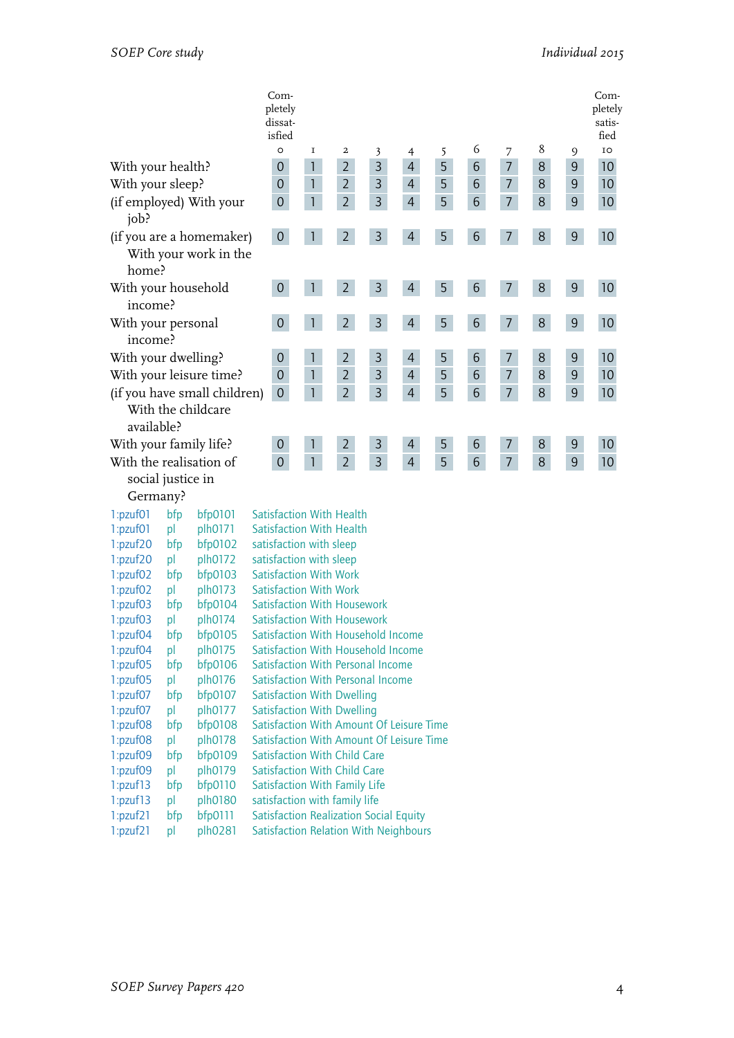| | Com-pletely dissat-isfied 0 | 1 | 2 | 3 | 4 | 5 | 6 | 7 | 8 | 9 | Com-pletely satis-fied 10 |
|---|---|---|---|---|---|---|---|---|---|---|---|
| With your health? | 0 | 1 | 2 | 3 | 4 | 5 | 6 | 7 | 8 | 9 | 10 |
| With your sleep? | 0 | 1 | 2 | 3 | 4 | 5 | 6 | 7 | 8 | 9 | 10 |
| (if employed) With your job? | 0 | 1 | 2 | 3 | 4 | 5 | 6 | 7 | 8 | 9 | 10 |
| (if you are a homemaker) With your work in the home? | 0 | 1 | 2 | 3 | 4 | 5 | 6 | 7 | 8 | 9 | 10 |
| With your household income? | 0 | 1 | 2 | 3 | 4 | 5 | 6 | 7 | 8 | 9 | 10 |
| With your personal income? | 0 | 1 | 2 | 3 | 4 | 5 | 6 | 7 | 8 | 9 | 10 |
| With your dwelling? | 0 | 1 | 2 | 3 | 4 | 5 | 6 | 7 | 8 | 9 | 10 |
| With your leisure time? | 0 | 1 | 2 | 3 | 4 | 5 | 6 | 7 | 8 | 9 | 10 |
| (if you have small children) With the childcare available? | 0 | 1 | 2 | 3 | 4 | 5 | 6 | 7 | 8 | 9 | 10 |
| With your family life? | 0 | 1 | 2 | 3 | 4 | 5 | 6 | 7 | 8 | 9 | 10 |
| With the realisation of social justice in Germany? | 0 | 1 | 2 | 3 | 4 | 5 | 6 | 7 | 8 | 9 | 10 |

1:pzuf01 bfp bfp0101 Satisfaction With Health
1:pzuf01 pl plh0171 Satisfaction With Health
1:pzuf20 bfp bfp0102 satisfaction with sleep
1:pzuf20 pl plh0172 satisfaction with sleep
1:pzuf02 bfp bfp0103 Satisfaction With Work
1:pzuf02 pl plh0173 Satisfaction With Work
1:pzuf03 bfp bfp0104 Satisfaction With Housework
1:pzuf03 pl plh0174 Satisfaction With Housework
1:pzuf04 bfp bfp0105 Satisfaction With Household Income
1:pzuf04 pl plh0175 Satisfaction With Household Income
1:pzuf05 bfp bfp0106 Satisfaction With Personal Income
1:pzuf05 pl plh0176 Satisfaction With Personal Income
1:pzuf07 bfp bfp0107 Satisfaction With Dwelling
1:pzuf07 pl plh0177 Satisfaction With Dwelling
1:pzuf08 bfp bfp0108 Satisfaction With Amount Of Leisure Time
1:pzuf08 pl plh0178 Satisfaction With Amount Of Leisure Time
1:pzuf09 bfp bfp0109 Satisfaction With Child Care
1:pzuf09 pl plh0179 Satisfaction With Child Care
1:pzuf13 bfp bfp0110 Satisfaction With Family Life
1:pzuf13 pl plh0180 satisfaction with family life
1:pzuf21 bfp bfp0111 Satisfaction Realization Social Equity
1:pzuf21 pl plh0281 Satisfaction Relation With Neighbours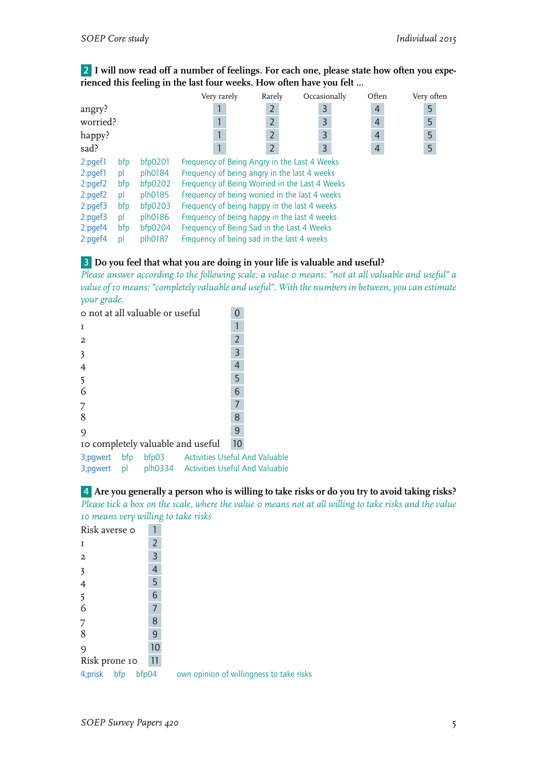**2** **I will now read off a number of feelings. For each one, please state how often you experienced this feeling in the last four weeks. How often have you felt ...**

| | Very rarely | Rarely | Occasionally | Often | Very often |
|---|---|---|---|---|---|
| angry? | 1 | 2 | 3 | 4 | 5 |
| worried? | 1 | 2 | 3 | 4 | 5 |
| happy? | 1 | 2 | 3 | 4 | 5 |
| sad? | 1 | 2 | 3 | 4 | 5 |

2:pgef1 bfp bfp0201 Frequency of Being Angry in the Last 4 Weeks
2:pgef1 pl plh0184 Frequency of being angry in the last 4 weeks
2:pgef2 bfp bfp0202 Frequency of Being Worried in the Last 4 Weeks
2:pgef2 pl plh0185 Frequency of being worried in the last 4 weeks
2:pgef3 bfp bfp0203 Frequency of being happy in the last 4 weeks
2:pgef3 pl plh0186 Frequency of being happy in the last 4 weeks
2:pgef4 bfp bfp0204 Frequency of Being Sad in the Last 4 Weeks
2:pgef4 pl plh0187 Frequency of being sad in the last 4 weeks

**3** **Do you feel that what you are doing in your life is valuable and useful?**

*Please answer according to the following scale: a value 0 means: "not at all valuable and useful" a value of 10 means: "completely valuable and useful". With the numbers in between, you can estimate your grade.*

| | |
|---|---|
| 0 not at all valuable or useful | 0 |
| 1 | 1 |
| 2 | 2 |
| 3 | 3 |
| 4 | 4 |
| 5 | 5 |
| 6 | 6 |
| 7 | 7 |
| 8 | 8 |
| 9 | 9 |
| 10 completely valuable and useful | 10 |

3;pgwert bfp bfp03 Activities Useful And Valuable
3;pgwert pl plh0334 Activities Useful And Valuable

**4** **Are you generally a person who is willing to take risks or do you try to avoid taking risks?**

*Please tick a box on the scale, where the value 0 means not at all willing to take risks and the value 10 means very willing to take risks*

| | |
|---|---|
| Risk averse 0 | 1 |
| 1 | 2 |
| 2 | 3 |
| 3 | 4 |
| 4 | 5 |
| 5 | 6 |
| 6 | 7 |
| 7 | 8 |
| 8 | 9 |
| 9 | 10 |
| Risk prone 10 | 11 |

4;prisk bfp bfp04 own opinion of willingness to take risks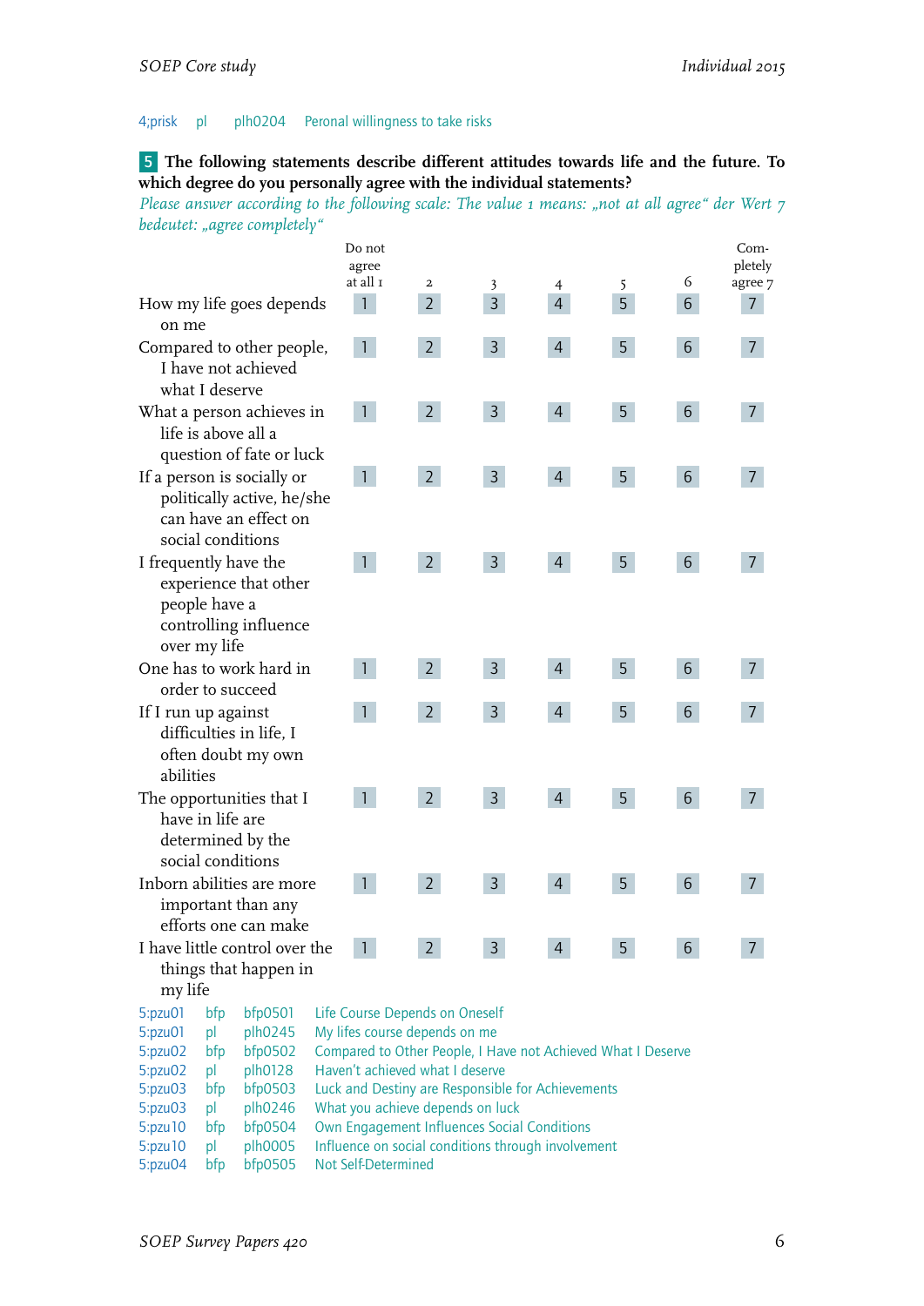4;prisk pl plh0204 Peronal willingness to take risks

**5 The following statements describe different attitudes towards life and the future. To which degree do you personally agree with the individual statements?**

*Please answer according to the following scale: The value 1 means: „not at all agree“ der Wert 7 bedeutet: „agree completely“*

| | Do not agree at all 1 | 2 | 3 | 4 | 5 | 6 | Completely agree 7 |
|---|---|---|---|---|---|---|---|
| How my life goes depends on me | 1 | 2 | 3 | 4 | 5 | 6 | 7 |
| Compared to other people, I have not achieved what I deserve | 1 | 2 | 3 | 4 | 5 | 6 | 7 |
| What a person achieves in life is above all a question of fate or luck | 1 | 2 | 3 | 4 | 5 | 6 | 7 |
| If a person is socially or politically active, he/she can have an effect on social conditions | 1 | 2 | 3 | 4 | 5 | 6 | 7 |
| I frequently have the experience that other people have a controlling influence over my life | 1 | 2 | 3 | 4 | 5 | 6 | 7 |
| One has to work hard in order to succeed | 1 | 2 | 3 | 4 | 5 | 6 | 7 |
| If I run up against difficulties in life, I often doubt my own abilities | 1 | 2 | 3 | 4 | 5 | 6 | 7 |
| The opportunities that I have in life are determined by the social conditions | 1 | 2 | 3 | 4 | 5 | 6 | 7 |
| Inborn abilities are more important than any efforts one can make | 1 | 2 | 3 | 4 | 5 | 6 | 7 |
| I have little control over the things that happen in my life | 1 | 2 | 3 | 4 | 5 | 6 | 7 |

5:pzu01 bfp bfp0501 Life Course Depends on Oneself
5:pzu01 pl plh0245 My lifes course depends on me
5:pzu02 bfp bfp0502 Compared to Other People, I Have not Achieved What I Deserve
5:pzu02 pl plh0128 Haven't achieved what I deserve
5:pzu03 bfp bfp0503 Luck and Destiny are Responsible for Achievements
5:pzu03 pl plh0246 What you achieve depends on luck
5:pzu10 bfp bfp0504 Own Engagement Influences Social Conditions
5:pzu10 pl plh0005 Influence on social conditions through involvement
5:pzu04 bfp bfp0505 Not Self-Determined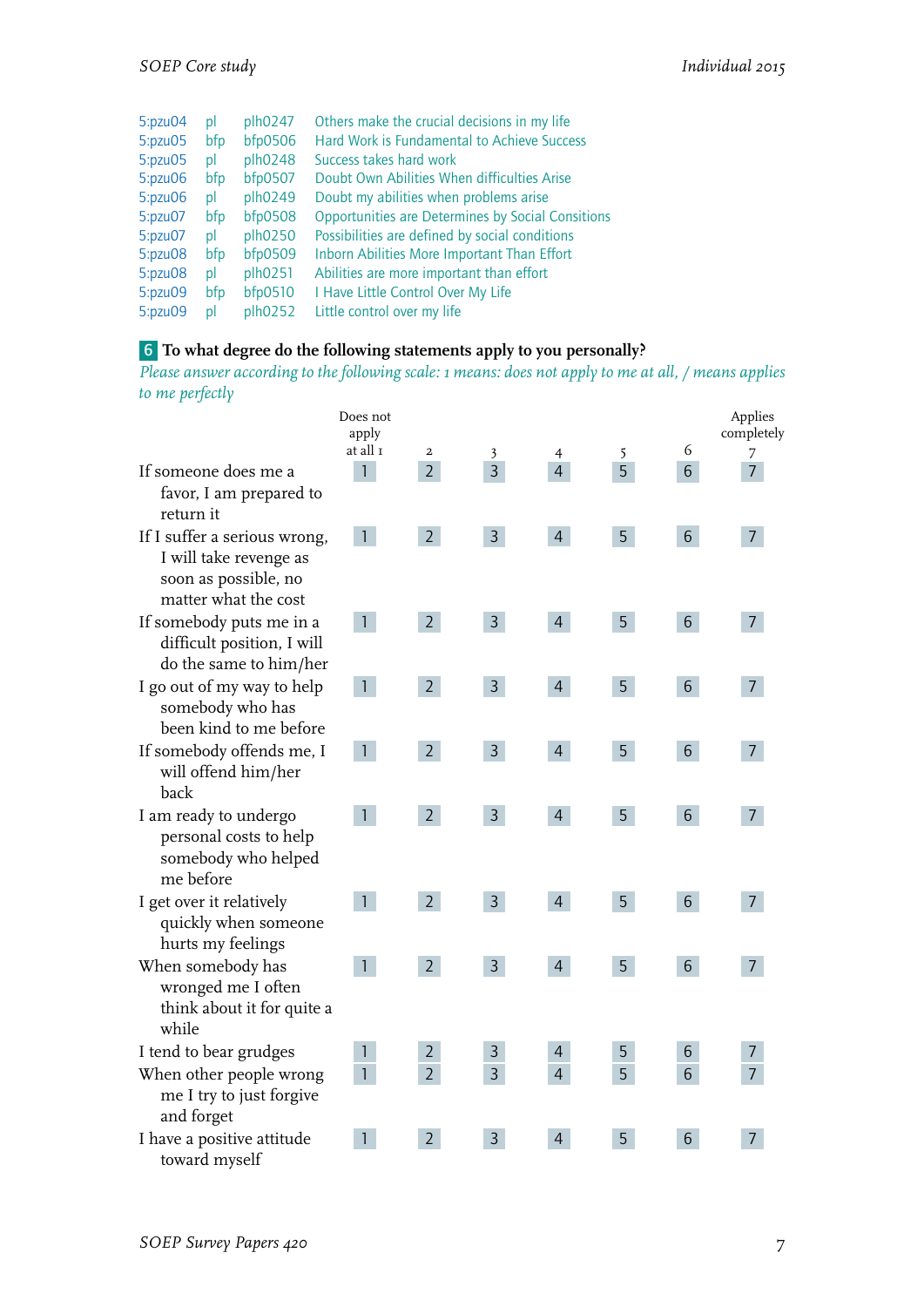| | | | |
|---|---|---|---|
| 5:pzu04 | pl | plh0247 | Others make the crucial decisions in my life |
| 5:pzu05 | bfp | bfp0506 | Hard Work is Fundamental to Achieve Success |
| 5:pzu05 | pl | plh0248 | Success takes hard work |
| 5:pzu06 | bfp | bfp0507 | Doubt Own Abilities When difficulties Arise |
| 5:pzu06 | pl | plh0249 | Doubt my abilities when problems arise |
| 5:pzu07 | bfp | bfp0508 | Opportunities are Determines by Social Consitions |
| 5:pzu07 | pl | plh0250 | Possibilities are defined by social conditions |
| 5:pzu08 | bfp | bfp0509 | Inborn Abilities More Important Than Effort |
| 5:pzu08 | pl | plh0251 | Abilities are more important than effort |
| 5:pzu09 | bfp | bfp0510 | I Have Little Control Over My Life |
| 5:pzu09 | pl | plh0252 | Little control over my life |

**6 To what degree do the following statements apply to you personally?**

*Please answer according to the following scale: 1 means: does not apply to me at all, / means applies to me perfectly*

| | Does not apply at all 1 | 2 | 3 | 4 | 5 | 6 | Applies completely 7 |
|---|---|---|---|---|---|---|---|
| If someone does me a favor, I am prepared to return it | 1 | 2 | 3 | 4 | 5 | 6 | 7 |
| If I suffer a serious wrong, I will take revenge as soon as possible, no matter what the cost | 1 | 2 | 3 | 4 | 5 | 6 | 7 |
| If somebody puts me in a difficult position, I will do the same to him/her | 1 | 2 | 3 | 4 | 5 | 6 | 7 |
| I go out of my way to help somebody who has been kind to me before | 1 | 2 | 3 | 4 | 5 | 6 | 7 |
| If somebody offends me, I will offend him/her back | 1 | 2 | 3 | 4 | 5 | 6 | 7 |
| I am ready to undergo personal costs to help somebody who helped me before | 1 | 2 | 3 | 4 | 5 | 6 | 7 |
| I get over it relatively quickly when someone hurts my feelings | 1 | 2 | 3 | 4 | 5 | 6 | 7 |
| When somebody has wronged me I often think about it for quite a while | 1 | 2 | 3 | 4 | 5 | 6 | 7 |
| I tend to bear grudges | 1 | 2 | 3 | 4 | 5 | 6 | 7 |
| When other people wrong me I try to just forgive and forget | 1 | 2 | 3 | 4 | 5 | 6 | 7 |
| I have a positive attitude toward myself | 1 | 2 | 3 | 4 | 5 | 6 | 7 |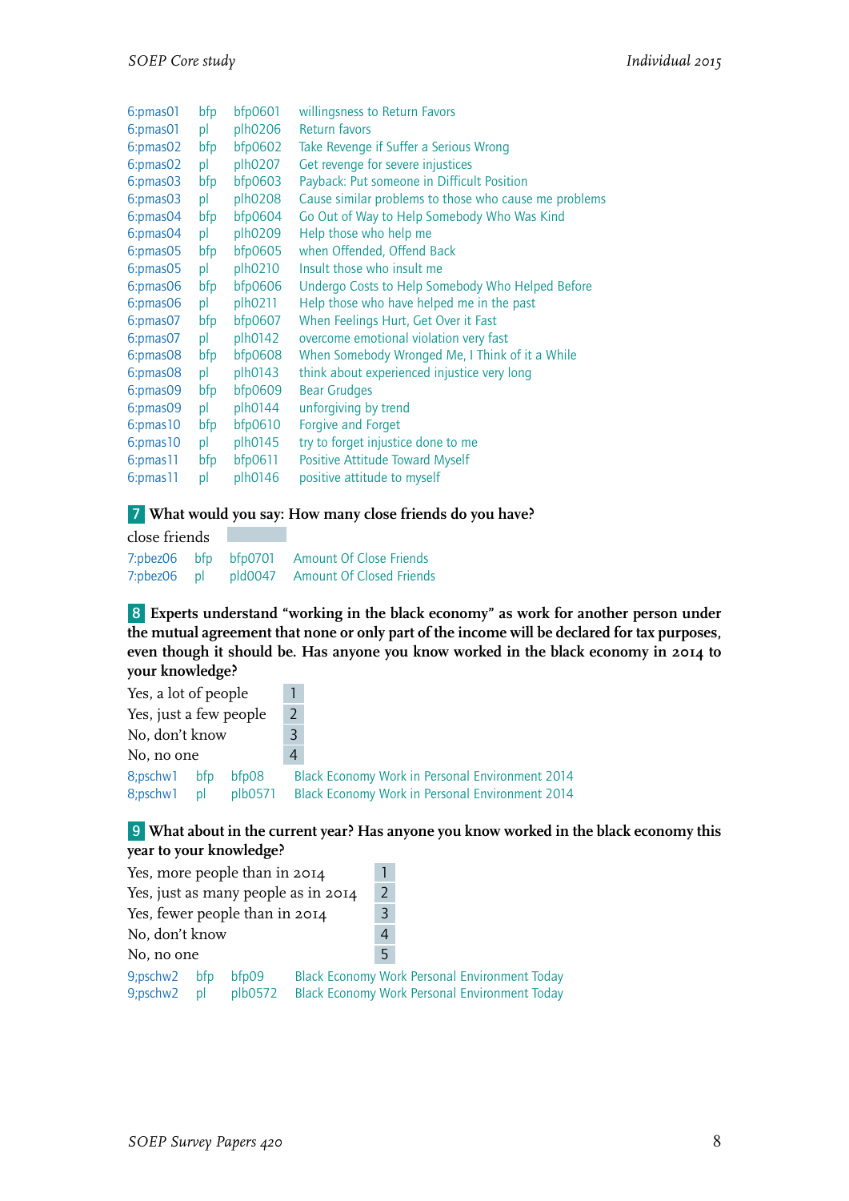| | | | |
|---|---|---|---|
| 6:pmas01 | bfp | bfp0601 | willingsness to Return Favors |
| 6:pmas01 | pl | plh0206 | Return favors |
| 6:pmas02 | bfp | bfp0602 | Take Revenge if Suffer a Serious Wrong |
| 6:pmas02 | pl | plh0207 | Get revenge for severe injustices |
| 6:pmas03 | bfp | bfp0603 | Payback: Put someone in Difficult Position |
| 6:pmas03 | pl | plh0208 | Cause similar problems to those who cause me problems |
| 6:pmas04 | bfp | bfp0604 | Go Out of Way to Help Somebody Who Was Kind |
| 6:pmas04 | pl | plh0209 | Help those who help me |
| 6:pmas05 | bfp | bfp0605 | when Offended, Offend Back |
| 6:pmas05 | pl | plh0210 | Insult those who insult me |
| 6:pmas06 | bfp | bfp0606 | Undergo Costs to Help Somebody Who Helped Before |
| 6:pmas06 | pl | plh0211 | Help those who have helped me in the past |
| 6:pmas07 | bfp | bfp0607 | When Feelings Hurt, Get Over it Fast |
| 6:pmas07 | pl | plh0142 | overcome emotional violation very fast |
| 6:pmas08 | bfp | bfp0608 | When Somebody Wronged Me, I Think of it a While |
| 6:pmas08 | pl | plh0143 | think about experienced injustice very long |
| 6:pmas09 | bfp | bfp0609 | Bear Grudges |
| 6:pmas09 | pl | plh0144 | unforgiving by trend |
| 6:pmas10 | bfp | bfp0610 | Forgive and Forget |
| 6:pmas10 | pl | plh0145 | try to forget injustice done to me |
| 6:pmas11 | bfp | bfp0611 | Positive Attitude Toward Myself |
| 6:pmas11 | pl | plh0146 | positive attitude to myself |

**7** **What would you say: How many close friends do you have?**

close friends ______

| | | | |
|---|---|---|---|
| 7:pbez06 | bfp | bfp0701 | Amount Of Close Friends |
| 7:pbez06 | pl | pld0047 | Amount Of Closed Friends |

**8** **Experts understand “working in the black economy” as work for another person under the mutual agreement that none or only part of the income will be declared for tax purposes, even though it should be. Has anyone you know worked in the black economy in 2014 to your knowledge?**

| | |
|---|---|
| Yes, a lot of people | 1 |
| Yes, just a few people | 2 |
| No, don’t know | 3 |
| No, no one | 4 |

| | | | |
|---|---|---|---|
| 8;pschw1 | bfp | bfp08 | Black Economy Work in Personal Environment 2014 |
| 8;pschw1 | pl | plb0571 | Black Economy Work in Personal Environment 2014 |

**9** **What about in the current year? Has anyone you know worked in the black economy this year to your knowledge?**

| | |
|---|---|
| Yes, more people than in 2014 | 1 |
| Yes, just as many people as in 2014 | 2 |
| Yes, fewer people than in 2014 | 3 |
| No, don’t know | 4 |
| No, no one | 5 |

| | | | |
|---|---|---|---|
| 9;pschw2 | bfp | bfp09 | Black Economy Work Personal Environment Today |
| 9;pschw2 | pl | plb0572 | Black Economy Work Personal Environment Today |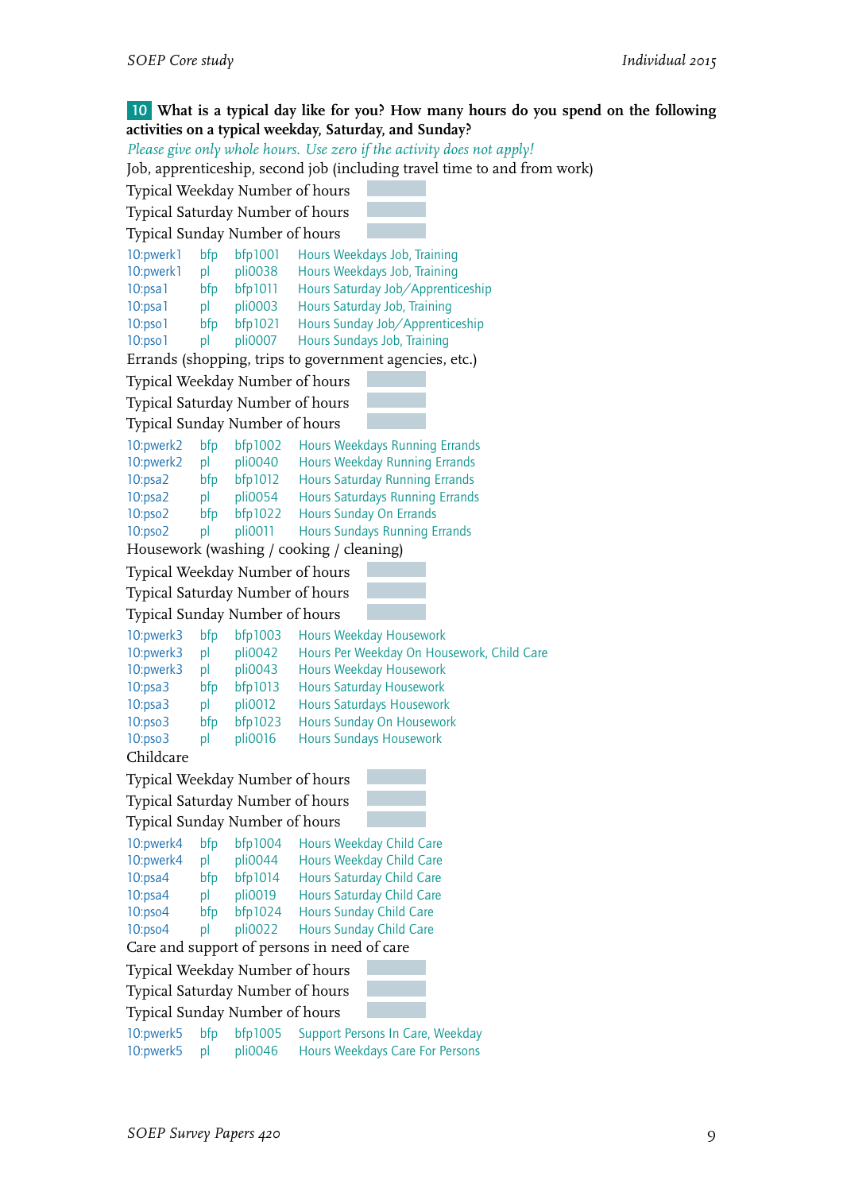**10 What is a typical day like for you? How many hours do you spend on the following activities on a typical weekday, Saturday, and Sunday?**

*Please give only whole hours. Use zero if the activity does not apply!*

Job, apprenticeship, second job (including travel time to and from work)

Typical Weekday Number of hours

Typical Saturday Number of hours

Typical Sunday Number of hours

| | | | |
|---|---|---|---|
| 10:pwerk1 | bfp | bfp1001 | Hours Weekdays Job, Training |
| 10:pwerk1 | pl | pli0038 | Hours Weekdays Job, Training |
| 10:psa1 | bfp | bfp1011 | Hours Saturday Job/Apprenticeship |
| 10:psa1 | pl | pli0003 | Hours Saturday Job, Training |
| 10:pso1 | bfp | bfp1021 | Hours Sunday Job/Apprenticeship |
| 10:pso1 | pl | pli0007 | Hours Sundays Job, Training |

Errands (shopping, trips to government agencies, etc.)

Typical Weekday Number of hours

Typical Saturday Number of hours

Typical Sunday Number of hours

| | | | |
|---|---|---|---|
| 10:pwerk2 | bfp | bfp1002 | Hours Weekdays Running Errands |
| 10:pwerk2 | pl | pli0040 | Hours Weekday Running Errands |
| 10:psa2 | bfp | bfp1012 | Hours Saturday Running Errands |
| 10:psa2 | pl | pli0054 | Hours Saturdays Running Errands |
| 10:pso2 | bfp | bfp1022 | Hours Sunday On Errands |
| 10:pso2 | pl | pli0011 | Hours Sundays Running Errands |

Housework (washing / cooking / cleaning)

Typical Weekday Number of hours

Typical Saturday Number of hours

Typical Sunday Number of hours

| | | | |
|---|---|---|---|
| 10:pwerk3 | bfp | bfp1003 | Hours Weekday Housework |
| 10:pwerk3 | pl | pli0042 | Hours Per Weekday On Housework, Child Care |
| 10:pwerk3 | pl | pli0043 | Hours Weekday Housework |
| 10:psa3 | bfp | bfp1013 | Hours Saturday Housework |
| 10:psa3 | pl | pli0012 | Hours Saturdays Housework |
| 10:pso3 | bfp | bfp1023 | Hours Sunday On Housework |
| 10:pso3 | pl | pli0016 | Hours Sundays Housework |

Childcare

Typical Weekday Number of hours

Typical Saturday Number of hours

Typical Sunday Number of hours

| | | | |
|---|---|---|---|
| 10:pwerk4 | bfp | bfp1004 | Hours Weekday Child Care |
| 10:pwerk4 | pl | pli0044 | Hours Weekday Child Care |
| 10:psa4 | bfp | bfp1014 | Hours Saturday Child Care |
| 10:psa4 | pl | pli0019 | Hours Saturday Child Care |
| 10:pso4 | bfp | bfp1024 | Hours Sunday Child Care |
| 10:pso4 | pl | pli0022 | Hours Sunday Child Care |

Care and support of persons in need of care

Typical Weekday Number of hours

Typical Saturday Number of hours

Typical Sunday Number of hours

| | | | |
|---|---|---|---|
| 10:pwerk5 | bfp | bfp1005 | Support Persons In Care, Weekday |
| 10:pwerk5 | pl | pli0046 | Hours Weekdays Care For Persons |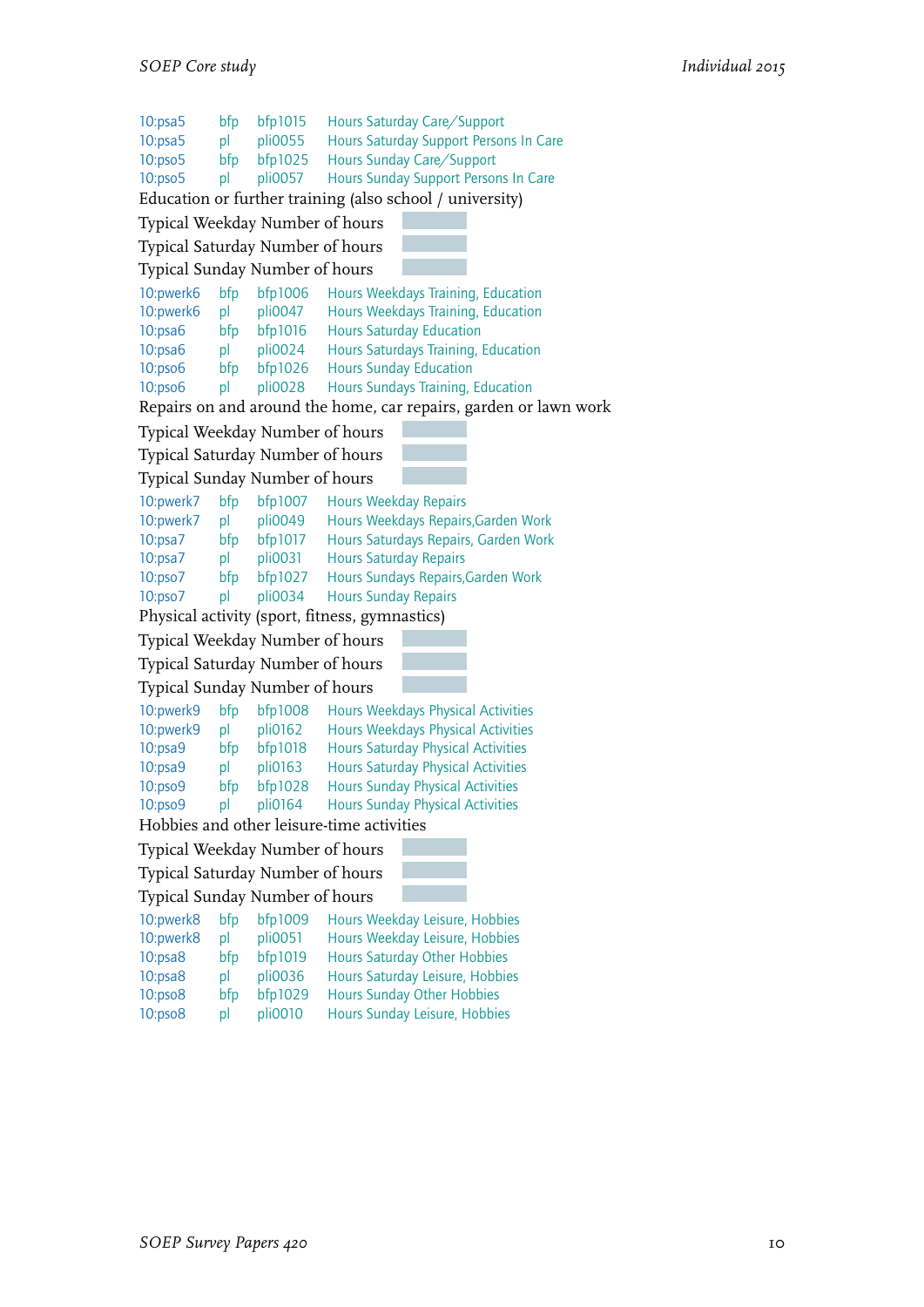10:psa5 bfp bfp1015 Hours Saturday Care/Support
10:psa5 pl pli0055 Hours Saturday Support Persons In Care
10:pso5 bfp bfp1025 Hours Sunday Care/Support
10:pso5 pl pli0057 Hours Sunday Support Persons In Care

Education or further training (also school / university)

Typical Weekday Number of hours

Typical Saturday Number of hours

Typical Sunday Number of hours

10:pwerk6 bfp bfp1006 Hours Weekdays Training, Education
10:pwerk6 pl pli0047 Hours Weekdays Training, Education
10:psa6 bfp bfp1016 Hours Saturday Education
10:psa6 pl pli0024 Hours Saturdays Training, Education
10:pso6 bfp bfp1026 Hours Sunday Education
10:pso6 pl pli0028 Hours Sundays Training, Education

Repairs on and around the home, car repairs, garden or lawn work

Typical Weekday Number of hours

Typical Saturday Number of hours

Typical Sunday Number of hours

10:pwerk7 bfp bfp1007 Hours Weekday Repairs
10:pwerk7 pl pli0049 Hours Weekdays Repairs,Garden Work
10:psa7 bfp bfp1017 Hours Saturdays Repairs, Garden Work
10:psa7 pl pli0031 Hours Saturday Repairs
10:pso7 bfp bfp1027 Hours Sundays Repairs,Garden Work
10:pso7 pl pli0034 Hours Sunday Repairs

Physical activity (sport, fitness, gymnastics)

Typical Weekday Number of hours

Typical Saturday Number of hours

Typical Sunday Number of hours

10:pwerk9 bfp bfp1008 Hours Weekdays Physical Activities
10:pwerk9 pl pli0162 Hours Weekdays Physical Activities
10:psa9 bfp bfp1018 Hours Saturday Physical Activities
10:psa9 pl pli0163 Hours Saturday Physical Activities
10:pso9 bfp bfp1028 Hours Sunday Physical Activities
10:pso9 pl pli0164 Hours Sunday Physical Activities

Hobbies and other leisure-time activities

Typical Weekday Number of hours

Typical Saturday Number of hours

Typical Sunday Number of hours

10:pwerk8 bfp bfp1009 Hours Weekday Leisure, Hobbies
10:pwerk8 pl pli0051 Hours Weekday Leisure, Hobbies
10:psa8 bfp bfp1019 Hours Saturday Other Hobbies
10:psa8 pl pli0036 Hours Saturday Leisure, Hobbies
10:pso8 bfp bfp1029 Hours Sunday Other Hobbies
10:pso8 pl pli0010 Hours Sunday Leisure, Hobbies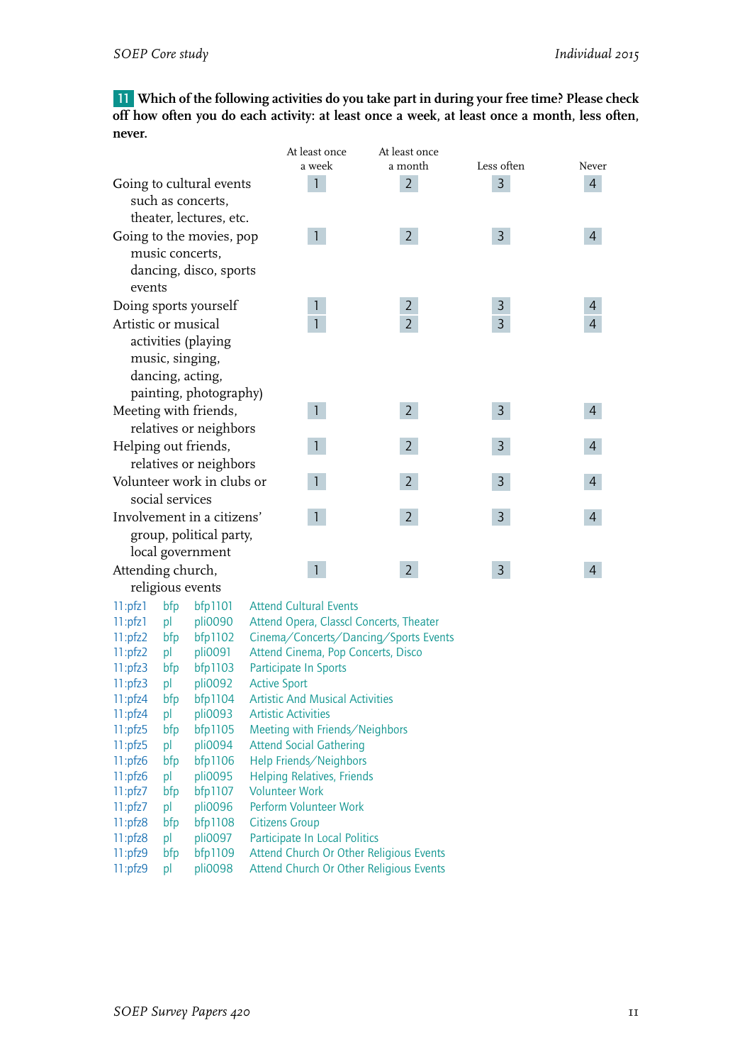**11** **Which of the following activities do you take part in during your free time? Please check off how often you do each activity: at least once a week, at least once a month, less often, never.**

| | At least once a week | At least once a month | Less often | Never |
|---|---|---|---|---|
| Going to cultural events such as concerts, theater, lectures, etc. | 1 | 2 | 3 | 4 |
| Going to the movies, pop music concerts, dancing, disco, sports events | 1 | 2 | 3 | 4 |
| Doing sports yourself | 1 | 2 | 3 | 4 |
| Artistic or musical activities (playing music, singing, dancing, acting, painting, photography) | 1 | 2 | 3 | 4 |
| Meeting with friends, relatives or neighbors | 1 | 2 | 3 | 4 |
| Helping out friends, relatives or neighbors | 1 | 2 | 3 | 4 |
| Volunteer work in clubs or social services | 1 | 2 | 3 | 4 |
| Involvement in a citizens' group, political party, local government | 1 | 2 | 3 | 4 |
| Attending church, religious events | 1 | 2 | 3 | 4 |

| | | | |
|---|---|---|---|
| 11:pfz1 | bfp | bfp1101 | Attend Cultural Events |
| 11:pfz1 | pl | pli0090 | Attend Opera, Classcl Concerts, Theater |
| 11:pfz2 | bfp | bfp1102 | Cinema/Concerts/Dancing/Sports Events |
| 11:pfz2 | pl | pli0091 | Attend Cinema, Pop Concerts, Disco |
| 11:pfz3 | bfp | bfp1103 | Participate In Sports |
| 11:pfz3 | pl | pli0092 | Active Sport |
| 11:pfz4 | bfp | bfp1104 | Artistic And Musical Activities |
| 11:pfz4 | pl | pli0093 | Artistic Activities |
| 11:pfz5 | bfp | bfp1105 | Meeting with Friends/Neighbors |
| 11:pfz5 | pl | pli0094 | Attend Social Gathering |
| 11:pfz6 | bfp | bfp1106 | Help Friends/Neighbors |
| 11:pfz6 | pl | pli0095 | Helping Relatives, Friends |
| 11:pfz7 | bfp | bfp1107 | Volunteer Work |
| 11:pfz7 | pl | pli0096 | Perform Volunteer Work |
| 11:pfz8 | bfp | bfp1108 | Citizens Group |
| 11:pfz8 | pl | pli0097 | Participate In Local Politics |
| 11:pfz9 | bfp | bfp1109 | Attend Church Or Other Religious Events |
| 11:pfz9 | pl | pli0098 | Attend Church Or Other Religious Events |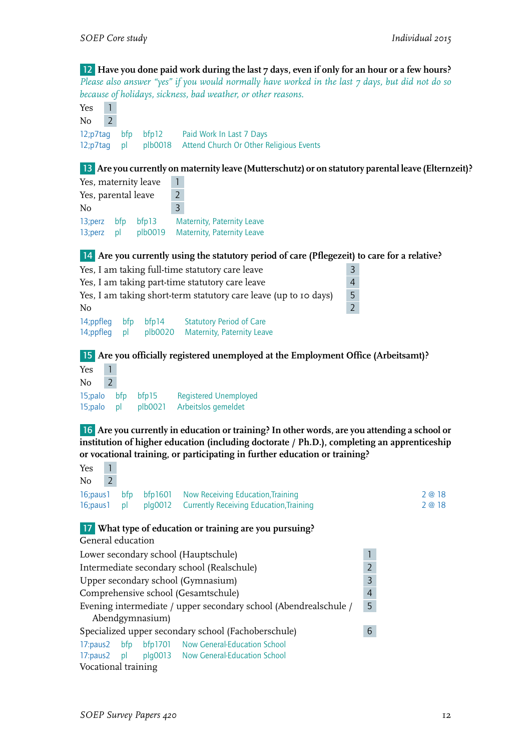**12** **Have you done paid work during the last 7 days, even if only for an hour or a few hours?**
*Please also answer "yes" if you would normally have worked in the last 7 days, but did not do so because of holidays, sickness, bad weather, or other reasons.*

| | |
|---|---|
| Yes | 1 |
| No | 2 |

12;p7tag bfp bfp12 Paid Work In Last 7 Days
12;p7tag pl plb0018 Attend Church Or Other Religious Events

**13** **Are you currently on maternity leave (Mutterschutz) or on statutory parental leave (Elternzeit)?**

| | |
|---|---|
| Yes, maternity leave | 1 |
| Yes, parental leave | 2 |
| No | 3 |

13;perz bfp bfp13 Maternity, Paternity Leave
13;perz pl plb0019 Maternity, Paternity Leave

**14** **Are you currently using the statutory period of care (Pflegezeit) to care for a relative?**

| | |
|---|---|
| Yes, I am taking full-time statutory care leave | 3 |
| Yes, I am taking part-time statutory care leave | 4 |
| Yes, I am taking short-term statutory care leave (up to 10 days) | 5 |
| No | 2 |

14;ppfleg bfp bfp14 Statutory Period of Care
14;ppfleg pl plb0020 Maternity, Paternity Leave

**15** **Are you officially registered unemployed at the Employment Office (Arbeitsamt)?**

| | |
|---|---|
| Yes | 1 |
| No | 2 |

15;palo bfp bfp15 Registered Unemployed
15;palo pl plb0021 Arbeitslos gemeldet

**16** **Are you currently in education or training? In other words, are you attending a school or institution of higher education (including doctorate / Ph.D.), completing an apprenticeship or vocational training, or participating in further education or training?**

| | |
|---|---|
| Yes | 1 |
| No | 2 |

16;paus1 bfp bfp1601 Now Receiving Education,Training 2 @ 18
16;paus1 pl plg0012 Currently Receiving Education,Training 2 @ 18

**17** **What type of education or training are you pursuing?**

General education

| | |
|---|---|
| Lower secondary school (Hauptschule) | 1 |
| Intermediate secondary school (Realschule) | 2 |
| Upper secondary school (Gymnasium) | 3 |
| Comprehensive school (Gesamtschule) | 4 |
| Evening intermediate / upper secondary school (Abendrealschule / Abendgymnasium) | 5 |
| Specialized upper secondary school (Fachoberschule) | 6 |

17:paus2 bfp bfp1701 Now General-Education School
17:paus2 pl plg0013 Now General-Education School

Vocational training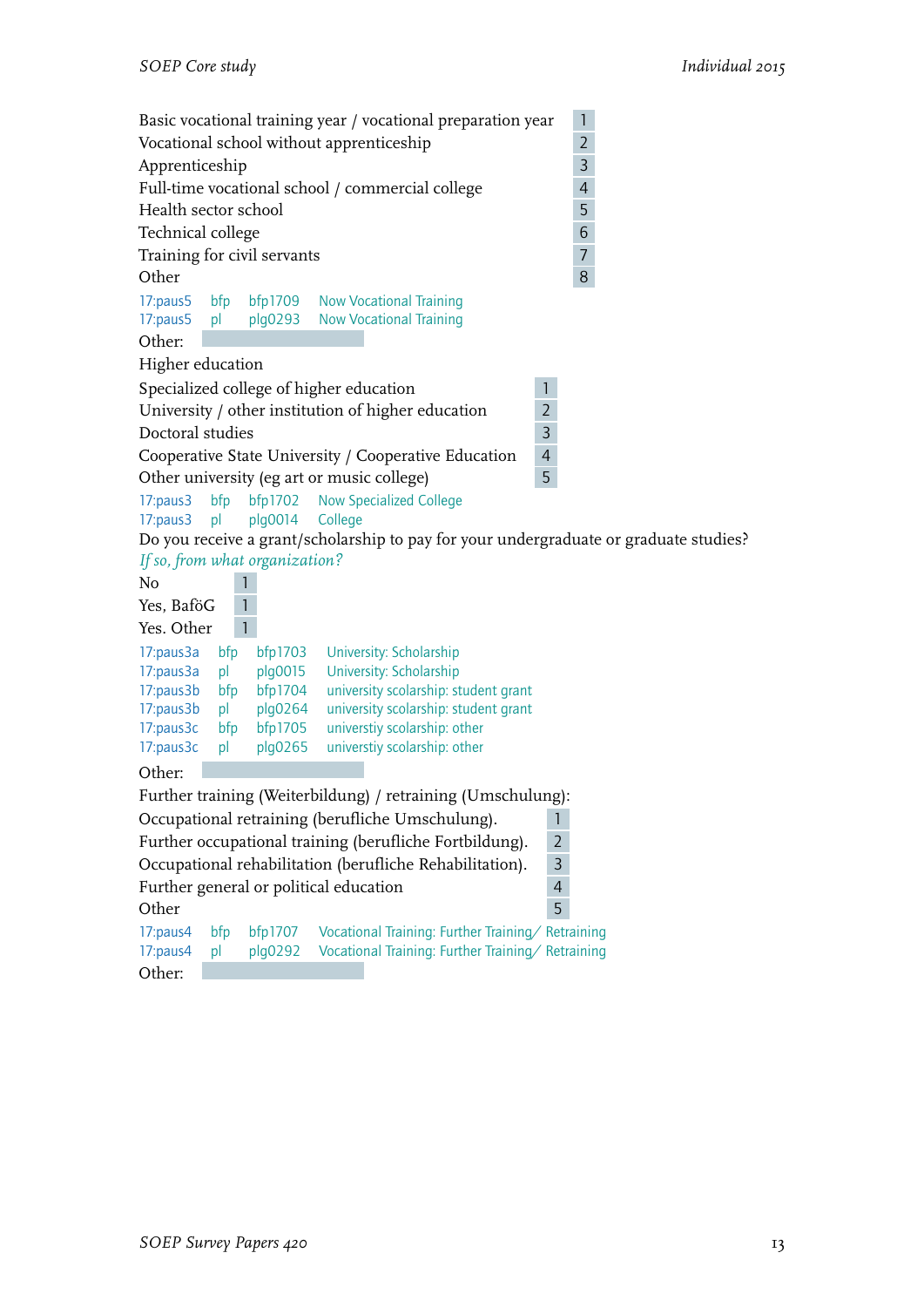| | |
|---|---|
| Basic vocational training year / vocational preparation year | 1 |
| Vocational school without apprenticeship | 2 |
| Apprenticeship | 3 |
| Full-time vocational school / commercial college | 4 |
| Health sector school | 5 |
| Technical college | 6 |
| Training for civil servants | 7 |
| Other | 8 |

17:paus5 bfp bfp1709 Now Vocational Training
17:paus5 pl plg0293 Now Vocational Training

Other: 

Higher education

| | |
|---|---|
| Specialized college of higher education | 1 |
| University / other institution of higher education | 2 |
| Doctoral studies | 3 |
| Cooperative State University / Cooperative Education | 4 |
| Other university (eg art or music college) | 5 |

17:paus3 bfp bfp1702 Now Specialized College
17:paus3 pl plg0014 College

Do you receive a grant/scholarship to pay for your undergraduate or graduate studies?

*If so, from what organization?*

| | |
|---|---|
| No | 1 |
| Yes, BaföG | 1 |
| Yes. Other | 1 |

17:paus3a bfp bfp1703 University: Scholarship
17:paus3a pl plg0015 University: Scholarship
17:paus3b bfp bfp1704 university scolarship: student grant
17:paus3b pl plg0264 university scolarship: student grant
17:paus3c bfp bfp1705 universtiy scolarship: other
17:paus3c pl plg0265 universtiy scolarship: other

Other: 

Further training (Weiterbildung) / retraining (Umschulung):

| | |
|---|---|
| Occupational retraining (berufliche Umschulung). | 1 |
| Further occupational training (berufliche Fortbildung). | 2 |
| Occupational rehabilitation (berufliche Rehabilitation). | 3 |
| Further general or political education | 4 |
| Other | 5 |

17:paus4 bfp bfp1707 Vocational Training: Further Training/ Retraining
17:paus4 pl plg0292 Vocational Training: Further Training/ Retraining

Other: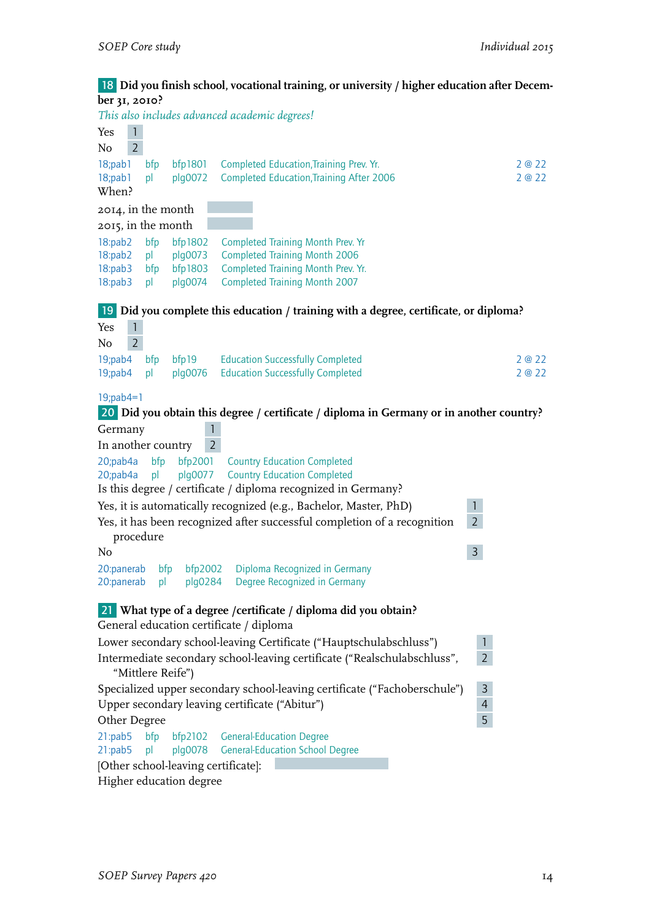**18** **Did you finish school, vocational training, or university / higher education after December 31, 2010?**

*This also includes advanced academic degrees!*

Yes 1
No 2

| | | | | |
|---|---|---|---|---|
| 18;pab1 | bfp | bfp1801 | Completed Education,Training Prev. Yr. | 2 @ 22 |
| 18;pab1 | pl | plg0072 | Completed Education,Training After 2006 | 2 @ 22 |

When?

2014, in the month
2015, in the month

| | | | |
|---|---|---|---|
| 18:pab2 | bfp | bfp1802 | Completed Training Month Prev. Yr |
| 18:pab2 | pl | plg0073 | Completed Training Month 2006 |
| 18:pab3 | bfp | bfp1803 | Completed Training Month Prev. Yr. |
| 18:pab3 | pl | plg0074 | Completed Training Month 2007 |

**19** **Did you complete this education / training with a degree, certificate, or diploma?**

Yes 1
No 2

| | | | | |
|---|---|---|---|---|
| 19;pab4 | bfp | bfp19 | Education Successfully Completed | 2 @ 22 |
| 19;pab4 | pl | plg0076 | Education Successfully Completed | 2 @ 22 |

19;pab4=1

**20** **Did you obtain this degree / certificate / diploma in Germany or in another country?**

Germany 1
In another country 2

| | | | |
|---|---|---|---|
| 20;pab4a | bfp | bfp2001 | Country Education Completed |
| 20;pab4a | pl | plg0077 | Country Education Completed |

Is this degree / certificate / diploma recognized in Germany?

Yes, it is automatically recognized (e.g., Bachelor, Master, PhD) 1
Yes, it has been recognized after successful completion of a recognition procedure 2
No 3

| | | | |
|---|---|---|---|
| 20:panerab | bfp | bfp2002 | Diploma Recognized in Germany |
| 20:panerab | pl | plg0284 | Degree Recognized in Germany |

**21** **What type of a degree /certificate / diploma did you obtain?**

General education certificate / diploma

Lower secondary school-leaving Certificate (“Hauptschulabschluss”) 1
Intermediate secondary school-leaving certificate (“Realschulabschluss”, “Mittlere Reife”) 2
Specialized upper secondary school-leaving certificate (“Fachoberschule”) 3
Upper secondary leaving certificate (“Abitur”) 4
Other Degree 5

| | | | |
|---|---|---|---|
| 21:pab5 | bfp | bfp2102 | General-Education Degree |
| 21:pab5 | pl | plg0078 | General-Education School Degree |

[Other school-leaving certificate]:

Higher education degree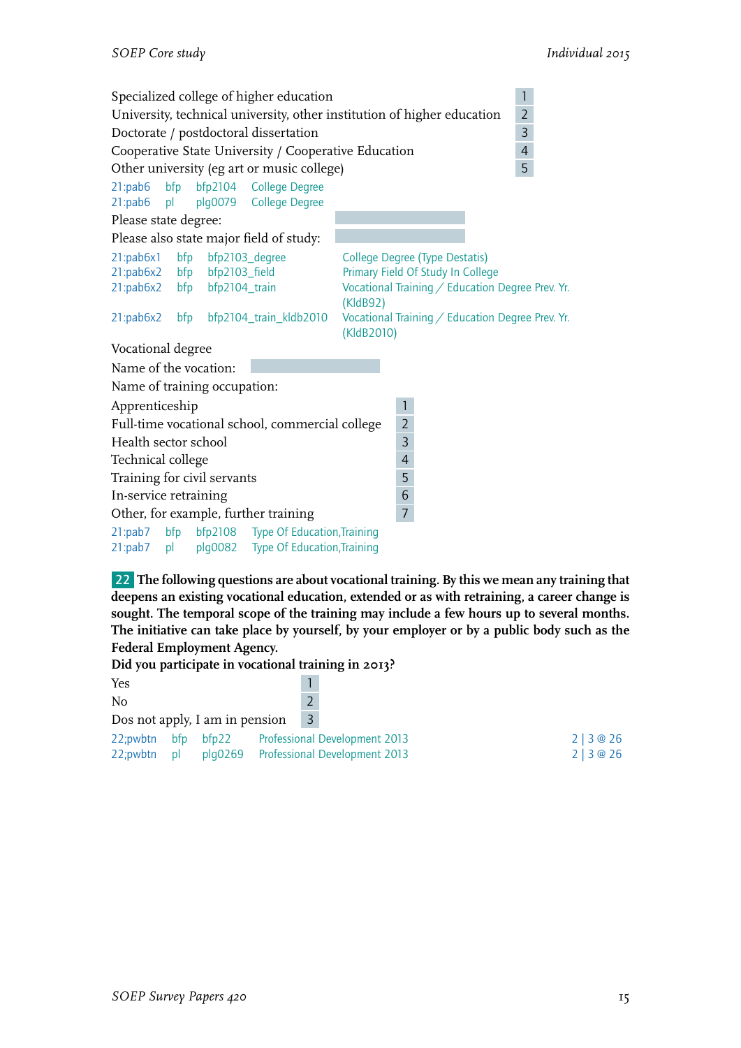| | |
|---|---|
| Specialized college of higher education | 1 |
| University, technical university, other institution of higher education | 2 |
| Doctorate / postdoctoral dissertation | 3 |
| Cooperative State University / Cooperative Education | 4 |
| Other university (eg art or music college) | 5 |

21:pab6 bfp bfp2104 College Degree
21:pab6 pl plg0079 College Degree

Please state degree:

Please also state major field of study:

| | | | |
|---|---|---|---|
| 21:pab6x1 | bfp | bfp2103_degree | College Degree (Type Destatis) |
| 21:pab6x2 | bfp | bfp2103_field | Primary Field Of Study In College |
| 21:pab6x2 | bfp | bfp2104_train | Vocational Training / Education Degree Prev. Yr. (KldB92) |
| 21:pab6x2 | bfp | bfp2104_train_kldb2010 | Vocational Training / Education Degree Prev. Yr. (KldB2010) |

Vocational degree

Name of the vocation:

Name of training occupation:

| | |
|---|---|
| Apprenticeship | 1 |
| Full-time vocational school, commercial college | 2 |
| Health sector school | 3 |
| Technical college | 4 |
| Training for civil servants | 5 |
| In-service retraining | 6 |
| Other, for example, further training | 7 |

21:pab7 bfp bfp2108 Type Of Education,Training
21:pab7 pl plg0082 Type Of Education,Training

**22 The following questions are about vocational training. By this we mean any training that deepens an existing vocational education, extended or as with retraining, a career change is sought. The temporal scope of the training may include a few hours up to several months. The initiative can take place by yourself, by your employer or by a public body such as the Federal Employment Agency.**
**Did you participate in vocational training in 2013?**

| | |
|---|---|
| Yes | 1 |
| No | 2 |
| Dos not apply, I am in pension | 3 |

| | | | | |
|---|---|---|---|---|
| 22;pwbtn | bfp | bfp22 | Professional Development 2013 | 2 \| 3 @ 26 |
| 22;pwbtn | pl | plg0269 | Professional Development 2013 | 2 \| 3 @ 26 |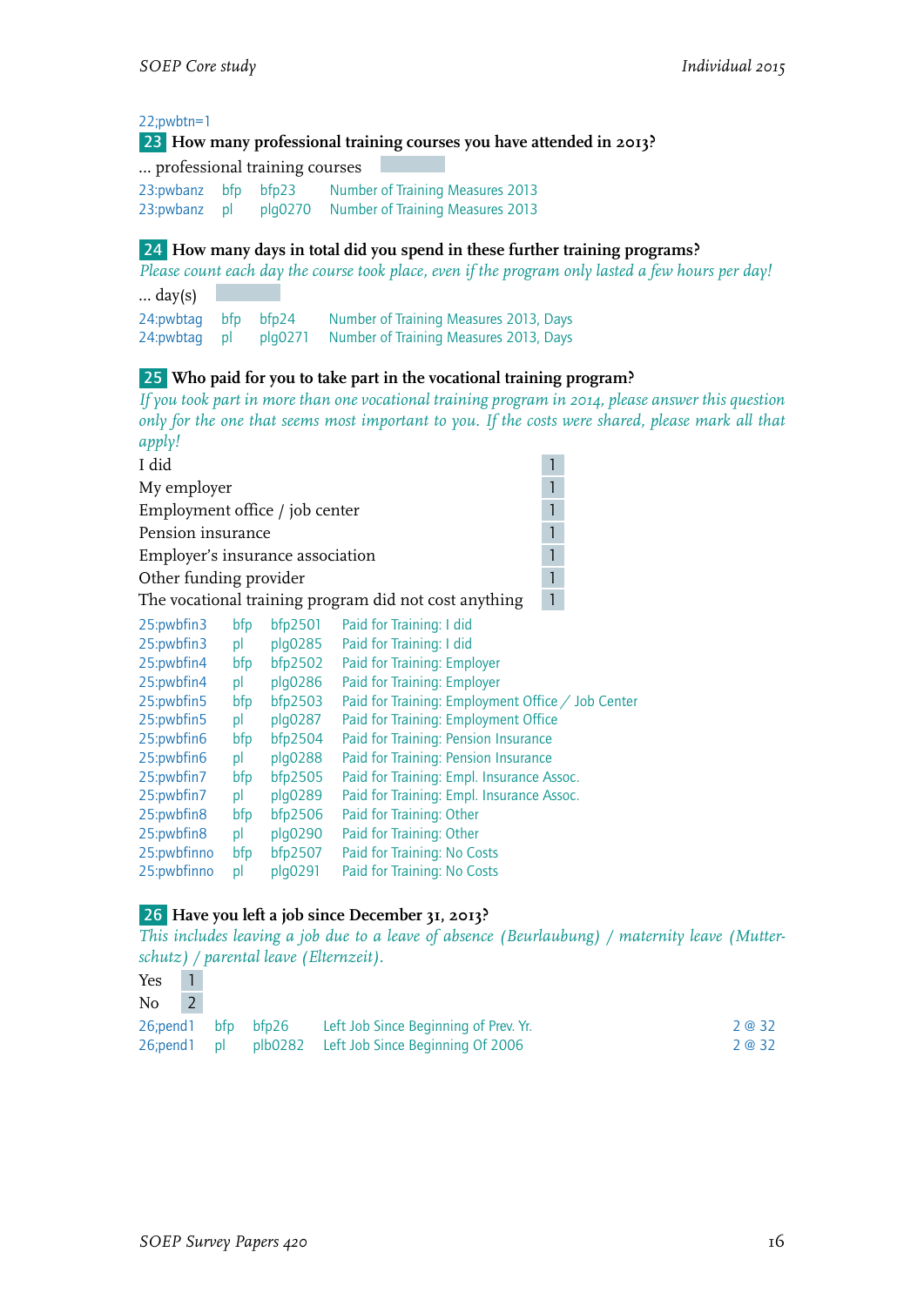22;pwbtn=1

**23** **How many professional training courses you have attended in 2013?**

... professional training courses

| | | | |
|---|---|---|---|
| 23:pwbanz | bfp | bfp23 | Number of Training Measures 2013 |
| 23:pwbanz | pl | plg0270 | Number of Training Measures 2013 |

**24** **How many days in total did you spend in these further training programs?**

*Please count each day the course took place, even if the program only lasted a few hours per day!*

... day(s)

| | | | |
|---|---|---|---|
| 24:pwbtag | bfp | bfp24 | Number of Training Measures 2013, Days |
| 24:pwbtag | pl | plg0271 | Number of Training Measures 2013, Days |

**25** **Who paid for you to take part in the vocational training program?**

*If you took part in more than one vocational training program in 2014, please answer this question only for the one that seems most important to you. If the costs were shared, please mark all that apply!*

| | |
|---|---|
| I did | 1 |
| My employer | 1 |
| Employment office / job center | 1 |
| Pension insurance | 1 |
| Employer's insurance association | 1 |
| Other funding provider | 1 |
| The vocational training program did not cost anything | 1 |

| | | | |
|---|---|---|---|
| 25:pwbfin3 | bfp | bfp2501 | Paid for Training: I did |
| 25:pwbfin3 | pl | plg0285 | Paid for Training: I did |
| 25:pwbfin4 | bfp | bfp2502 | Paid for Training: Employer |
| 25:pwbfin4 | pl | plg0286 | Paid for Training: Employer |
| 25:pwbfin5 | bfp | bfp2503 | Paid for Training: Employment Office / Job Center |
| 25:pwbfin5 | pl | plg0287 | Paid for Training: Employment Office |
| 25:pwbfin6 | bfp | bfp2504 | Paid for Training: Pension Insurance |
| 25:pwbfin6 | pl | plg0288 | Paid for Training: Pension Insurance |
| 25:pwbfin7 | bfp | bfp2505 | Paid for Training: Empl. Insurance Assoc. |
| 25:pwbfin7 | pl | plg0289 | Paid for Training: Empl. Insurance Assoc. |
| 25:pwbfin8 | bfp | bfp2506 | Paid for Training: Other |
| 25:pwbfin8 | pl | plg0290 | Paid for Training: Other |
| 25:pwbfinno | bfp | bfp2507 | Paid for Training: No Costs |
| 25:pwbfinno | pl | plg0291 | Paid for Training: No Costs |

**26** **Have you left a job since December 31, 2013?**

*This includes leaving a job due to a leave of absence (Beurlaubung) / maternity leave (Mutterschutz) / parental leave (Elternzeit).*

| | |
|---|---|
| Yes | 1 |
| No | 2 |

| | | | | |
|---|---|---|---|---|
| 26;pend1 | bfp | bfp26 | Left Job Since Beginning of Prev. Yr. | 2 @ 32 |
| 26;pend1 | pl | plb0282 | Left Job Since Beginning Of 2006 | 2 @ 32 |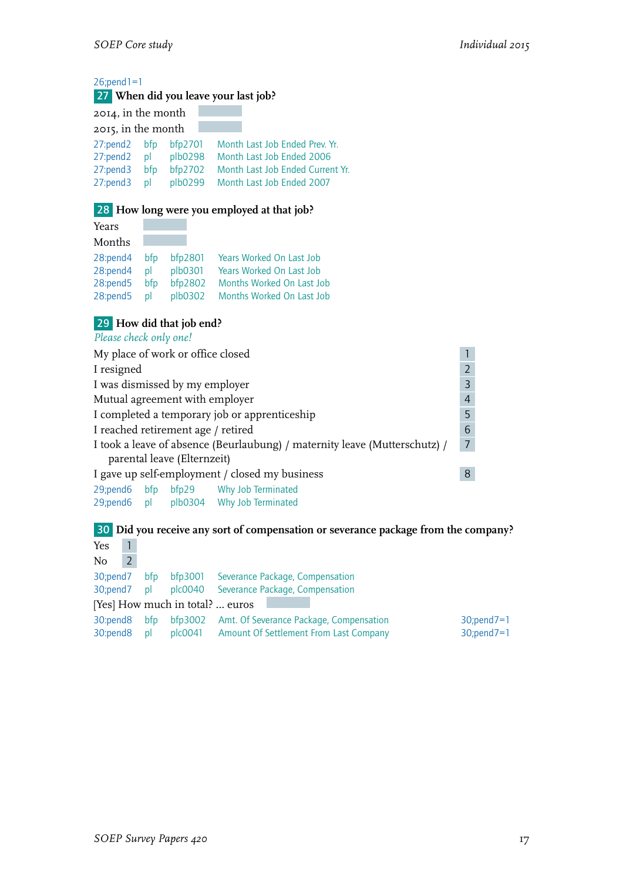26;pend1=1

**27 When did you leave your last job?**

2014, in the month

2015, in the month

| | | | |
|---|---|---|---|
| 27:pend2 | bfp | bfp2701 | Month Last Job Ended Prev. Yr. |
| 27:pend2 | pl | plb0298 | Month Last Job Ended 2006 |
| 27:pend3 | bfp | bfp2702 | Month Last Job Ended Current Yr. |
| 27:pend3 | pl | plb0299 | Month Last Job Ended 2007 |

**28 How long were you employed at that job?**

Years

Months

| | | | |
|---|---|---|---|
| 28:pend4 | bfp | bfp2801 | Years Worked On Last Job |
| 28:pend4 | pl | plb0301 | Years Worked On Last Job |
| 28:pend5 | bfp | bfp2802 | Months Worked On Last Job |
| 28:pend5 | pl | plb0302 | Months Worked On Last Job |

**29 How did that job end?**

*Please check only one!*

| | |
|---|---|
| My place of work or office closed | 1 |
| I resigned | 2 |
| I was dismissed by my employer | 3 |
| Mutual agreement with employer | 4 |
| I completed a temporary job or apprenticeship | 5 |
| I reached retirement age / retired | 6 |
| I took a leave of absence (Beurlaubung) / maternity leave (Mutterschutz) / parental leave (Elternzeit) | 7 |
| I gave up self-employment / closed my business | 8 |

| | | | |
|---|---|---|---|
| 29;pend6 | bfp | bfp29 | Why Job Terminated |
| 29;pend6 | pl | plb0304 | Why Job Terminated |

**30 Did you receive any sort of compensation or severance package from the company?**

| | |
|---|---|
| Yes | 1 |
| No | 2 |

| | | | |
|---|---|---|---|
| 30;pend7 | bfp | bfp3001 | Severance Package, Compensation |
| 30;pend7 | pl | plc0040 | Severance Package, Compensation |

[Yes] How much in total? ... euros

| | | | | |
|---|---|---|---|---|
| 30:pend8 | bfp | bfp3002 | Amt. Of Severance Package, Compensation | 30;pend7=1 |
| 30:pend8 | pl | plc0041 | Amount Of Settlement From Last Company | 30;pend7=1 |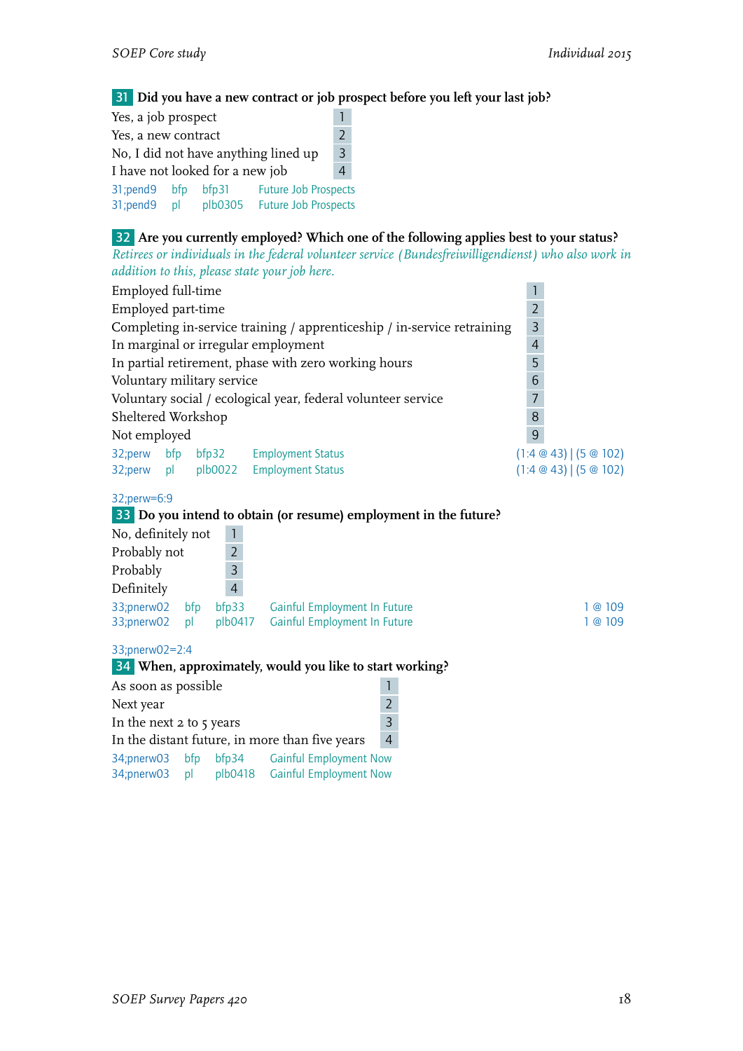**31** **Did you have a new contract or job prospect before you left your last job?**

| | |
|---|---|
| Yes, a job prospect | 1 |
| Yes, a new contract | 2 |
| No, I did not have anything lined up | 3 |
| I have not looked for a new job | 4 |

31;pend9 bfp bfp31 Future Job Prospects
31;pend9 pl plb0305 Future Job Prospects

**32** **Are you currently employed? Which one of the following applies best to your status?**

*Retirees or individuals in the federal volunteer service (Bundesfreiwilligendienst) who also work in addition to this, please state your job here.*

| | |
|---|---|
| Employed full-time | 1 |
| Employed part-time | 2 |
| Completing in-service training / apprenticeship / in-service retraining | 3 |
| In marginal or irregular employment | 4 |
| In partial retirement, phase with zero working hours | 5 |
| Voluntary military service | 6 |
| Voluntary social / ecological year, federal volunteer service | 7 |
| Sheltered Workshop | 8 |
| Not employed | 9 |

32;perw bfp bfp32 Employment Status (1:4 @ 43) | (5 @ 102)
32;perw pl plb0022 Employment Status (1:4 @ 43) | (5 @ 102)

32;perw=6:9

**33** **Do you intend to obtain (or resume) employment in the future?**

| | |
|---|---|
| No, definitely not | 1 |
| Probably not | 2 |
| Probably | 3 |
| Definitely | 4 |

33;pnerw02 bfp bfp33 Gainful Employment In Future 1 @ 109
33;pnerw02 pl plb0417 Gainful Employment In Future 1 @ 109

33;pnerw02=2:4

**34** **When, approximately, would you like to start working?**

| | |
|---|---|
| As soon as possible | 1 |
| Next year | 2 |
| In the next 2 to 5 years | 3 |
| In the distant future, in more than five years | 4 |

34;pnerw03 bfp bfp34 Gainful Employment Now
34;pnerw03 pl plb0418 Gainful Employment Now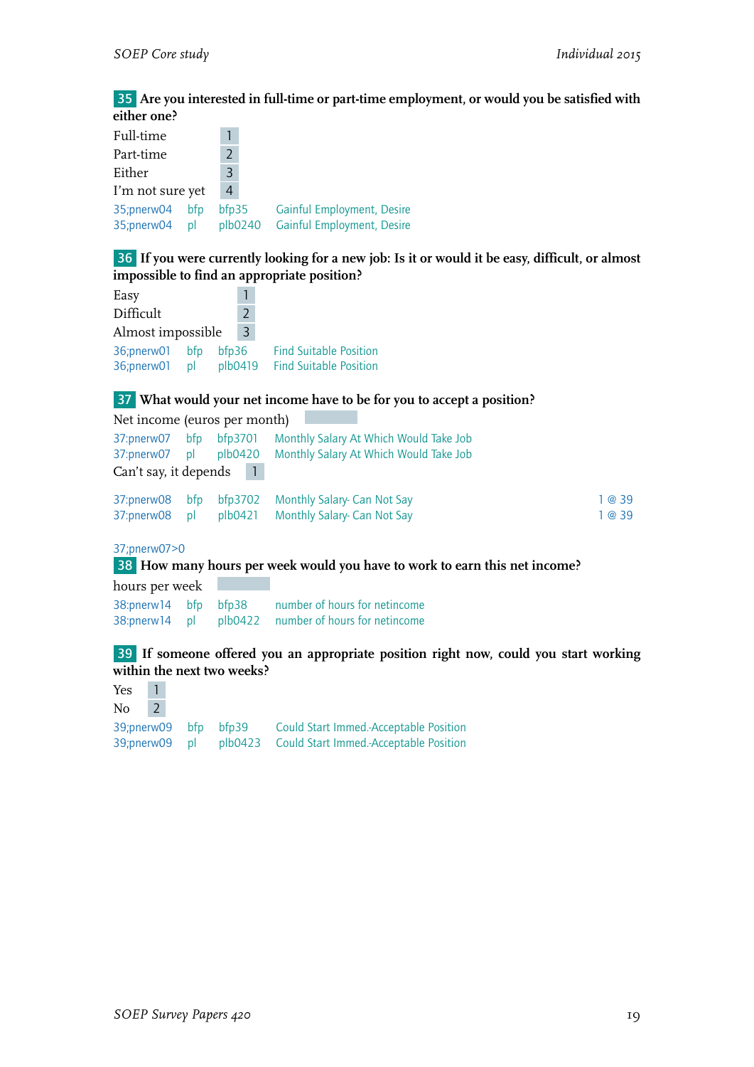**35** **Are you interested in full-time or part-time employment, or would you be satisfied with either one?**

Full-time 1
Part-time 2
Either 3
I'm not sure yet 4

35;pnerw04 bfp bfp35 Gainful Employment, Desire
35;pnerw04 pl plb0240 Gainful Employment, Desire

**36** **If you were currently looking for a new job: Is it or would it be easy, difficult, or almost impossible to find an appropriate position?**

Easy 1
Difficult 2
Almost impossible 3

36;pnerw01 bfp bfp36 Find Suitable Position
36;pnerw01 pl plb0419 Find Suitable Position

**37** **What would your net income have to be for you to accept a position?**

Net income (euros per month)

37:pnerw07 bfp bfp3701 Monthly Salary At Which Would Take Job
37:pnerw07 pl plb0420 Monthly Salary At Which Would Take Job

Can't say, it depends 1

37:pnerw08 bfp bfp3702 Monthly Salary- Can Not Say 1 @ 39
37:pnerw08 pl plb0421 Monthly Salary- Can Not Say 1 @ 39

37;pnerw07>0

**38** **How many hours per week would you have to work to earn this net income?**

hours per week

38:pnerw14 bfp bfp38 number of hours for netincome
38:pnerw14 pl plb0422 number of hours for netincome

**39** **If someone offered you an appropriate position right now, could you start working within the next two weeks?**

Yes 1
No 2

39;pnerw09 bfp bfp39 Could Start Immed.-Acceptable Position
39;pnerw09 pl plb0423 Could Start Immed.-Acceptable Position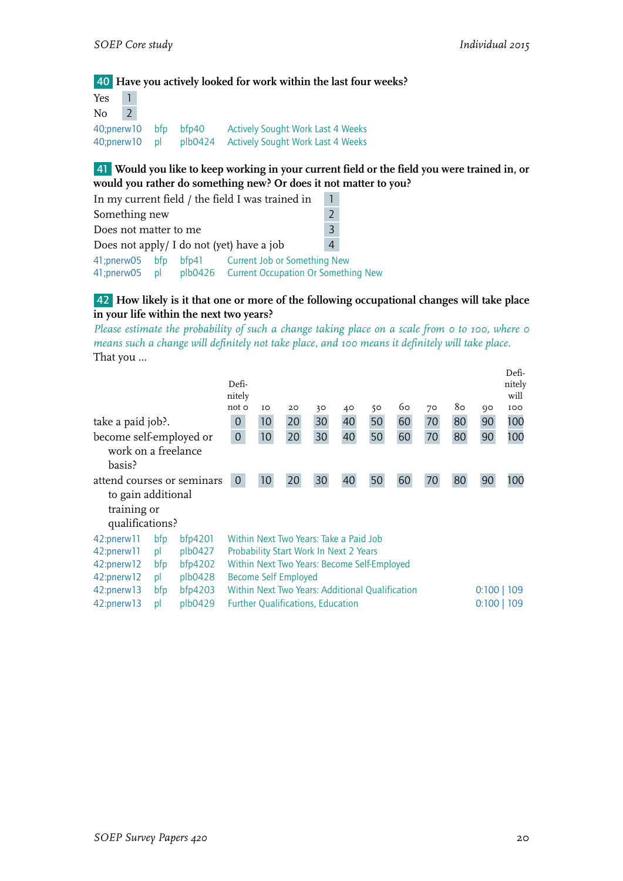**40** **Have you actively looked for work within the last four weeks?**

| | |
|---|---|
| Yes | 1 |
| No | 2 |

| | | | |
|---|---|---|---|
| 40;pnerw10 | bfp | bfp40 | Actively Sought Work Last 4 Weeks |
| 40;pnerw10 | pl | plb0424 | Actively Sought Work Last 4 Weeks |

**41** **Would you like to keep working in your current field or the field you were trained in, or would you rather do something new? Or does it not matter to you?**

| | |
|---|---|
| In my current field / the field I was trained in | 1 |
| Something new | 2 |
| Does not matter to me | 3 |
| Does not apply/ I do not (yet) have a job | 4 |

| | | | |
|---|---|---|---|
| 41;pnerw05 | bfp | bfp41 | Current Job or Something New |
| 41;pnerw05 | pl | plb0426 | Current Occupation Or Something New |

**42** **How likely is it that one or more of the following occupational changes will take place in your life within the next two years?**

*Please estimate the probability of such a change taking place on a scale from 0 to 100, where 0 means such a change will definitely not take place, and 100 means it definitely will take place.*

That you ...

| | Definitely not 0 | 10 | 20 | 30 | 40 | 50 | 60 | 70 | 80 | 90 | Definitely will 100 |
|---|---|---|---|---|---|---|---|---|---|---|---|
| take a paid job?. | 0 | 10 | 20 | 30 | 40 | 50 | 60 | 70 | 80 | 90 | 100 |
| become self-employed or work on a freelance basis? | 0 | 10 | 20 | 30 | 40 | 50 | 60 | 70 | 80 | 90 | 100 |
| attend courses or seminars to gain additional training or qualifications? | 0 | 10 | 20 | 30 | 40 | 50 | 60 | 70 | 80 | 90 | 100 |

| | | | | |
|---|---|---|---|---|
| 42:pnerw11 | bfp | bfp4201 | Within Next Two Years: Take a Paid Job | |
| 42:pnerw11 | pl | plb0427 | Probability Start Work In Next 2 Years | |
| 42:pnerw12 | bfp | bfp4202 | Within Next Two Years: Become Self-Employed | |
| 42:pnerw12 | pl | plb0428 | Become Self Employed | |
| 42:pnerw13 | bfp | bfp4203 | Within Next Two Years: Additional Qualification | 0:100 \| 109 |
| 42:pnerw13 | pl | plb0429 | Further Qualifications, Education | 0:100 \| 109 |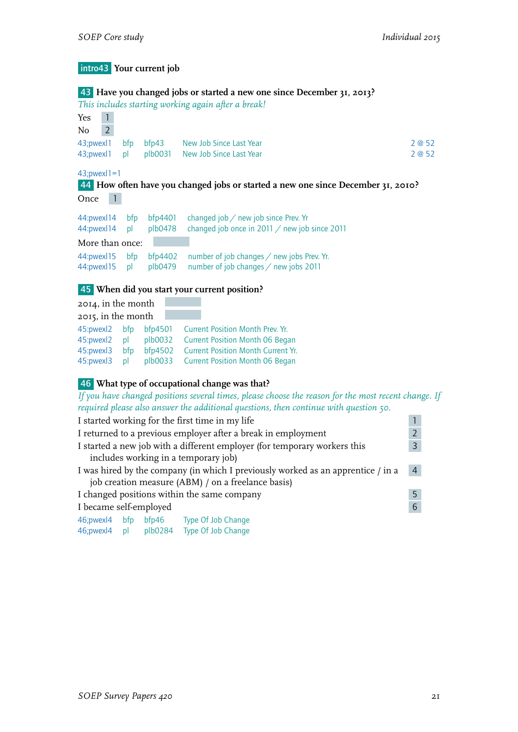## intro43 Your current job

**43** **Have you changed jobs or started a new one since December 31, 2013?**

*This includes starting working again after a break!*

Yes 1
No 2

| | | | | |
|---|---|---|---|---|
| 43;pwexl1 | bfp | bfp43 | New Job Since Last Year | 2 @ 52 |
| 43;pwexl1 | pl | plb0031 | New Job Since Last Year | 2 @ 52 |

43;pwexl1=1

**44** **How often have you changed jobs or started a new one since December 31, 2010?**

Once 1

| | | | |
|---|---|---|---|
| 44:pwexl14 | bfp | bfp4401 | changed job / new job since Prev. Yr |
| 44:pwexl14 | pl | plb0478 | changed job once in 2011 / new job since 2011 |

More than once:

| | | | |
|---|---|---|---|
| 44:pwexl15 | bfp | bfp4402 | number of job changes / new jobs Prev. Yr. |
| 44:pwexl15 | pl | plb0479 | number of job changes / new jobs 2011 |

**45** **When did you start your current position?**

2014, in the month
2015, in the month

| | | | |
|---|---|---|---|
| 45:pwexl2 | bfp | bfp4501 | Current Position Month Prev. Yr. |
| 45:pwexl2 | pl | plb0032 | Current Position Month 06 Began |
| 45:pwexl3 | bfp | bfp4502 | Current Position Month Current Yr. |
| 45:pwexl3 | pl | plb0033 | Current Position Month 06 Began |

**46** **What type of occupational change was that?**

*If you have changed positions several times, please choose the reason for the most recent change. If required please also answer the additional questions, then continue with question 50.*

I started working for the first time in my life 1
I returned to a previous employer after a break in employment 2
I started a new job with a different employer (for temporary workers this includes working in a temporary job) 3
I was hired by the company (in which I previously worked as an apprentice / in a job creation measure (ABM) / on a freelance basis) 4
I changed positions within the same company 5
I became self-employed 6

| | | | |
|---|---|---|---|
| 46;pwexl4 | bfp | bfp46 | Type Of Job Change |
| 46;pwexl4 | pl | plb0284 | Type Of Job Change |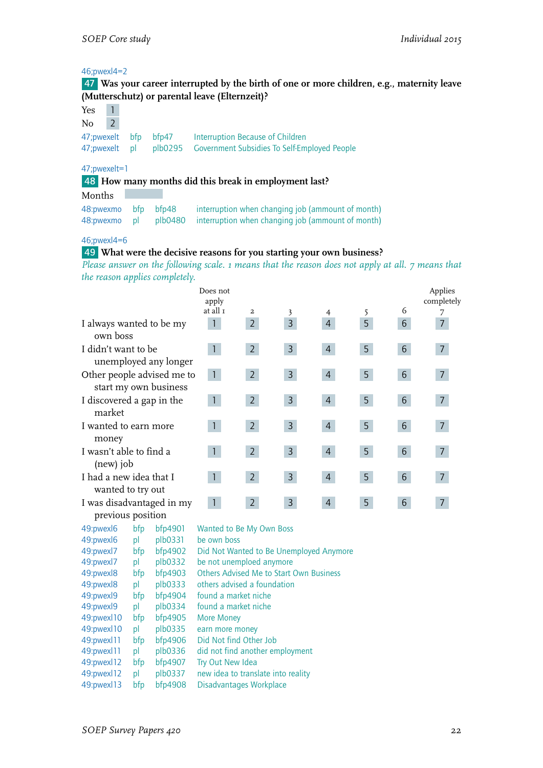46;pwexl4=2

**47** **Was your career interrupted by the birth of one or more children, e.g., maternity leave (Mutterschutz) or parental leave (Elternzeit)?**

Yes 1

No 2

| | | | |
|---|---|---|---|
| 47;pwexelt | bfp | bfp47 | Interruption Because of Children |
| 47;pwexelt | pl | plb0295 | Government Subsidies To Self-Employed People |

47;pwexelt=1

**48** **How many months did this break in employment last?**

Months

| | | | |
|---|---|---|---|
| 48:pwexmo | bfp | bfp48 | interruption when changing job (ammount of month) |
| 48:pwexmo | pl | plb0480 | interruption when changing job (ammount of month) |

46;pwexl4=6

**49** **What were the decisive reasons for you starting your own business?**

*Please answer on the following scale. 1 means that the reason does not apply at all. 7 means that the reason applies completely.*

| | Does not apply at all 1 | 2 | 3 | 4 | 5 | 6 | Applies completely 7 |
|---|---|---|---|---|---|---|---|
| I always wanted to be my own boss | 1 | 2 | 3 | 4 | 5 | 6 | 7 |
| I didn't want to be unemployed any longer | 1 | 2 | 3 | 4 | 5 | 6 | 7 |
| Other people advised me to start my own business | 1 | 2 | 3 | 4 | 5 | 6 | 7 |
| I discovered a gap in the market | 1 | 2 | 3 | 4 | 5 | 6 | 7 |
| I wanted to earn more money | 1 | 2 | 3 | 4 | 5 | 6 | 7 |
| I wasn't able to find a (new) job | 1 | 2 | 3 | 4 | 5 | 6 | 7 |
| I had a new idea that I wanted to try out | 1 | 2 | 3 | 4 | 5 | 6 | 7 |
| I was disadvantaged in my previous position | 1 | 2 | 3 | 4 | 5 | 6 | 7 |

| | | | |
|---|---|---|---|
| 49:pwexl6 | bfp | bfp4901 | Wanted to Be My Own Boss |
| 49:pwexl6 | pl | plb0331 | be own boss |
| 49:pwexl7 | bfp | bfp4902 | Did Not Wanted to Be Unemployed Anymore |
| 49:pwexl7 | pl | plb0332 | be not unemploed anymore |
| 49:pwexl8 | bfp | bfp4903 | Others Advised Me to Start Own Business |
| 49:pwexl8 | pl | plb0333 | others advised a foundation |
| 49:pwexl9 | bfp | bfp4904 | found a market niche |
| 49:pwexl9 | pl | plb0334 | found a market niche |
| 49:pwexl10 | bfp | bfp4905 | More Money |
| 49:pwexl10 | pl | plb0335 | earn more money |
| 49:pwexl11 | bfp | bfp4906 | Did Not find Other Job |
| 49:pwexl11 | pl | plb0336 | did not find another employment |
| 49:pwexl12 | bfp | bfp4907 | Try Out New Idea |
| 49:pwexl12 | pl | plb0337 | new idea to translate into reality |
| 49:pwexl13 | bfp | bfp4908 | Disadvantages Workplace |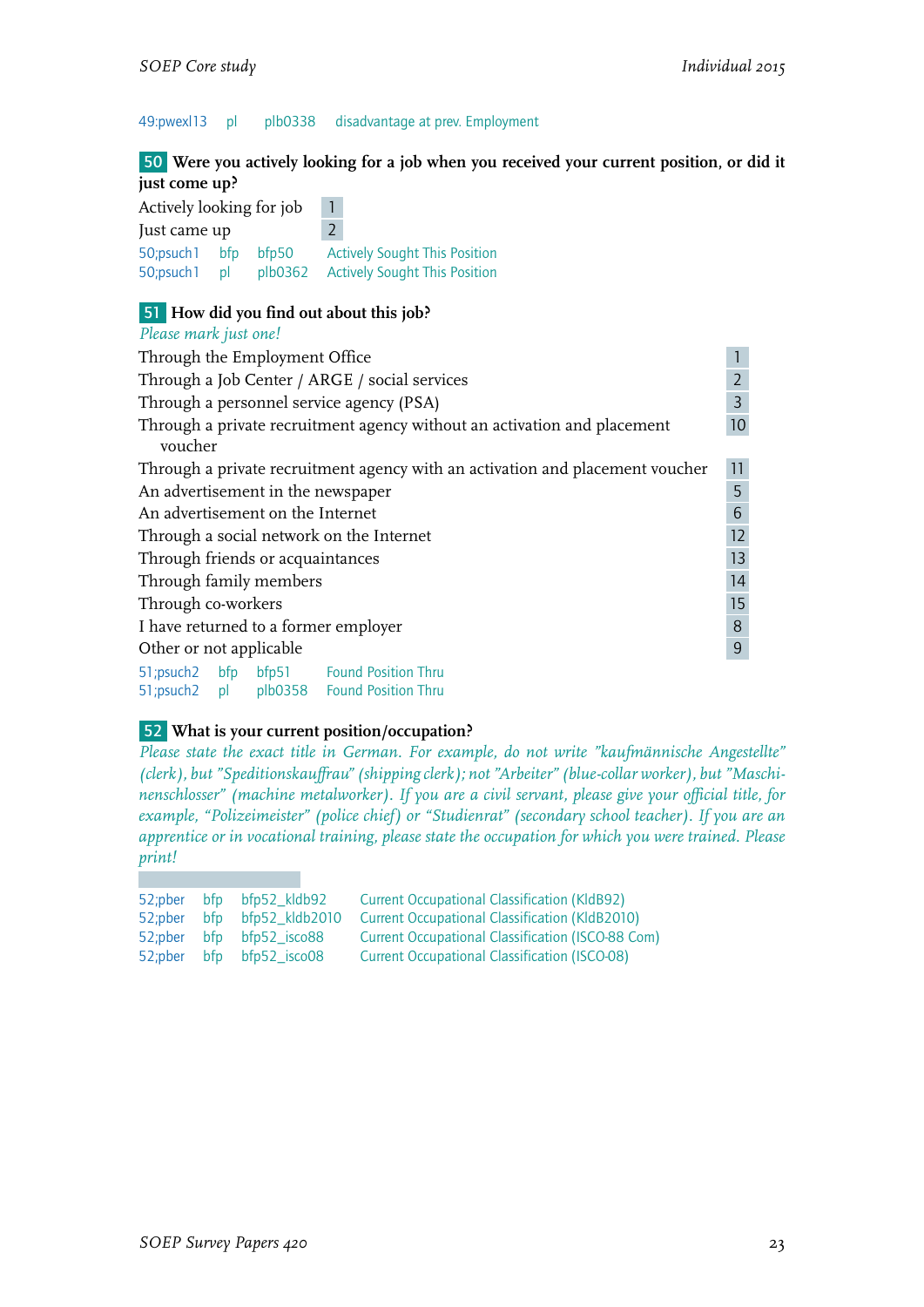49:pwexl13 pl plb0338 disadvantage at prev. Employment

**50** **Were you actively looking for a job when you received your current position, or did it just come up?**

| | |
|---|---|
| Actively looking for job | 1 |
| Just came up | 2 |

50;psuch1 bfp bfp50 Actively Sought This Position
50;psuch1 pl plb0362 Actively Sought This Position

**51** **How did you find out about this job?**

*Please mark just one!*

| | |
|---|---|
| Through the Employment Office | 1 |
| Through a Job Center / ARGE / social services | 2 |
| Through a personnel service agency (PSA) | 3 |
| Through a private recruitment agency without an activation and placement voucher | 10 |
| Through a private recruitment agency with an activation and placement voucher | 11 |
| An advertisement in the newspaper | 5 |
| An advertisement on the Internet | 6 |
| Through a social network on the Internet | 12 |
| Through friends or acquaintances | 13 |
| Through family members | 14 |
| Through co-workers | 15 |
| I have returned to a former employer | 8 |
| Other or not applicable | 9 |

51;psuch2 bfp bfp51 Found Position Thru
51;psuch2 pl plb0358 Found Position Thru

**52** **What is your current position/occupation?**

*Please state the exact title in German. For example, do not write "kaufmännische Angestellte" (clerk), but "Speditionskauffrau" (shipping clerk); not "Arbeiter" (blue-collar worker), but "Maschinenschlosser" (machine metalworker). If you are a civil servant, please give your official title, for example, "Polizeimeister" (police chief) or "Studienrat" (secondary school teacher). If you are an apprentice or in vocational training, please state the occupation for which you were trained. Please print!*

52;pber bfp bfp52_kldb92 Current Occupational Classification (KldB92)
52;pber bfp bfp52_kldb2010 Current Occupational Classification (KldB2010)
52;pber bfp bfp52_isco88 Current Occupational Classification (ISCO-88 Com)
52;pber bfp bfp52_isco08 Current Occupational Classification (ISCO-08)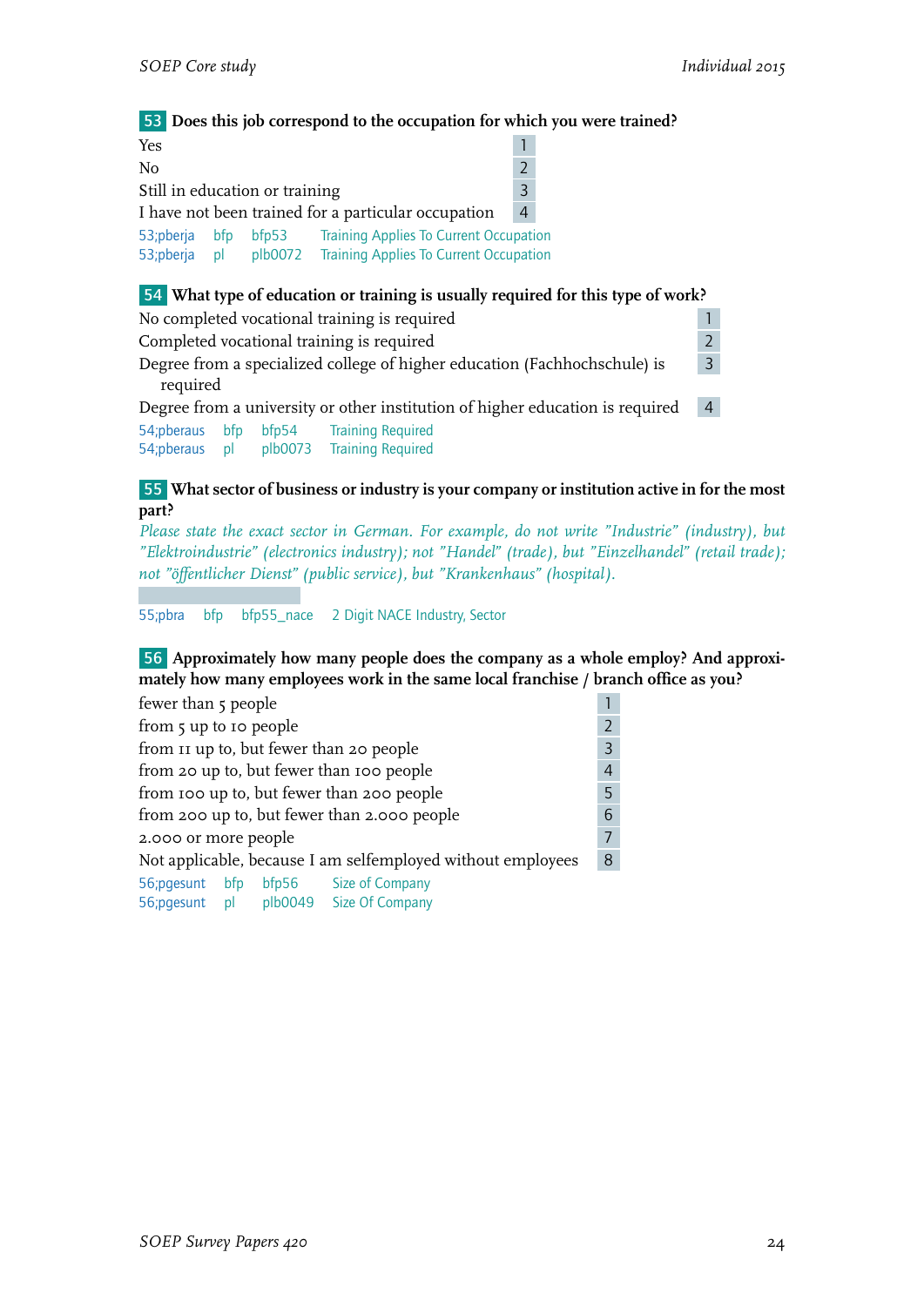**53** **Does this job correspond to the occupation for which you were trained?**

| | |
|---|---|
| Yes | 1 |
| No | 2 |
| Still in education or training | 3 |
| I have not been trained for a particular occupation | 4 |

53;pberja bfp bfp53 Training Applies To Current Occupation
53;pberja pl plb0072 Training Applies To Current Occupation

**54** **What type of education or training is usually required for this type of work?**

| | |
|---|---|
| No completed vocational training is required | 1 |
| Completed vocational training is required | 2 |
| Degree from a specialized college of higher education (Fachhochschule) is required | 3 |
| Degree from a university or other institution of higher education is required | 4 |

54;pberaus bfp bfp54 Training Required
54;pberaus pl plb0073 Training Required

**55** **What sector of business or industry is your company or institution active in for the most part?**

*Please state the exact sector in German. For example, do not write "Industrie" (industry), but "Elektroindustrie" (electronics industry); not "Handel" (trade), but "Einzelhandel" (retail trade); not "öffentlicher Dienst" (public service), but "Krankenhaus" (hospital).*

55;pbra bfp bfp55_nace 2 Digit NACE Industry, Sector

**56** **Approximately how many people does the company as a whole employ? And approximately how many employees work in the same local franchise / branch office as you?**

| | |
|---|---|
| fewer than 5 people | 1 |
| from 5 up to 10 people | 2 |
| from 11 up to, but fewer than 20 people | 3 |
| from 20 up to, but fewer than 100 people | 4 |
| from 100 up to, but fewer than 200 people | 5 |
| from 200 up to, but fewer than 2.000 people | 6 |
| 2.000 or more people | 7 |
| Not applicable, because I am selfemployed without employees | 8 |

56;pgesunt bfp bfp56 Size of Company
56;pgesunt pl plb0049 Size Of Company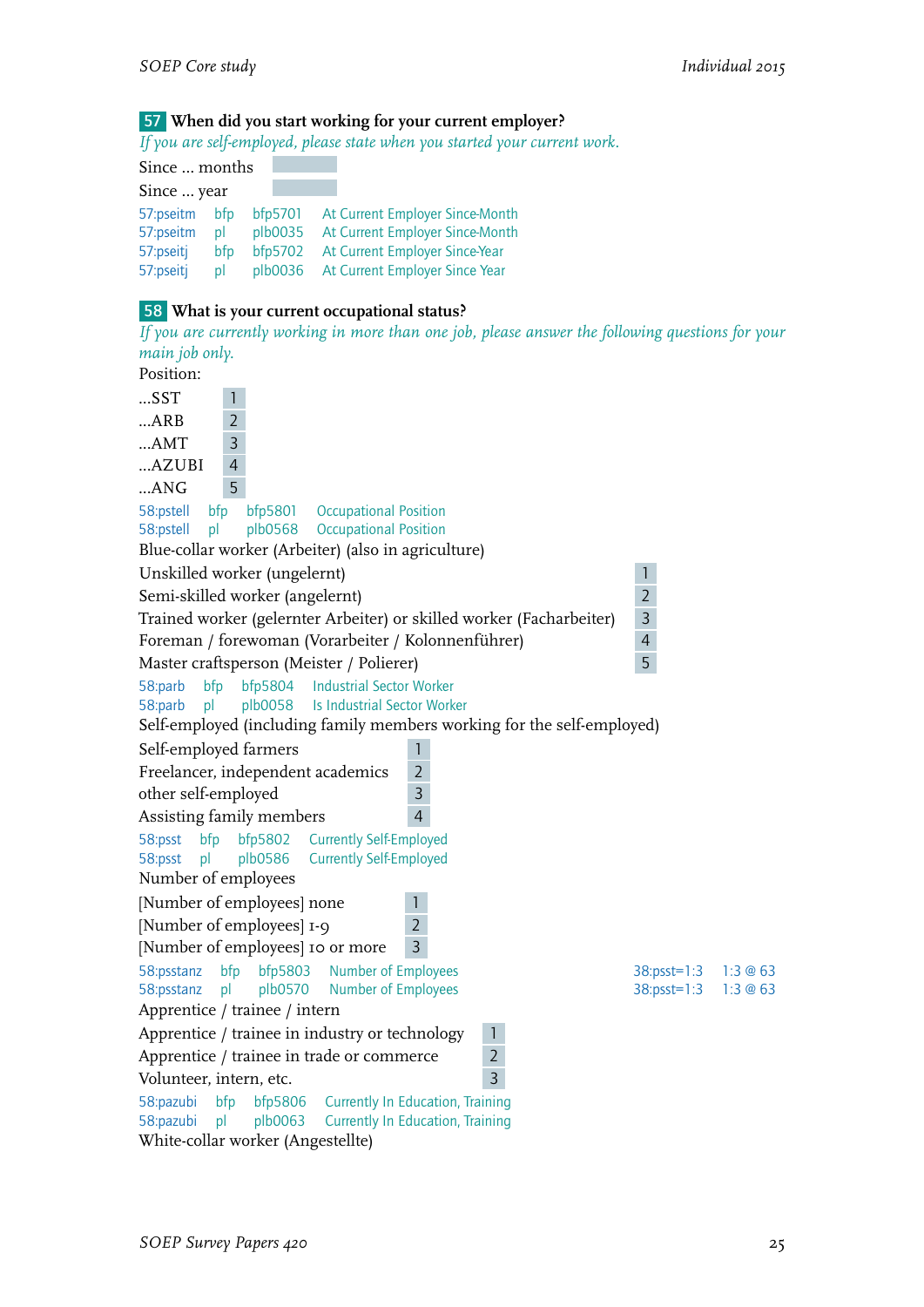**57** **When did you start working for your current employer?**

*If you are self-employed, please state when you started your current work.*

Since ... months

Since ... year

| | | | |
|---|---|---|---|
| 57:pseitm | bfp | bfp5701 | At Current Employer Since-Month |
| 57:pseitm | pl | plb0035 | At Current Employer Since-Month |
| 57:pseitj | bfp | bfp5702 | At Current Employer Since-Year |
| 57:pseitj | pl | plb0036 | At Current Employer Since Year |

**58** **What is your current occupational status?**

*If you are currently working in more than one job, please answer the following questions for your main job only.*

Position:

| | |
|---|---|
| ...SST | 1 |
| ...ARB | 2 |
| ...AMT | 3 |
| ...AZUBI | 4 |
| ...ANG | 5 |

| | | | |
|---|---|---|---|
| 58:pstell | bfp | bfp5801 | Occupational Position |
| 58:pstell | pl | plb0568 | Occupational Position |

Blue-collar worker (Arbeiter) (also in agriculture)

| | |
|---|---|
| Unskilled worker (ungelernt) | 1 |
| Semi-skilled worker (angelernt) | 2 |
| Trained worker (gelernter Arbeiter) or skilled worker (Facharbeiter) | 3 |
| Foreman / forewoman (Vorarbeiter / Kolonnenführer) | 4 |
| Master craftsperson (Meister / Polierer) | 5 |

| | | | |
|---|---|---|---|
| 58:parb | bfp | bfp5804 | Industrial Sector Worker |
| 58:parb | pl | plb0058 | Is Industrial Sector Worker |

Self-employed (including family members working for the self-employed)

| | |
|---|---|
| Self-employed farmers | 1 |
| Freelancer, independent academics | 2 |
| other self-employed | 3 |
| Assisting family members | 4 |

| | | | |
|---|---|---|---|
| 58:psst | bfp | bfp5802 | Currently Self-Employed |
| 58:psst | pl | plb0586 | Currently Self-Employed |

Number of employees

| | |
|---|---|
| [Number of employees] none | 1 |
| [Number of employees] 1-9 | 2 |
| [Number of employees] 10 or more | 3 |

| | | | | | |
|---|---|---|---|---|---|
| 58:psstanz | bfp | bfp5803 | Number of Employees | 38:psst=1:3 | 1:3 @ 63 |
| 58:psstanz | pl | plb0570 | Number of Employees | 38:psst=1:3 | 1:3 @ 63 |

Apprentice / trainee / intern

| | |
|---|---|
| Apprentice / trainee in industry or technology | 1 |
| Apprentice / trainee in trade or commerce | 2 |
| Volunteer, intern, etc. | 3 |

| | | | |
|---|---|---|---|
| 58:pazubi | bfp | bfp5806 | Currently In Education, Training |
| 58:pazubi | pl | plb0063 | Currently In Education, Training |

White-collar worker (Angestellte)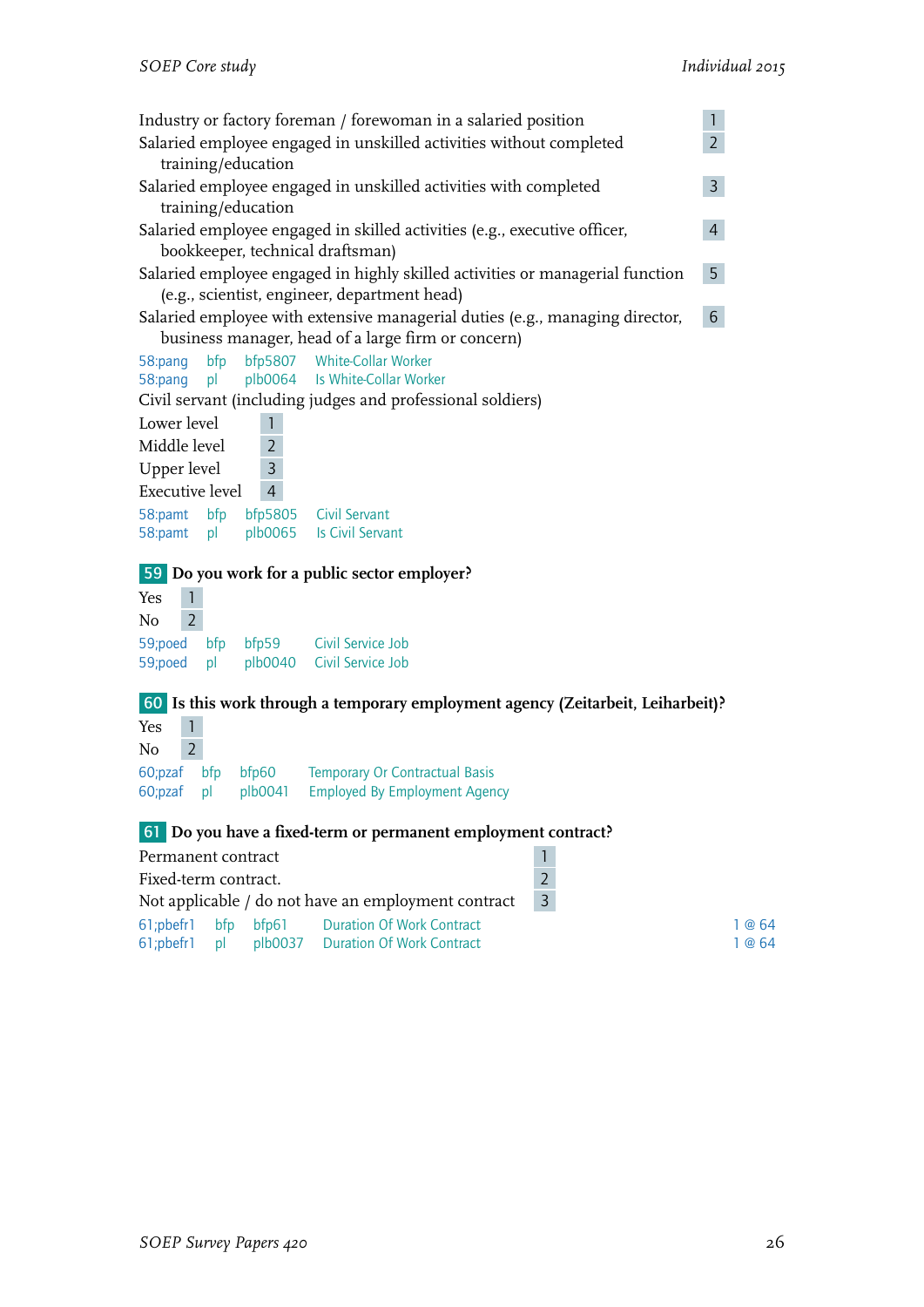| | |
|---|---|
| Industry or factory foreman / forewoman in a salaried position | 1 |
| Salaried employee engaged in unskilled activities without completed training/education | 2 |
| Salaried employee engaged in unskilled activities with completed training/education | 3 |
| Salaried employee engaged in skilled activities (e.g., executive officer, bookkeeper, technical draftsman) | 4 |
| Salaried employee engaged in highly skilled activities or managerial function (e.g., scientist, engineer, department head) | 5 |
| Salaried employee with extensive managerial duties (e.g., managing director, business manager, head of a large firm or concern) | 6 |

58:pang bfp bfp5807 White-Collar Worker
58:pang pl plb0064 Is White-Collar Worker

Civil servant (including judges and professional soldiers)

| | |
|---|---|
| Lower level | 1 |
| Middle level | 2 |
| Upper level | 3 |
| Executive level | 4 |

58:pamt bfp bfp5805 Civil Servant
58:pamt pl plb0065 Is Civil Servant

**59 Do you work for a public sector employer?**

| | |
|---|---|
| Yes | 1 |
| No | 2 |

59;poed bfp bfp59 Civil Service Job
59;poed pl plb0040 Civil Service Job

**60 Is this work through a temporary employment agency (Zeitarbeit, Leiharbeit)?**

| | |
|---|---|
| Yes | 1 |
| No | 2 |

60;pzaf bfp bfp60 Temporary Or Contractual Basis
60;pzaf pl plb0041 Employed By Employment Agency

**61 Do you have a fixed-term or permanent employment contract?**

| | |
|---|---|
| Permanent contract | 1 |
| Fixed-term contract. | 2 |
| Not applicable / do not have an employment contract | 3 |

61;pbefr1 bfp bfp61 Duration Of Work Contract 1 @ 64
61;pbefr1 pl plb0037 Duration Of Work Contract 1 @ 64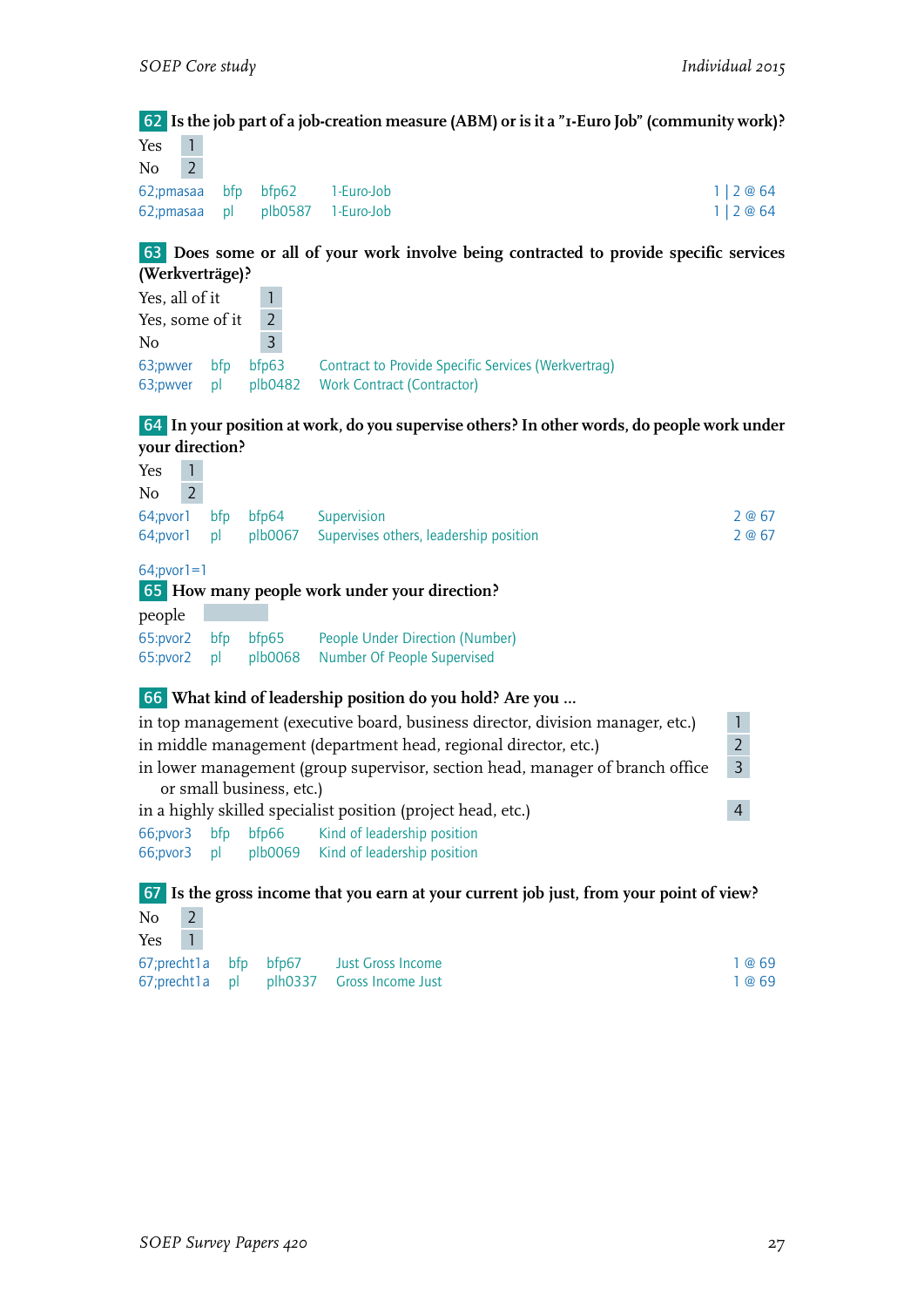**62** **Is the job part of a job-creation measure (ABM) or is it a "1-Euro Job" (community work)?**

| | |
|---|---|
| Yes | 1 |
| No | 2 |

| | | | | |
|---|---|---|---|---|
| 62;pmasaa | bfp | bfp62 | 1-Euro-Job | 1 \| 2 @ 64 |
| 62;pmasaa | pl | plb0587 | 1-Euro-Job | 1 \| 2 @ 64 |

**63** **Does some or all of your work involve being contracted to provide specific services (Werkverträge)?**

| | |
|---|---|
| Yes, all of it | 1 |
| Yes, some of it | 2 |
| No | 3 |

| | | | |
|---|---|---|---|
| 63;pwver | bfp | bfp63 | Contract to Provide Specific Services (Werkvertrag) |
| 63;pwver | pl | plb0482 | Work Contract (Contractor) |

**64** **In your position at work, do you supervise others? In other words, do people work under your direction?**

| | |
|---|---|
| Yes | 1 |
| No | 2 |

| | | | | |
|---|---|---|---|---|
| 64;pvor1 | bfp | bfp64 | Supervision | 2 @ 67 |
| 64;pvor1 | pl | plb0067 | Supervises others, leadership position | 2 @ 67 |

64;pvor1=1

**65** **How many people work under your direction?**

people ______

| | | | |
|---|---|---|---|
| 65:pvor2 | bfp | bfp65 | People Under Direction (Number) |
| 65:pvor2 | pl | plb0068 | Number Of People Supervised |

**66** **What kind of leadership position do you hold? Are you ...**

| | |
|---|---|
| in top management (executive board, business director, division manager, etc.) | 1 |
| in middle management (department head, regional director, etc.) | 2 |
| in lower management (group supervisor, section head, manager of branch office or small business, etc.) | 3 |
| in a highly skilled specialist position (project head, etc.) | 4 |

| | | | |
|---|---|---|---|
| 66;pvor3 | bfp | bfp66 | Kind of leadership position |
| 66;pvor3 | pl | plb0069 | Kind of leadership position |

**67** **Is the gross income that you earn at your current job just, from your point of view?**

| | |
|---|---|
| No | 2 |
| Yes | 1 |

| | | | | |
|---|---|---|---|---|
| 67;precht1a | bfp | bfp67 | Just Gross Income | 1 @ 69 |
| 67;precht1a | pl | plh0337 | Gross Income Just | 1 @ 69 |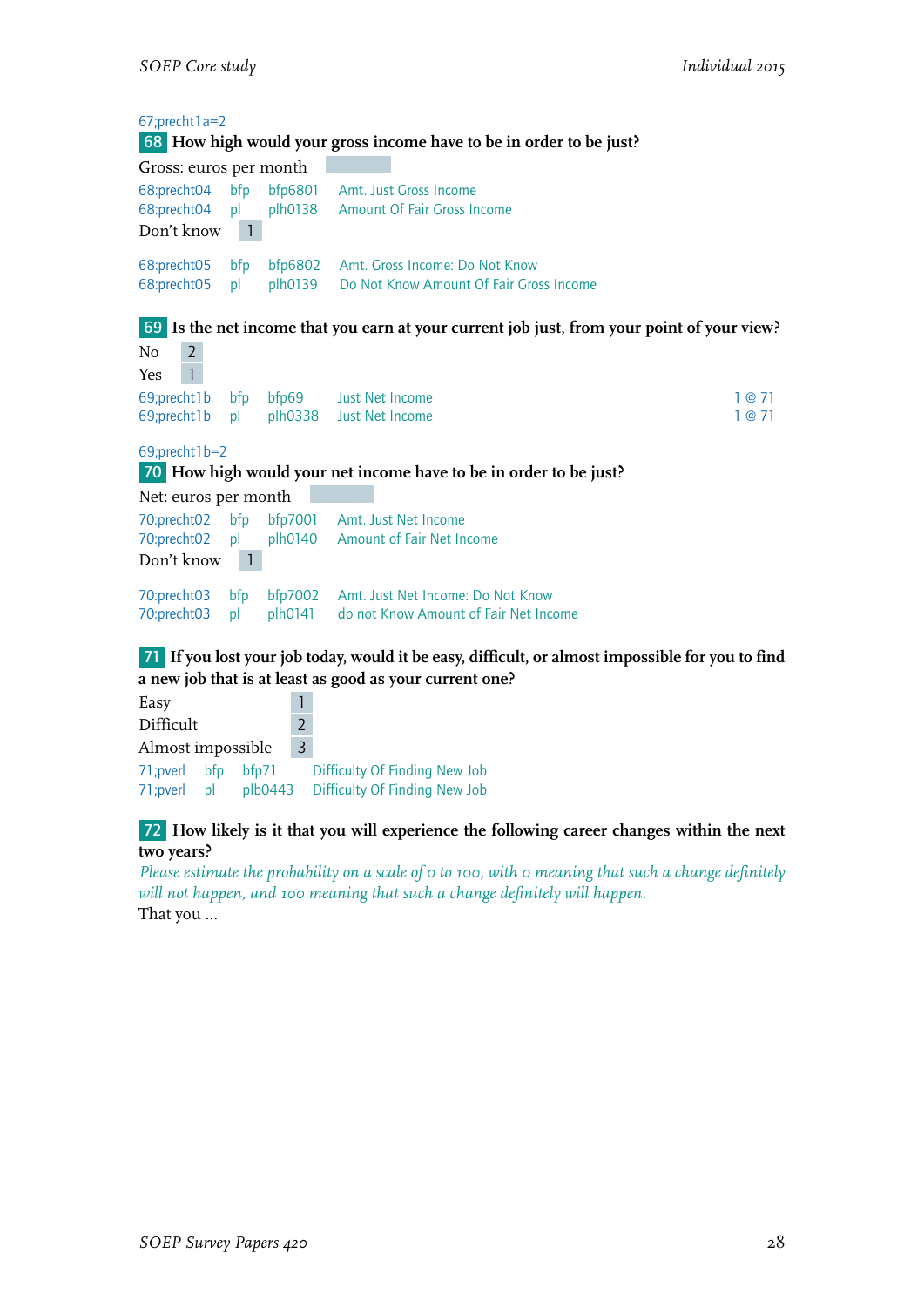67;precht1a=2

**68** **How high would your gross income have to be in order to be just?**

Gross: euros per month

| | | | | |
|---|---|---|---|---|
| 68:precht04 | bfp | bfp6801 | Amt. Just Gross Income | |
| 68:precht04 | pl | plh0138 | Amount Of Fair Gross Income | |

Don't know 1

| | | | | |
|---|---|---|---|---|
| 68:precht05 | bfp | bfp6802 | Amt. Gross Income: Do Not Know | |
| 68:precht05 | pl | plh0139 | Do Not Know Amount Of Fair Gross Income | |

**69** **Is the net income that you earn at your current job just, from your point of your view?**

No 2
Yes 1

| | | | | |
|---|---|---|---|---|
| 69;precht1b | bfp | bfp69 | Just Net Income | 1 @ 71 |
| 69;precht1b | pl | plh0338 | Just Net Income | 1 @ 71 |

69;precht1b=2

**70** **How high would your net income have to be in order to be just?**

Net: euros per month

| | | | | |
|---|---|---|---|---|
| 70:precht02 | bfp | bfp7001 | Amt. Just Net Income | |
| 70:precht02 | pl | plh0140 | Amount of Fair Net Income | |

Don't know 1

| | | | | |
|---|---|---|---|---|
| 70:precht03 | bfp | bfp7002 | Amt. Just Net Income: Do Not Know | |
| 70:precht03 | pl | plh0141 | do not Know Amount of Fair Net Income | |

**71** **If you lost your job today, would it be easy, difficult, or almost impossible for you to find a new job that is at least as good as your current one?**

Easy 1
Difficult 2
Almost impossible 3

| | | | |
|---|---|---|---|
| 71;pverl | bfp | bfp71 | Difficulty Of Finding New Job |
| 71;pverl | pl | plb0443 | Difficulty Of Finding New Job |

**72** **How likely is it that you will experience the following career changes within the next two years?**

*Please estimate the probability on a scale of 0 to 100, with 0 meaning that such a change definitely will not happen, and 100 meaning that such a change definitely will happen.*

That you ...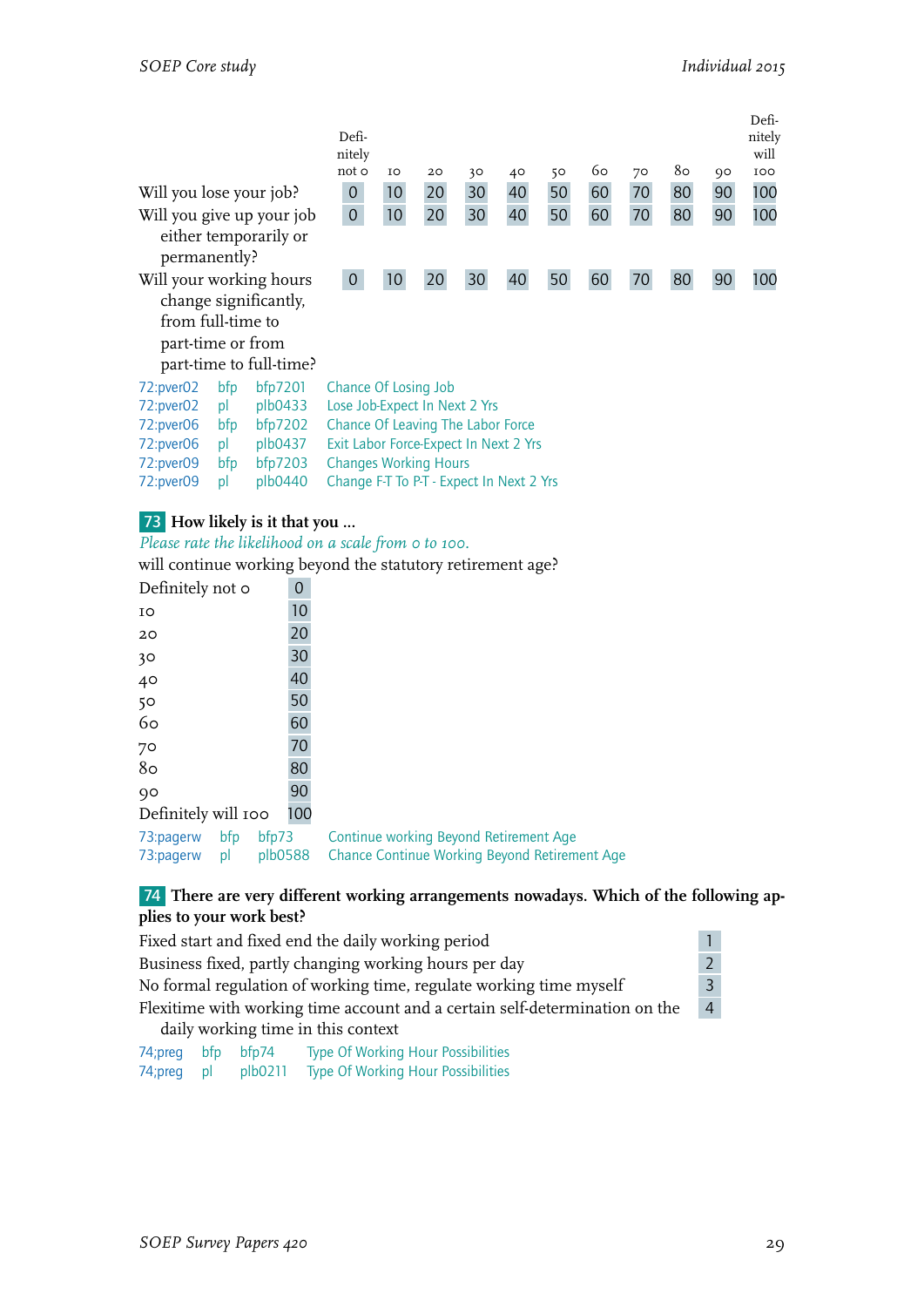| | Definitely not 0 | 10 | 20 | 30 | 40 | 50 | 60 | 70 | 80 | 90 | Definitely will 100 |
|---|---|---|---|---|---|---|---|---|---|---|---|
| Will you lose your job? | 0 | 10 | 20 | 30 | 40 | 50 | 60 | 70 | 80 | 90 | 100 |
| Will you give up your job either temporarily or permanently? | 0 | 10 | 20 | 30 | 40 | 50 | 60 | 70 | 80 | 90 | 100 |
| Will your working hours change significantly, from full-time to part-time or from part-time to full-time? | 0 | 10 | 20 | 30 | 40 | 50 | 60 | 70 | 80 | 90 | 100 |

72:pver02 bfp bfp7201 Chance Of Losing Job
72:pver02 pl plb0433 Lose Job-Expect In Next 2 Yrs
72:pver06 bfp bfp7202 Chance Of Leaving The Labor Force
72:pver06 pl plb0437 Exit Labor Force-Expect In Next 2 Yrs
72:pver09 bfp bfp7203 Changes Working Hours
72:pver09 pl plb0440 Change F-T To P-T - Expect In Next 2 Yrs

**73 How likely is it that you ...**

*Please rate the likelihood on a scale from 0 to 100.*

will continue working beyond the statutory retirement age?

| | |
|---|---|
| Definitely not 0 | 0 |
| 10 | 10 |
| 20 | 20 |
| 30 | 30 |
| 40 | 40 |
| 50 | 50 |
| 60 | 60 |
| 70 | 70 |
| 80 | 80 |
| 90 | 90 |
| Definitely will 100 | 100 |

73:pagerw bfp bfp73 Continue working Beyond Retirement Age
73:pagerw pl plb0588 Chance Continue Working Beyond Retirement Age

**74 There are very different working arrangements nowadays. Which of the following applies to your work best?**

| | |
|---|---|
| Fixed start and fixed end the daily working period | 1 |
| Business fixed, partly changing working hours per day | 2 |
| No formal regulation of working time, regulate working time myself | 3 |
| Flexitime with working time account and a certain self-determination on the daily working time in this context | 4 |

74;preg bfp bfp74 Type Of Working Hour Possibilities
74;preg pl plb0211 Type Of Working Hour Possibilities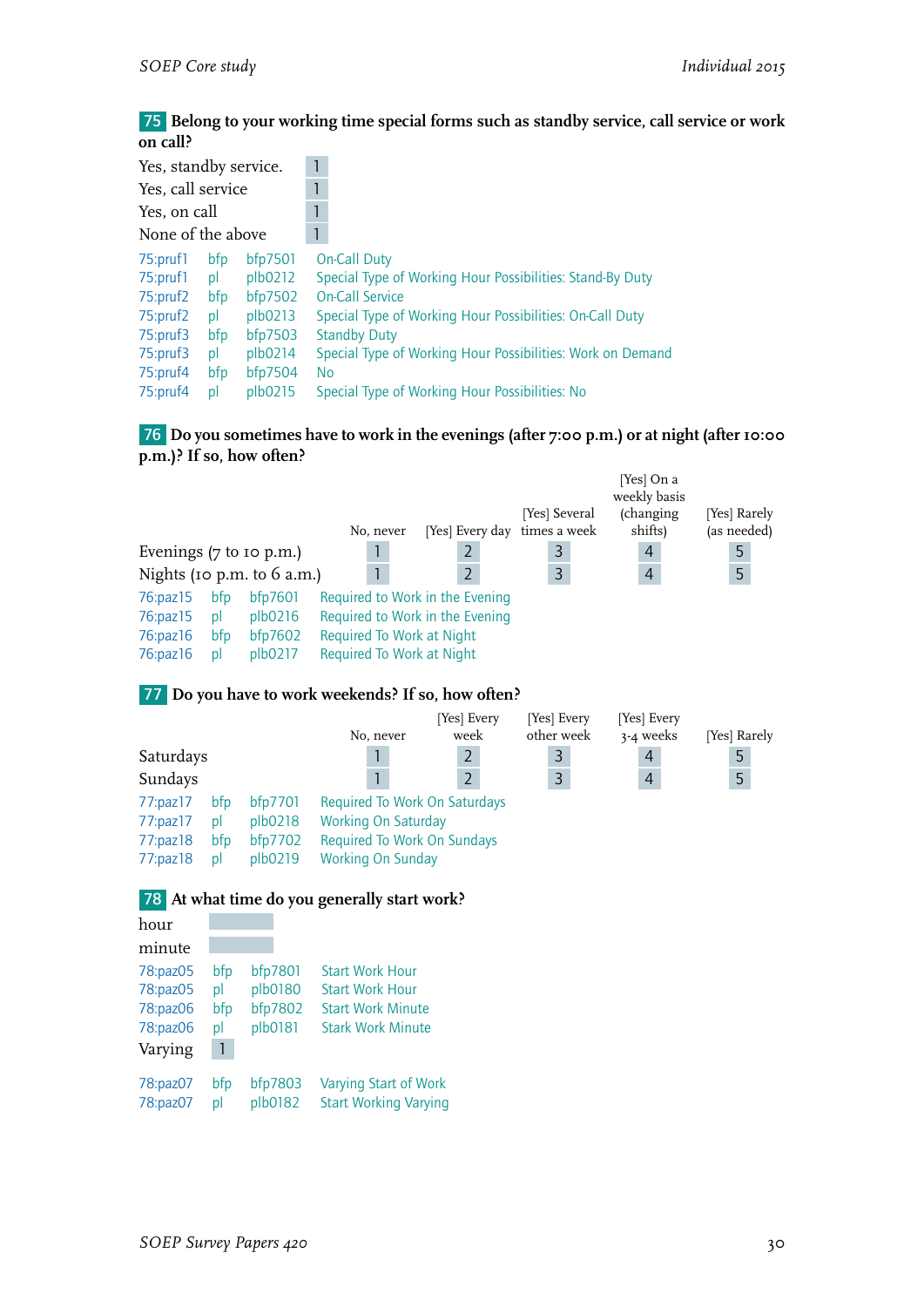**75** **Belong to your working time special forms such as standby service, call service or work on call?**

| | |
|---|---|
| Yes, standby service. | 1 |
| Yes, call service | 1 |
| Yes, on call | 1 |
| None of the above | 1 |

| | | | |
|---|---|---|---|
| 75:pruf1 | bfp | bfp7501 | On-Call Duty |
| 75:pruf1 | pl | plb0212 | Special Type of Working Hour Possibilities: Stand-By Duty |
| 75:pruf2 | bfp | bfp7502 | On-Call Service |
| 75:pruf2 | pl | plb0213 | Special Type of Working Hour Possibilities: On-Call Duty |
| 75:pruf3 | bfp | bfp7503 | Standby Duty |
| 75:pruf3 | pl | plb0214 | Special Type of Working Hour Possibilities: Work on Demand |
| 75:pruf4 | bfp | bfp7504 | No |
| 75:pruf4 | pl | plb0215 | Special Type of Working Hour Possibilities: No |

**76** **Do you sometimes have to work in the evenings (after 7:00 p.m.) or at night (after 10:00 p.m.)? If so, how often?**

| | No, never | [Yes] Every day | [Yes] Several times a week | [Yes] On a weekly basis (changing shifts) | [Yes] Rarely (as needed) |
|---|---|---|---|---|---|
| Evenings (7 to 10 p.m.) | 1 | 2 | 3 | 4 | 5 |
| Nights (10 p.m. to 6 a.m.) | 1 | 2 | 3 | 4 | 5 |

| | | | |
|---|---|---|---|
| 76:paz15 | bfp | bfp7601 | Required to Work in the Evening |
| 76:paz15 | pl | plb0216 | Required to Work in the Evening |
| 76:paz16 | bfp | bfp7602 | Required To Work at Night |
| 76:paz16 | pl | plb0217 | Required To Work at Night |

**77** **Do you have to work weekends? If so, how often?**

| | No, never | [Yes] Every week | [Yes] Every other week | [Yes] Every 3-4 weeks | [Yes] Rarely |
|---|---|---|---|---|---|
| Saturdays | 1 | 2 | 3 | 4 | 5 |
| Sundays | 1 | 2 | 3 | 4 | 5 |

| | | | |
|---|---|---|---|
| 77:paz17 | bfp | bfp7701 | Required To Work On Saturdays |
| 77:paz17 | pl | plb0218 | Working On Saturday |
| 77:paz18 | bfp | bfp7702 | Required To Work On Sundays |
| 77:paz18 | pl | plb0219 | Working On Sunday |

**78** **At what time do you generally start work?**

hour

minute

| | | | |
|---|---|---|---|
| 78:paz05 | bfp | bfp7801 | Start Work Hour |
| 78:paz05 | pl | plb0180 | Start Work Hour |
| 78:paz06 | bfp | bfp7802 | Start Work Minute |
| 78:paz06 | pl | plb0181 | Stark Work Minute |

Varying 1

| | | | |
|---|---|---|---|
| 78:paz07 | bfp | bfp7803 | Varying Start of Work |
| 78:paz07 | pl | plb0182 | Start Working Varying |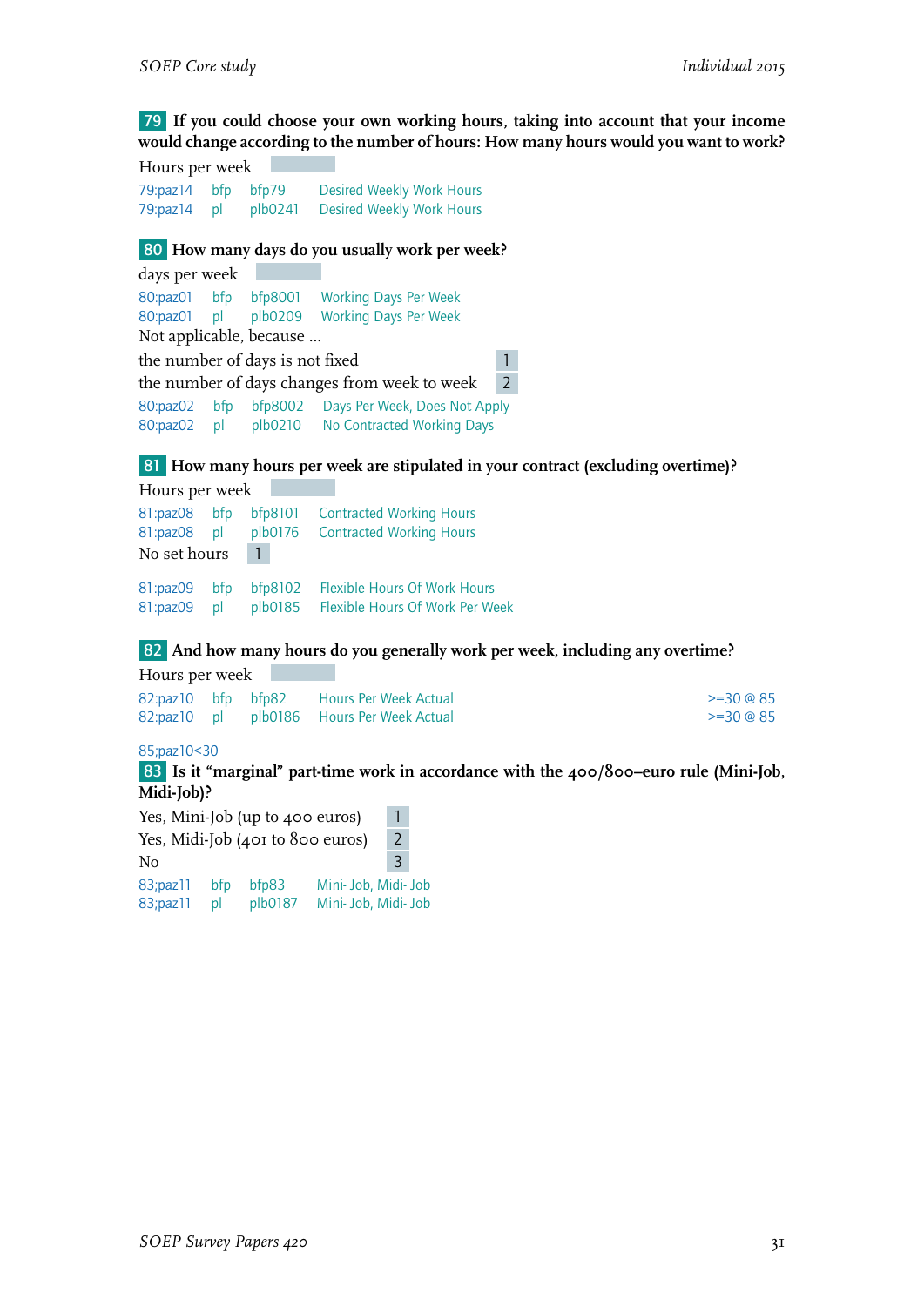**79** **If you could choose your own working hours, taking into account that your income would change according to the number of hours: How many hours would you want to work?**

Hours per week

| | | | |
|---|---|---|---|
| 79:paz14 | bfp | bfp79 | Desired Weekly Work Hours |
| 79:paz14 | pl | plb0241 | Desired Weekly Work Hours |

**80** **How many days do you usually work per week?**

days per week

| | | | |
|---|---|---|---|
| 80:paz01 | bfp | bfp8001 | Working Days Per Week |
| 80:paz01 | pl | plb0209 | Working Days Per Week |

Not applicable, because ...

| | |
|---|---|
| the number of days is not fixed | 1 |
| the number of days changes from week to week | 2 |

| | | | |
|---|---|---|---|
| 80:paz02 | bfp | bfp8002 | Days Per Week, Does Not Apply |
| 80:paz02 | pl | plb0210 | No Contracted Working Days |

**81** **How many hours per week are stipulated in your contract (excluding overtime)?**

Hours per week

| | | | |
|---|---|---|---|
| 81:paz08 | bfp | bfp8101 | Contracted Working Hours |
| 81:paz08 | pl | plb0176 | Contracted Working Hours |

No set hours 1

| | | | |
|---|---|---|---|
| 81:paz09 | bfp | bfp8102 | Flexible Hours Of Work Hours |
| 81:paz09 | pl | plb0185 | Flexible Hours Of Work Per Week |

**82** **And how many hours do you generally work per week, including any overtime?**

Hours per week

| | | | | |
|---|---|---|---|---|
| 82:paz10 | bfp | bfp82 | Hours Per Week Actual | >=30 @ 85 |
| 82:paz10 | pl | plb0186 | Hours Per Week Actual | >=30 @ 85 |

85;paz10<30

**83** **Is it "marginal" part-time work in accordance with the 400/800–euro rule (Mini-Job, Midi-Job)?**

| | |
|---|---|
| Yes, Mini-Job (up to 400 euros) | 1 |
| Yes, Midi-Job (401 to 800 euros) | 2 |
| No | 3 |

| | | | |
|---|---|---|---|
| 83;paz11 | bfp | bfp83 | Mini- Job, Midi- Job |
| 83;paz11 | pl | plb0187 | Mini- Job, Midi- Job |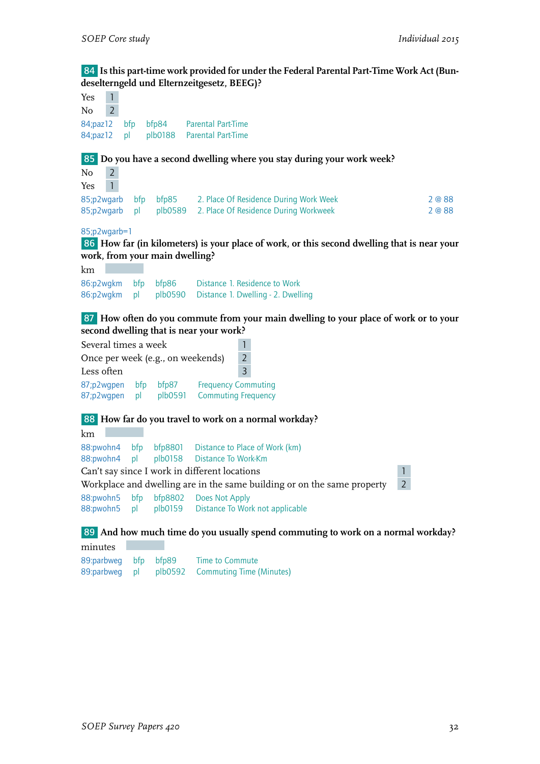**84** Is this part-time work provided for under the Federal Parental Part-Time Work Act (Bundeselterngeld und Elternzeitgesetz, BEEG)?

| | |
|---|---|
| Yes | 1 |
| No | 2 |

| | | | |
|---|---|---|---|
| 84;paz12 | bfp | bfp84 | Parental Part-Time |
| 84;paz12 | pl | plb0188 | Parental Part-Time |

**85** Do you have a second dwelling where you stay during your work week?

| | |
|---|---|
| No | 2 |
| Yes | 1 |

| | | | | |
|---|---|---|---|---|
| 85;p2wgarb | bfp | bfp85 | 2. Place Of Residence During Work Week | 2 @ 88 |
| 85;p2wgarb | pl | plb0589 | 2. Place Of Residence During Workweek | 2 @ 88 |

85;p2wgarb=1

**86** How far (in kilometers) is your place of work, or this second dwelling that is near your work, from your main dwelling?

km

| | | | |
|---|---|---|---|
| 86:p2wgkm | bfp | bfp86 | Distance 1. Residence to Work |
| 86:p2wgkm | pl | plb0590 | Distance 1. Dwelling - 2. Dwelling |

**87** How often do you commute from your main dwelling to your place of work or to your second dwelling that is near your work?

| | |
|---|---|
| Several times a week | 1 |
| Once per week (e.g., on weekends) | 2 |
| Less often | 3 |

| | | | |
|---|---|---|---|
| 87;p2wgpen | bfp | bfp87 | Frequency Commuting |
| 87;p2wgpen | pl | plb0591 | Commuting Frequency |

**88** How far do you travel to work on a normal workday?

km

| | | | |
|---|---|---|---|
| 88:pwohn4 | bfp | bfp8801 | Distance to Place of Work (km) |
| 88:pwohn4 | pl | plb0158 | Distance To Work-Km |

| | |
|---|---|
| Can't say since I work in different locations | 1 |
| Workplace and dwelling are in the same building or on the same property | 2 |

| | | | |
|---|---|---|---|
| 88:pwohn5 | bfp | bfp8802 | Does Not Apply |
| 88:pwohn5 | pl | plb0159 | Distance To Work not applicable |

**89** And how much time do you usually spend commuting to work on a normal workday?

minutes

| | | | |
|---|---|---|---|
| 89:parbweg | bfp | bfp89 | Time to Commute |
| 89:parbweg | pl | plb0592 | Commuting Time (Minutes) |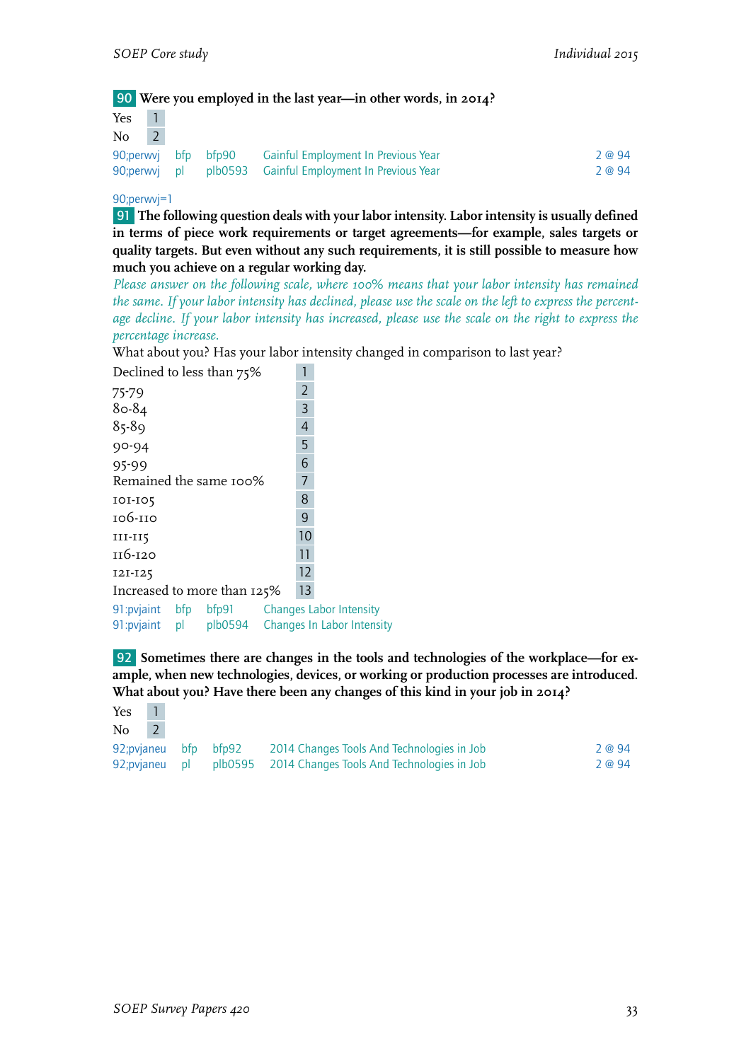**90** **Were you employed in the last year—in other words, in 2014?**

| | |
|---|---|
| Yes | 1 |
| No | 2 |

| | | | | |
|---|---|---|---|---|
| 90;perwvj | bfp | bfp90 | Gainful Employment In Previous Year | 2 @ 94 |
| 90;perwvj | pl | plb0593 | Gainful Employment In Previous Year | 2 @ 94 |

90;perwvj=1

**91** **The following question deals with your labor intensity. Labor intensity is usually defined in terms of piece work requirements or target agreements—for example, sales targets or quality targets. But even without any such requirements, it is still possible to measure how much you achieve on a regular working day.**

*Please answer on the following scale, where 100% means that your labor intensity has remained the same. If your labor intensity has declined, please use the scale on the left to express the percentage decline. If your labor intensity has increased, please use the scale on the right to express the percentage increase.*

What about you? Has your labor intensity changed in comparison to last year?

| | |
|---|---|
| Declined to less than 75% | 1 |
| 75-79 | 2 |
| 80-84 | 3 |
| 85-89 | 4 |
| 90-94 | 5 |
| 95-99 | 6 |
| Remained the same 100% | 7 |
| 101-105 | 8 |
| 106-110 | 9 |
| 111-115 | 10 |
| 116-120 | 11 |
| 121-125 | 12 |
| Increased to more than 125% | 13 |

| | | | |
|---|---|---|---|
| 91:pvjaint | bfp | bfp91 | Changes Labor Intensity |
| 91:pvjaint | pl | plb0594 | Changes In Labor Intensity |

**92** **Sometimes there are changes in the tools and technologies of the workplace—for example, when new technologies, devices, or working or production processes are introduced. What about you? Have there been any changes of this kind in your job in 2014?**

| | |
|---|---|
| Yes | 1 |
| No | 2 |

| | | | | |
|---|---|---|---|---|
| 92;pvjaneu | bfp | bfp92 | 2014 Changes Tools And Technologies in Job | 2 @ 94 |
| 92;pvjaneu | pl | plb0595 | 2014 Changes Tools And Technologies in Job | 2 @ 94 |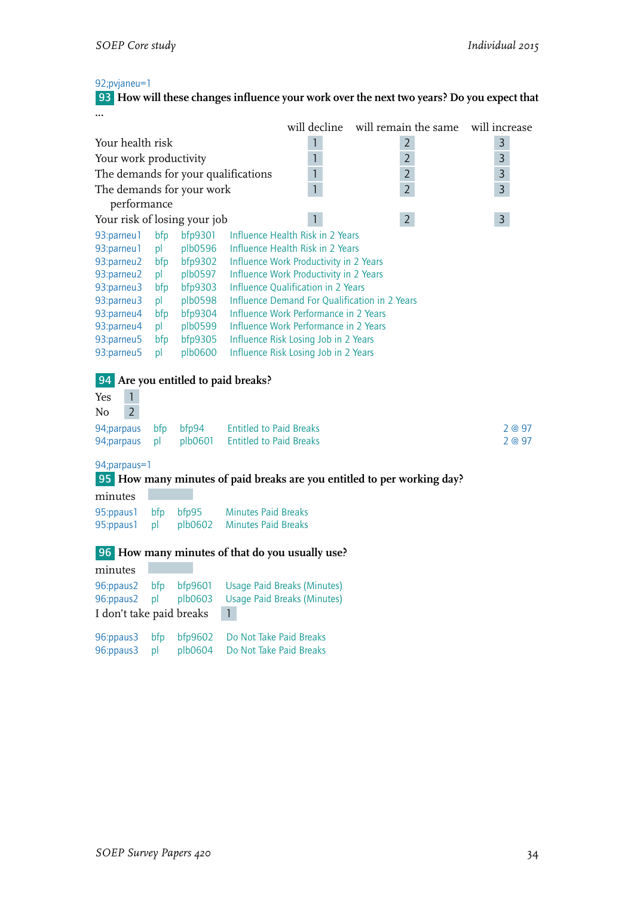92;pvjaneu=1

**93** **How will these changes influence your work over the next two years? Do you expect that ...**

| | will decline | will remain the same | will increase |
|---|---|---|---|
| Your health risk | 1 | 2 | 3 |
| Your work productivity | 1 | 2 | 3 |
| The demands for your qualifications | 1 | 2 | 3 |
| The demands for your work performance | 1 | 2 | 3 |
| Your risk of losing your job | 1 | 2 | 3 |

93:parneu1 bfp bfp9301 Influence Health Risk in 2 Years
93:parneu1 pl plb0596 Influence Health Risk in 2 Years
93:parneu2 bfp bfp9302 Influence Work Productivity in 2 Years
93:parneu2 pl plb0597 Influence Work Productivity in 2 Years
93:parneu3 bfp bfp9303 Influence Qualification in 2 Years
93:parneu3 pl plb0598 Influence Demand For Qualification in 2 Years
93:parneu4 bfp bfp9304 Influence Work Performance in 2 Years
93:parneu4 pl plb0599 Influence Work Performance in 2 Years
93:parneu5 bfp bfp9305 Influence Risk Losing Job in 2 Years
93:parneu5 pl plb0600 Influence Risk Losing Job in 2 Years

**94** **Are you entitled to paid breaks?**

Yes 1
No 2

94;parpaus bfp bfp94 Entitled to Paid Breaks 2 @ 97
94;parpaus pl plb0601 Entitled to Paid Breaks 2 @ 97

94;parpaus=1

**95** **How many minutes of paid breaks are you entitled to per working day?**

minutes

95:ppaus1 bfp bfp95 Minutes Paid Breaks
95:ppaus1 pl plb0602 Minutes Paid Breaks

**96** **How many minutes of that do you usually use?**

minutes

96:ppaus2 bfp bfp9601 Usage Paid Breaks (Minutes)
96:ppaus2 pl plb0603 Usage Paid Breaks (Minutes)

I don't take paid breaks 1

96:ppaus3 bfp bfp9602 Do Not Take Paid Breaks
96:ppaus3 pl plb0604 Do Not Take Paid Breaks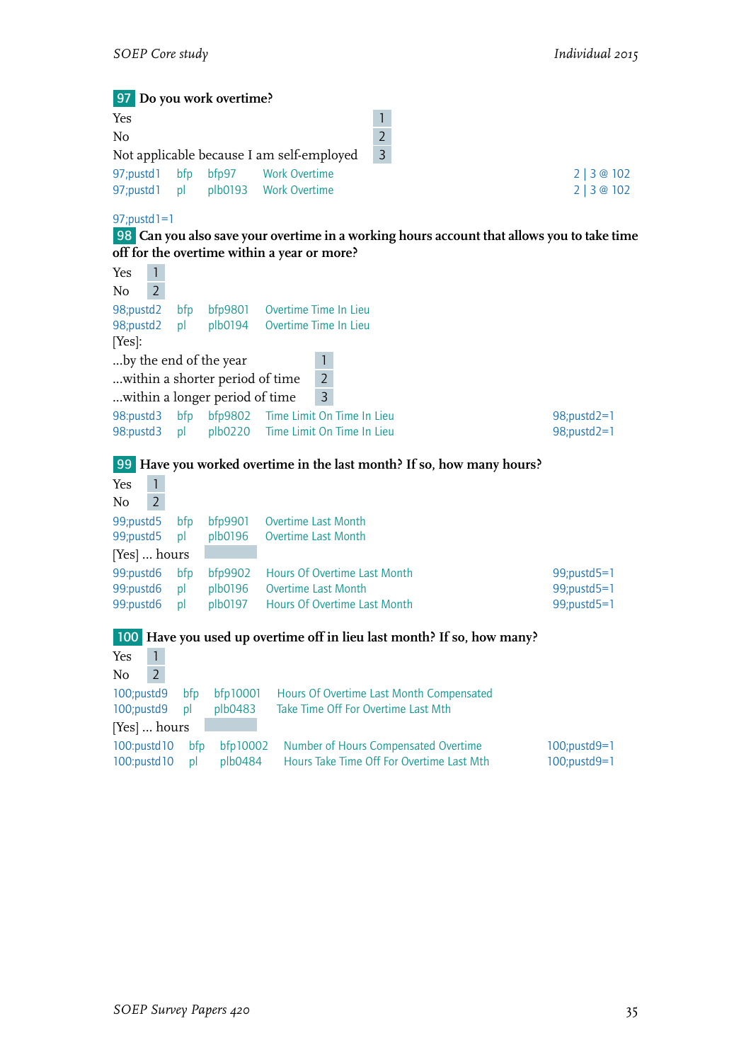**97** **Do you work overtime?**

| | |
|---|---|
| Yes | 1 |
| No | 2 |
| Not applicable because I am self-employed | 3 |

| | | | | |
|---|---|---|---|---|
| 97;pustd1 | bfp | bfp97 | Work Overtime | 2 \| 3 @ 102 |
| 97;pustd1 | pl | plb0193 | Work Overtime | 2 \| 3 @ 102 |

97;pustd1=1

**98** **Can you also save your overtime in a working hours account that allows you to take time off for the overtime within a year or more?**

| | |
|---|---|
| Yes | 1 |
| No | 2 |

| | | | |
|---|---|---|---|
| 98;pustd2 | bfp | bfp9801 | Overtime Time In Lieu |
| 98;pustd2 | pl | plb0194 | Overtime Time In Lieu |

[Yes]:

| | |
|---|---|
| ...by the end of the year | 1 |
| ...within a shorter period of time | 2 |
| ...within a longer period of time | 3 |

| | | | | |
|---|---|---|---|---|
| 98:pustd3 | bfp | bfp9802 | Time Limit On Time In Lieu | 98;pustd2=1 |
| 98:pustd3 | pl | plb0220 | Time Limit On Time In Lieu | 98;pustd2=1 |

**99** **Have you worked overtime in the last month? If so, how many hours?**

| | |
|---|---|
| Yes | 1 |
| No | 2 |

| | | | |
|---|---|---|---|
| 99;pustd5 | bfp | bfp9901 | Overtime Last Month |
| 99;pustd5 | pl | plb0196 | Overtime Last Month |

[Yes] ... hours

| | | | | |
|---|---|---|---|---|
| 99:pustd6 | bfp | bfp9902 | Hours Of Overtime Last Month | 99;pustd5=1 |
| 99:pustd6 | pl | plb0196 | Overtime Last Month | 99;pustd5=1 |
| 99:pustd6 | pl | plb0197 | Hours Of Overtime Last Month | 99;pustd5=1 |

**100** **Have you used up overtime off in lieu last month? If so, how many?**

| | |
|---|---|
| Yes | 1 |
| No | 2 |

| | | | |
|---|---|---|---|
| 100;pustd9 | bfp | bfp10001 | Hours Of Overtime Last Month Compensated |
| 100;pustd9 | pl | plb0483 | Take Time Off For Overtime Last Mth |

[Yes] ... hours

| | | | | |
|---|---|---|---|---|
| 100:pustd10 | bfp | bfp10002 | Number of Hours Compensated Overtime | 100;pustd9=1 |
| 100:pustd10 | pl | plb0484 | Hours Take Time Off For Overtime Last Mth | 100;pustd9=1 |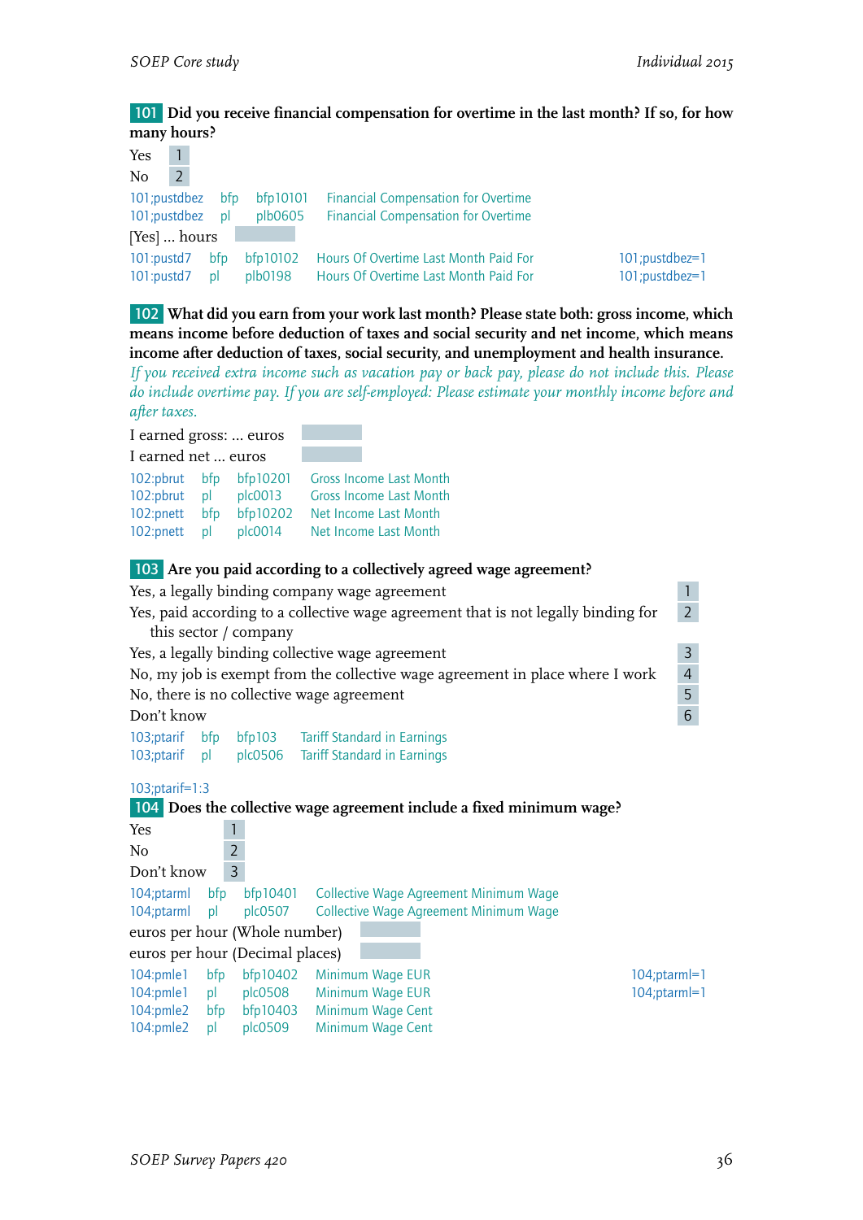**101** **Did you receive financial compensation for overtime in the last month? If so, for how many hours?**

Yes 1
No 2

| | | | | |
|---|---|---|---|---|
| 101;pustdbez | bfp | bfp10101 | Financial Compensation for Overtime | |
| 101;pustdbez | pl | plb0605 | Financial Compensation for Overtime | |

[Yes] ... hours

| | | | | |
|---|---|---|---|---|
| 101:pustd7 | bfp | bfp10102 | Hours Of Overtime Last Month Paid For | 101;pustdbez=1 |
| 101:pustd7 | pl | plb0198 | Hours Of Overtime Last Month Paid For | 101;pustdbez=1 |

**102** **What did you earn from your work last month? Please state both: gross income, which means income before deduction of taxes and social security and net income, which means income after deduction of taxes, social security, and unemployment and health insurance.**
*If you received extra income such as vacation pay or back pay, please do not include this. Please do include overtime pay. If you are self-employed: Please estimate your monthly income before and after taxes.*

I earned gross: ... euros
I earned net ... euros

| | | | |
|---|---|---|---|
| 102:pbrut | bfp | bfp10201 | Gross Income Last Month |
| 102:pbrut | pl | plc0013 | Gross Income Last Month |
| 102:pnett | bfp | bfp10202 | Net Income Last Month |
| 102:pnett | pl | plc0014 | Net Income Last Month |

**103** **Are you paid according to a collectively agreed wage agreement?**

Yes, a legally binding company wage agreement 1
Yes, paid according to a collective wage agreement that is not legally binding for this sector / company 2
Yes, a legally binding collective wage agreement 3
No, my job is exempt from the collective wage agreement in place where I work 4
No, there is no collective wage agreement 5
Don't know 6

| | | | |
|---|---|---|---|
| 103;ptarif | bfp | bfp103 | Tariff Standard in Earnings |
| 103;ptarif | pl | plc0506 | Tariff Standard in Earnings |

103;ptarif=1:3

**104** **Does the collective wage agreement include a fixed minimum wage?**

Yes 1
No 2
Don't know 3

| | | | |
|---|---|---|---|
| 104;ptarml | bfp | bfp10401 | Collective Wage Agreement Minimum Wage |
| 104;ptarml | pl | plc0507 | Collective Wage Agreement Minimum Wage |

euros per hour (Whole number)
euros per hour (Decimal places)

| | | | | |
|---|---|---|---|---|
| 104:pmle1 | bfp | bfp10402 | Minimum Wage EUR | 104;ptarml=1 |
| 104:pmle1 | pl | plc0508 | Minimum Wage EUR | 104;ptarml=1 |
| 104:pmle2 | bfp | bfp10403 | Minimum Wage Cent | |
| 104:pmle2 | pl | plc0509 | Minimum Wage Cent | |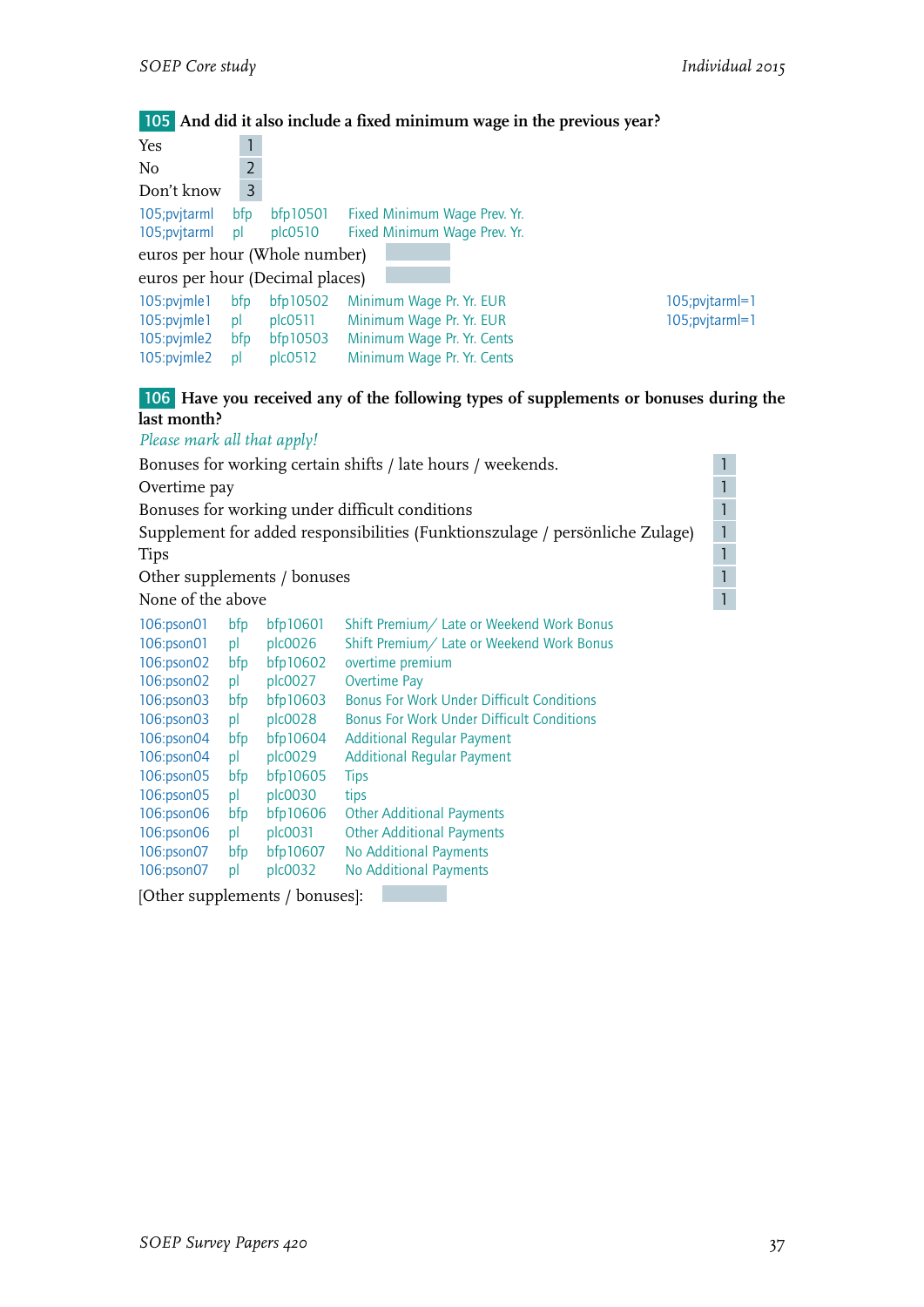**105** **And did it also include a fixed minimum wage in the previous year?**

| | |
|---|---|
| Yes | 1 |
| No | 2 |
| Don't know | 3 |

| | | | | |
|---|---|---|---|---|
| 105;pvjtarml | bfp | bfp10501 | Fixed Minimum Wage Prev. Yr. | |
| 105;pvjtarml | pl | plc0510 | Fixed Minimum Wage Prev. Yr. | |

euros per hour (Whole number)

euros per hour (Decimal places)

| | | | | |
|---|---|---|---|---|
| 105:pvjmle1 | bfp | bfp10502 | Minimum Wage Pr. Yr. EUR | 105;pvjtarml=1 |
| 105:pvjmle1 | pl | plc0511 | Minimum Wage Pr. Yr. EUR | 105;pvjtarml=1 |
| 105:pvjmle2 | bfp | bfp10503 | Minimum Wage Pr. Yr. Cents | |
| 105:pvjmle2 | pl | plc0512 | Minimum Wage Pr. Yr. Cents | |

**106** **Have you received any of the following types of supplements or bonuses during the last month?**

*Please mark all that apply!*

| | |
|---|---|
| Bonuses for working certain shifts / late hours / weekends. | 1 |
| Overtime pay | 1 |
| Bonuses for working under difficult conditions | 1 |
| Supplement for added responsibilities (Funktionszulage / persönliche Zulage) | 1 |
| Tips | 1 |
| Other supplements / bonuses | 1 |
| None of the above | 1 |

| | | | |
|---|---|---|---|
| 106:pson01 | bfp | bfp10601 | Shift Premium/ Late or Weekend Work Bonus |
| 106:pson01 | pl | plc0026 | Shift Premium/ Late or Weekend Work Bonus |
| 106:pson02 | bfp | bfp10602 | overtime premium |
| 106:pson02 | pl | plc0027 | Overtime Pay |
| 106:pson03 | bfp | bfp10603 | Bonus For Work Under Difficult Conditions |
| 106:pson03 | pl | plc0028 | Bonus For Work Under Difficult Conditions |
| 106:pson04 | bfp | bfp10604 | Additional Regular Payment |
| 106:pson04 | pl | plc0029 | Additional Regular Payment |
| 106:pson05 | bfp | bfp10605 | Tips |
| 106:pson05 | pl | plc0030 | tips |
| 106:pson06 | bfp | bfp10606 | Other Additional Payments |
| 106:pson06 | pl | plc0031 | Other Additional Payments |
| 106:pson07 | bfp | bfp10607 | No Additional Payments |
| 106:pson07 | pl | plc0032 | No Additional Payments |

[Other supplements / bonuses]: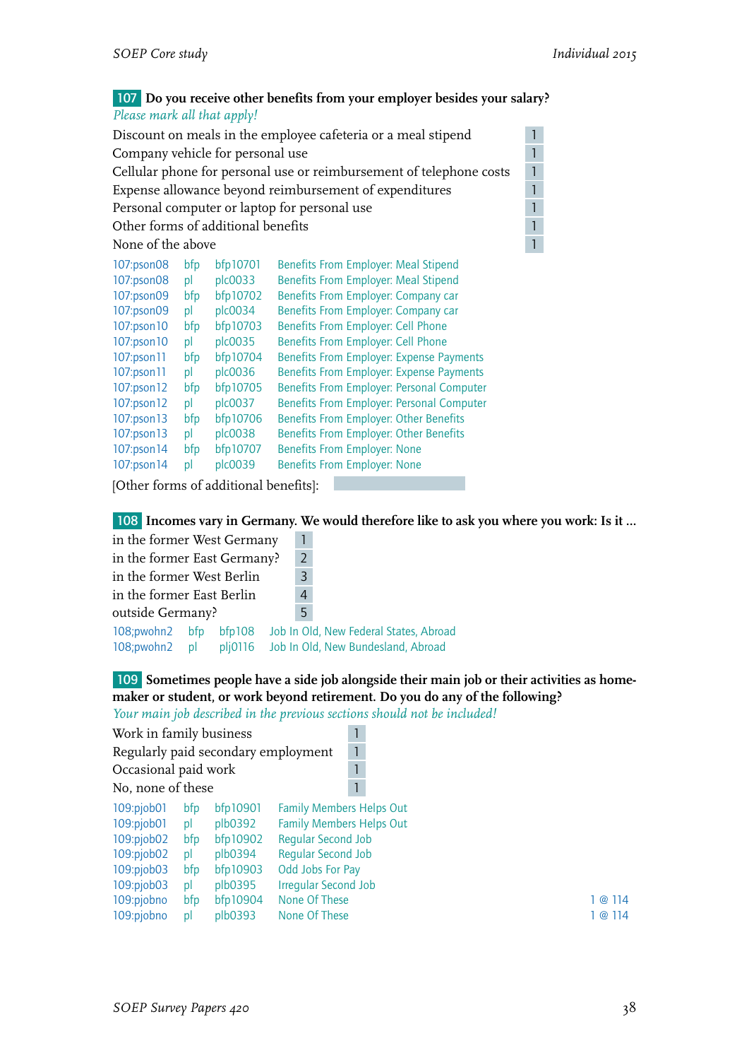**107** **Do you receive other benefits from your employer besides your salary?**

*Please mark all that apply!*

| | |
|---|---|
| Discount on meals in the employee cafeteria or a meal stipend | 1 |
| Company vehicle for personal use | 1 |
| Cellular phone for personal use or reimbursement of telephone costs | 1 |
| Expense allowance beyond reimbursement of expenditures | 1 |
| Personal computer or laptop for personal use | 1 |
| Other forms of additional benefits | 1 |
| None of the above | 1 |

| | | | |
|---|---|---|---|
| 107:pson08 | bfp | bfp10701 | Benefits From Employer: Meal Stipend |
| 107:pson08 | pl | plc0033 | Benefits From Employer: Meal Stipend |
| 107:pson09 | bfp | bfp10702 | Benefits From Employer: Company car |
| 107:pson09 | pl | plc0034 | Benefits From Employer: Company car |
| 107:pson10 | bfp | bfp10703 | Benefits From Employer: Cell Phone |
| 107:pson10 | pl | plc0035 | Benefits From Employer: Cell Phone |
| 107:pson11 | bfp | bfp10704 | Benefits From Employer: Expense Payments |
| 107:pson11 | pl | plc0036 | Benefits From Employer: Expense Payments |
| 107:pson12 | bfp | bfp10705 | Benefits From Employer: Personal Computer |
| 107:pson12 | pl | plc0037 | Benefits From Employer: Personal Computer |
| 107:pson13 | bfp | bfp10706 | Benefits From Employer: Other Benefits |
| 107:pson13 | pl | plc0038 | Benefits From Employer: Other Benefits |
| 107:pson14 | bfp | bfp10707 | Benefits From Employer: None |
| 107:pson14 | pl | plc0039 | Benefits From Employer: None |

[Other forms of additional benefits]:

**108** **Incomes vary in Germany. We would therefore like to ask you where you work: Is it ...**

| | |
|---|---|
| in the former West Germany | 1 |
| in the former East Germany? | 2 |
| in the former West Berlin | 3 |
| in the former East Berlin | 4 |
| outside Germany? | 5 |

| | | | |
|---|---|---|---|
| 108;pwohn2 | bfp | bfp108 | Job In Old, New Federal States, Abroad |
| 108;pwohn2 | pl | plj0116 | Job In Old, New Bundesland, Abroad |

**109** **Sometimes people have a side job alongside their main job or their activities as homemaker or student, or work beyond retirement. Do you do any of the following?**

*Your main job described in the previous sections should not be included!*

| | |
|---|---|
| Work in family business | 1 |
| Regularly paid secondary employment | 1 |
| Occasional paid work | 1 |
| No, none of these | 1 |

| | | | | |
|---|---|---|---|---|
| 109:pjob01 | bfp | bfp10901 | Family Members Helps Out | |
| 109:pjob01 | pl | plb0392 | Family Members Helps Out | |
| 109:pjob02 | bfp | bfp10902 | Regular Second Job | |
| 109:pjob02 | pl | plb0394 | Regular Second Job | |
| 109:pjob03 | bfp | bfp10903 | Odd Jobs For Pay | |
| 109:pjob03 | pl | plb0395 | Irregular Second Job | |
| 109:pjobno | bfp | bfp10904 | None Of These | 1 @ 114 |
| 109:pjobno | pl | plb0393 | None Of These | 1 @ 114 |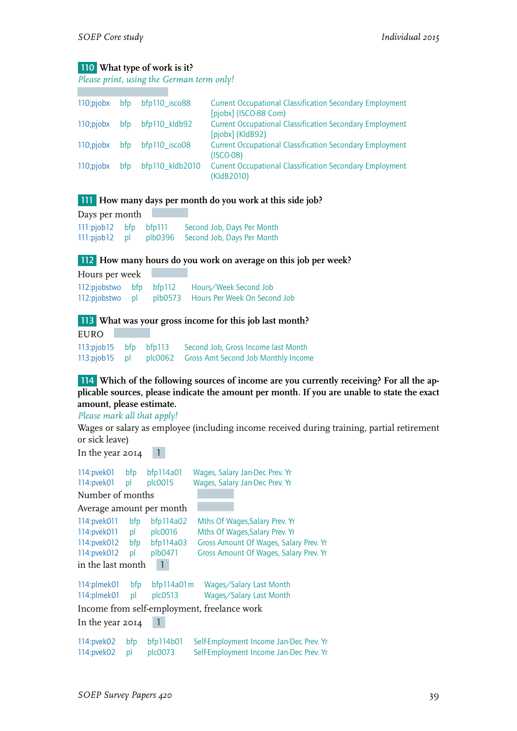**110** **What type of work is it?**

*Please print, using the German term only!*

| | | | |
|---|---|---|---|
| 110;pjobx | bfp | bfp110_isco88 | Current Occupational Classification Secondary Employment [pjobx] (ISCO-88 Com) |
| 110;pjobx | bfp | bfp110_kldb92 | Current Occupational Classification Secondary Employment [pjobx] (KldB92) |
| 110;pjobx | bfp | bfp110_isco08 | Current Occupational Classification Secondary Employment (ISCO-08) |
| 110;pjobx | bfp | bfp110_kldb2010 | Current Occupational Classification Secondary Employment (KldB2010) |

**111** **How many days per month do you work at this side job?**

Days per month

| | | | |
|---|---|---|---|
| 111:pjob12 | bfp | bfp111 | Second Job, Days Per Month |
| 111:pjob12 | pl | plb0396 | Second Job, Days Per Month |

**112** **How many hours do you work on average on this job per week?**

Hours per week

| | | | |
|---|---|---|---|
| 112:pjobstwo | bfp | bfp112 | Hours/Week Second Job |
| 112:pjobstwo | pl | plb0573 | Hours Per Week On Second Job |

**113** **What was your gross income for this job last month?**

EURO

| | | | |
|---|---|---|---|
| 113:pjob15 | bfp | bfp113 | Second Job, Gross Income last Month |
| 113:pjob15 | pl | plc0062 | Gross Amt Second Job Monthly Income |

**114** **Which of the following sources of income are you currently receiving? For all the applicable sources, please indicate the amount per month. If you are unable to state the exact amount, please estimate.**

*Please mark all that apply!*

Wages or salary as employee (including income received during training, partial retirement or sick leave)

In the year 2014 1

| | | | |
|---|---|---|---|
| 114:pvek01 | bfp | bfp114a01 | Wages, Salary Jan-Dec Prev. Yr |
| 114:pvek01 | pl | plc0015 | Wages, Salary Jan-Dec Prev. Yr |

Number of months

Average amount per month

| | | | |
|---|---|---|---|
| 114:pvek011 | bfp | bfp114a02 | Mths Of Wages,Salary Prev. Yr |
| 114:pvek011 | pl | plc0016 | Mths Of Wages,Salary Prev. Yr |
| 114:pvek012 | bfp | bfp114a03 | Gross Amount Of Wages, Salary Prev. Yr |
| 114:pvek012 | pl | plb0471 | Gross Amount Of Wages, Salary Prev. Yr |

in the last month 1

| | | | |
|---|---|---|---|
| 114:plmek01 | bfp | bfp114a01m | Wages/Salary Last Month |
| 114:plmek01 | pl | plc0513 | Wages/Salary Last Month |

Income from self-employment, freelance work

In the year 2014 1

| | | | |
|---|---|---|---|
| 114:pvek02 | bfp | bfp114b01 | Self-Employment Income Jan-Dec Prev. Yr |
| 114:pvek02 | pl | plc0073 | Self-Employment Income Jan-Dec Prev. Yr |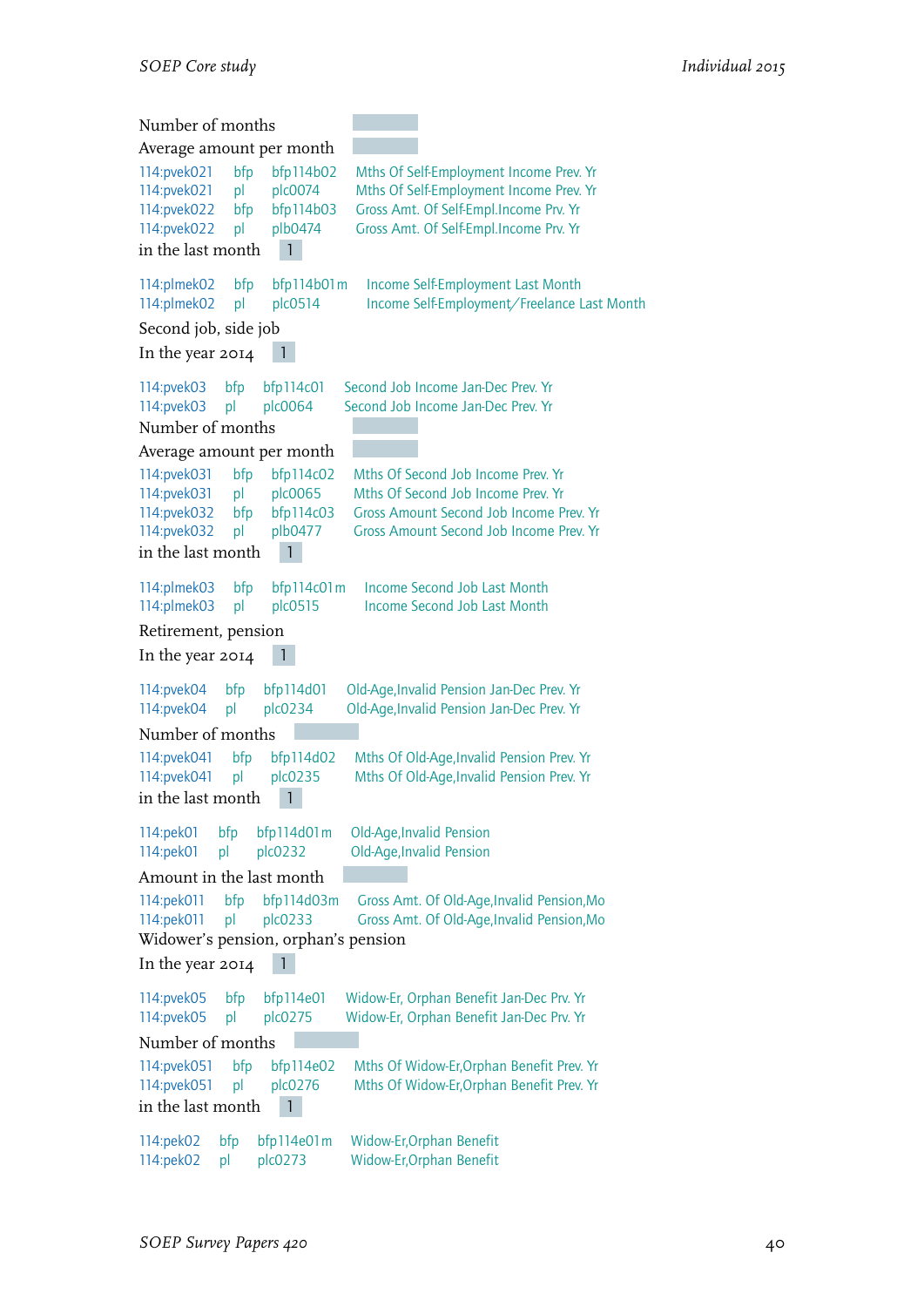Number of months

Average amount per month

114:pvek021 bfp bfp114b02 Mths Of Self-Employment Income Prev. Yr
114:pvek021 pl plc0074 Mths Of Self-Employment Income Prev. Yr
114:pvek022 bfp bfp114b03 Gross Amt. Of Self-Empl.Income Prv. Yr
114:pvek022 pl plb0474 Gross Amt. Of Self-Empl.Income Prv. Yr

in the last month 1

114:plmek02 bfp bfp114b01m Income Self-Employment Last Month
114:plmek02 pl plc0514 Income Self-Employment/Freelance Last Month

Second job, side job

In the year 2014 1

114:pvek03 bfp bfp114c01 Second Job Income Jan-Dec Prev. Yr
114:pvek03 pl plc0064 Second Job Income Jan-Dec Prev. Yr

Number of months

Average amount per month

114:pvek031 bfp bfp114c02 Mths Of Second Job Income Prev. Yr
114:pvek031 pl plc0065 Mths Of Second Job Income Prev. Yr
114:pvek032 bfp bfp114c03 Gross Amount Second Job Income Prev. Yr
114:pvek032 pl plb0477 Gross Amount Second Job Income Prev. Yr

in the last month 1

114:plmek03 bfp bfp114c01m Income Second Job Last Month
114:plmek03 pl plc0515 Income Second Job Last Month

Retirement, pension

In the year 2014 1

114:pvek04 bfp bfp114d01 Old-Age,Invalid Pension Jan-Dec Prev. Yr
114:pvek04 pl plc0234 Old-Age,Invalid Pension Jan-Dec Prev. Yr

Number of months

114:pvek041 bfp bfp114d02 Mths Of Old-Age,Invalid Pension Prev. Yr
114:pvek041 pl plc0235 Mths Of Old-Age,Invalid Pension Prev. Yr

in the last month 1

114:pek01 bfp bfp114d01m Old-Age,Invalid Pension
114:pek01 pl plc0232 Old-Age,Invalid Pension

Amount in the last month

114:pek011 bfp bfp114d03m Gross Amt. Of Old-Age,Invalid Pension,Mo
114:pek011 pl plc0233 Gross Amt. Of Old-Age,Invalid Pension,Mo

Widower's pension, orphan's pension

In the year 2014 1

114:pvek05 bfp bfp114e01 Widow-Er, Orphan Benefit Jan-Dec Prv. Yr
114:pvek05 pl plc0275 Widow-Er, Orphan Benefit Jan-Dec Prv. Yr

Number of months

114:pvek051 bfp bfp114e02 Mths Of Widow-Er,Orphan Benefit Prev. Yr
114:pvek051 pl plc0276 Mths Of Widow-Er,Orphan Benefit Prev. Yr

in the last month 1

114:pek02 bfp bfp114e01m Widow-Er,Orphan Benefit
114:pek02 pl plc0273 Widow-Er,Orphan Benefit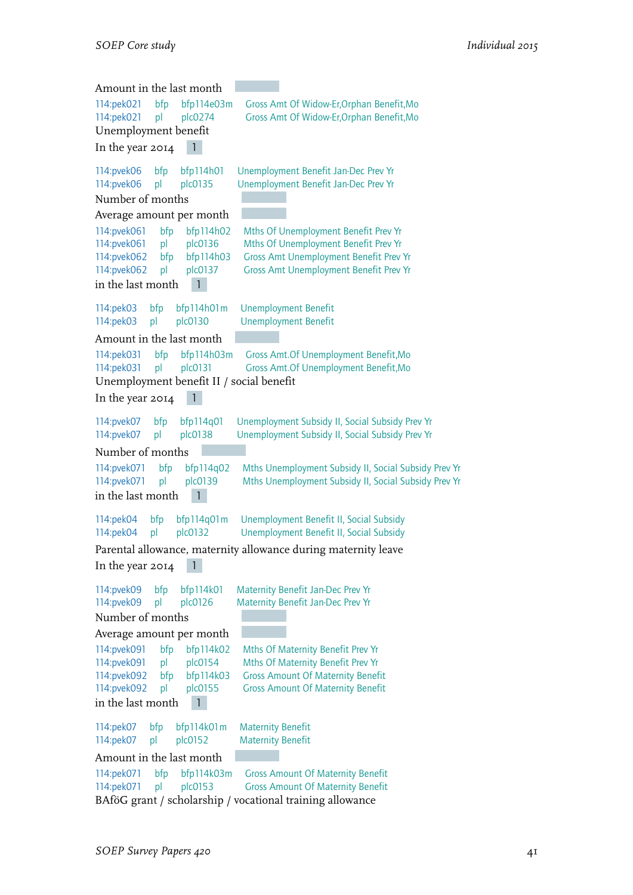Amount in the last month

114:pek021 bfp bfp114e03m Gross Amt Of Widow-Er,Orphan Benefit,Mo
114:pek021 pl plc0274 Gross Amt Of Widow-Er,Orphan Benefit,Mo

Unemployment benefit

In the year 2014 1

114:pvek06 bfp bfp114h01 Unemployment Benefit Jan-Dec Prev Yr
114:pvek06 pl plc0135 Unemployment Benefit Jan-Dec Prev Yr

Number of months

Average amount per month

114:pvek061 bfp bfp114h02 Mths Of Unemployment Benefit Prev Yr
114:pvek061 pl plc0136 Mths Of Unemployment Benefit Prev Yr
114:pvek062 bfp bfp114h03 Gross Amt Unemployment Benefit Prev Yr
114:pvek062 pl plc0137 Gross Amt Unemployment Benefit Prev Yr

in the last month 1

114:pek03 bfp bfp114h01m Unemployment Benefit
114:pek03 pl plc0130 Unemployment Benefit

Amount in the last month

114:pek031 bfp bfp114h03m Gross Amt.Of Unemployment Benefit,Mo
114:pek031 pl plc0131 Gross Amt.Of Unemployment Benefit,Mo

Unemployment benefit II / social benefit

In the year 2014 1

114:pvek07 bfp bfp114q01 Unemployment Subsidy II, Social Subsidy Prev Yr
114:pvek07 pl plc0138 Unemployment Subsidy II, Social Subsidy Prev Yr

Number of months

114:pvek071 bfp bfp114q02 Mths Unemployment Subsidy II, Social Subsidy Prev Yr
114:pvek071 pl plc0139 Mths Unemployment Subsidy II, Social Subsidy Prev Yr

in the last month 1

114:pek04 bfp bfp114q01m Unemployment Benefit II, Social Subsidy
114:pek04 pl plc0132 Unemployment Benefit II, Social Subsidy

Parental allowance, maternity allowance during maternity leave

In the year 2014 1

114:pvek09 bfp bfp114k01 Maternity Benefit Jan-Dec Prev Yr
114:pvek09 pl plc0126 Maternity Benefit Jan-Dec Prev Yr

Number of months

Average amount per month

114:pvek091 bfp bfp114k02 Mths Of Maternity Benefit Prev Yr
114:pvek091 pl plc0154 Mths Of Maternity Benefit Prev Yr
114:pvek092 bfp bfp114k03 Gross Amount Of Maternity Benefit
114:pvek092 pl plc0155 Gross Amount Of Maternity Benefit

in the last month 1

114:pek07 bfp bfp114k01m Maternity Benefit
114:pek07 pl plc0152 Maternity Benefit

Amount in the last month

114:pek071 bfp bfp114k03m Gross Amount Of Maternity Benefit
114:pek071 pl plc0153 Gross Amount Of Maternity Benefit

BAföG grant / scholarship / vocational training allowance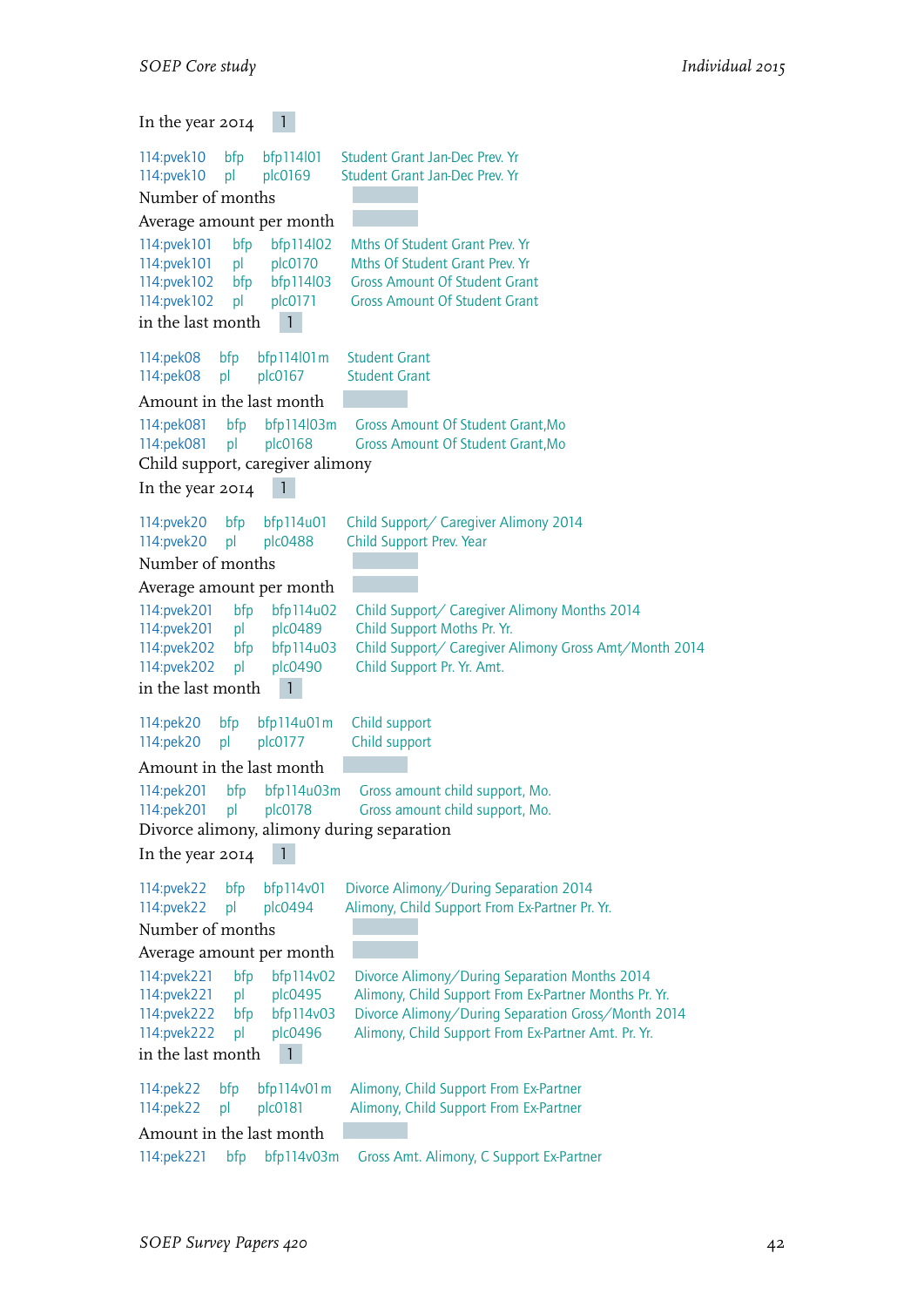In the year 2014 | 1 |

114:pvek10 bfp bfp114l01 Student Grant Jan-Dec Prev. Yr
114:pvek10 pl plc0169 Student Grant Jan-Dec Prev. Yr

Number of months

Average amount per month

114:pvek101 bfp bfp114l02 Mths Of Student Grant Prev. Yr
114:pvek101 pl plc0170 Mths Of Student Grant Prev. Yr
114:pvek102 bfp bfp114l03 Gross Amount Of Student Grant
114:pvek102 pl plc0171 Gross Amount Of Student Grant

in the last month | 1 |

114:pek08 bfp bfp114l01m Student Grant
114:pek08 pl plc0167 Student Grant

Amount in the last month

114:pek081 bfp bfp114l03m Gross Amount Of Student Grant,Mo
114:pek081 pl plc0168 Gross Amount Of Student Grant,Mo

Child support, caregiver alimony

In the year 2014 | 1 |

114:pvek20 bfp bfp114u01 Child Support/ Caregiver Alimony 2014
114:pvek20 pl plc0488 Child Support Prev. Year

Number of months

Average amount per month

114:pvek201 bfp bfp114u02 Child Support/ Caregiver Alimony Months 2014
114:pvek201 pl plc0489 Child Support Moths Pr. Yr.
114:pvek202 bfp bfp114u03 Child Support/ Caregiver Alimony Gross Amt/Month 2014
114:pvek202 pl plc0490 Child Support Pr. Yr. Amt.

in the last month | 1 |

114:pek20 bfp bfp114u01m Child support
114:pek20 pl plc0177 Child support

Amount in the last month

114:pek201 bfp bfp114u03m Gross amount child support, Mo.
114:pek201 pl plc0178 Gross amount child support, Mo.

Divorce alimony, alimony during separation

In the year 2014 | 1 |

114:pvek22 bfp bfp114v01 Divorce Alimony/During Separation 2014
114:pvek22 pl plc0494 Alimony, Child Support From Ex-Partner Pr. Yr.

Number of months

Average amount per month

114:pvek221 bfp bfp114v02 Divorce Alimony/During Separation Months 2014
114:pvek221 pl plc0495 Alimony, Child Support From Ex-Partner Months Pr. Yr.
114:pvek222 bfp bfp114v03 Divorce Alimony/During Separation Gross/Month 2014
114:pvek222 pl plc0496 Alimony, Child Support From Ex-Partner Amt. Pr. Yr.

in the last month | 1 |

114:pek22 bfp bfp114v01m Alimony, Child Support From Ex-Partner
114:pek22 pl plc0181 Alimony, Child Support From Ex-Partner

Amount in the last month

114:pek221 bfp bfp114v03m Gross Amt. Alimony, C Support Ex-Partner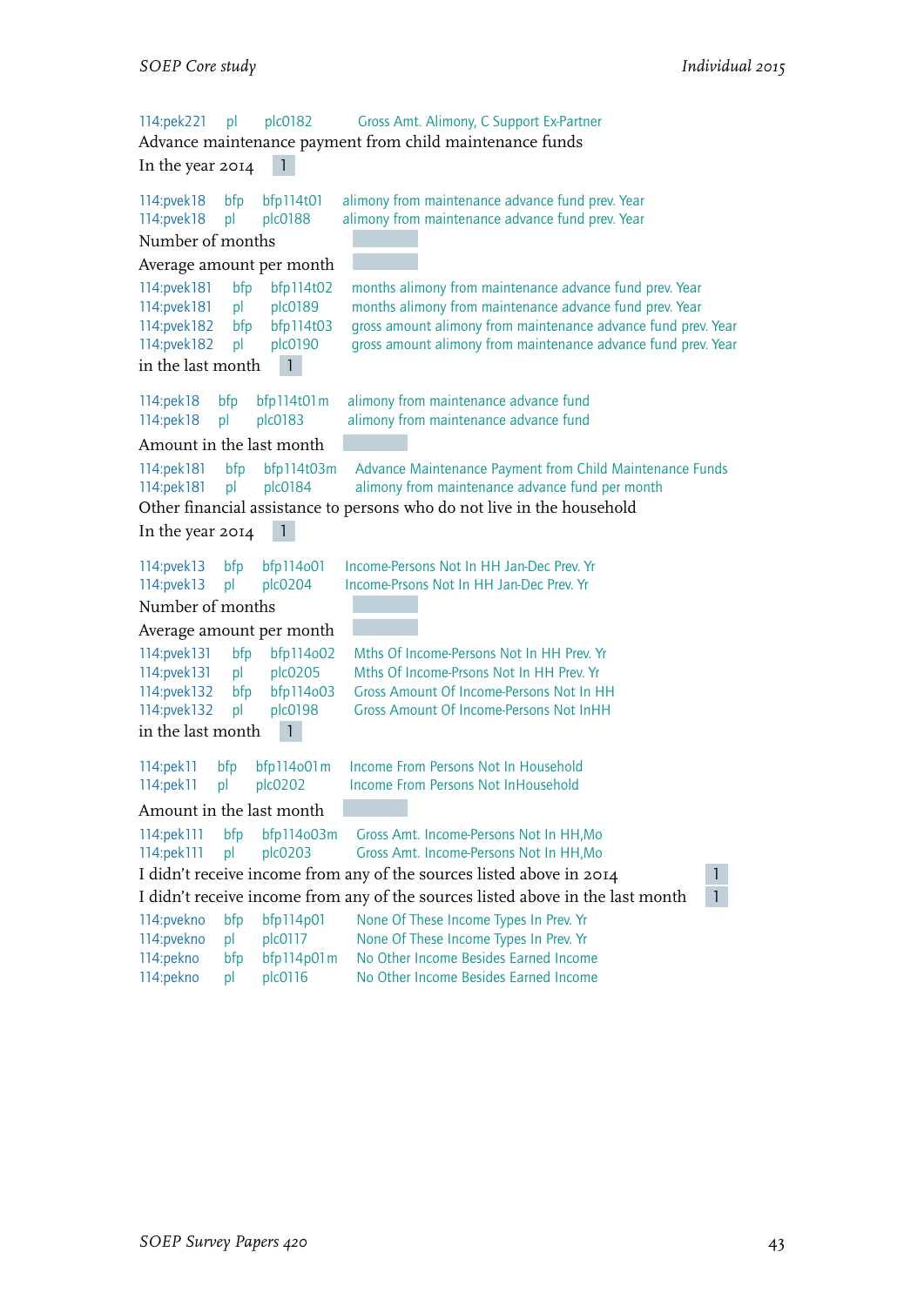114:pek221 pl plc0182 Gross Amt. Alimony, C Support Ex-Partner

Advance maintenance payment from child maintenance funds

In the year 2014 | 1

114:pvek18 bfp bfp114t01 alimony from maintenance advance fund prev. Year
114:pvek18 pl plc0188 alimony from maintenance advance fund prev. Year

Number of months

Average amount per month

114:pvek181 bfp bfp114t02 months alimony from maintenance advance fund prev. Year
114:pvek181 pl plc0189 months alimony from maintenance advance fund prev. Year
114:pvek182 bfp bfp114t03 gross amount alimony from maintenance advance fund prev. Year
114:pvek182 pl plc0190 gross amount alimony from maintenance advance fund prev. Year

in the last month | 1

114:pek18 bfp bfp114t01m alimony from maintenance advance fund
114:pek18 pl plc0183 alimony from maintenance advance fund

Amount in the last month

114:pek181 bfp bfp114t03m Advance Maintenance Payment from Child Maintenance Funds
114:pek181 pl plc0184 alimony from maintenance advance fund per month

Other financial assistance to persons who do not live in the household

In the year 2014 | 1

114:pvek13 bfp bfp114o01 Income-Persons Not In HH Jan-Dec Prev. Yr
114:pvek13 pl plc0204 Income-Prsons Not In HH Jan-Dec Prev. Yr

Number of months

Average amount per month

114:pvek131 bfp bfp114o02 Mths Of Income-Persons Not In HH Prev. Yr
114:pvek131 pl plc0205 Mths Of Income-Prsons Not In HH Prev. Yr
114:pvek132 bfp bfp114o03 Gross Amount Of Income-Persons Not In HH
114:pvek132 pl plc0198 Gross Amount Of Income-Persons Not InHH

in the last month | 1

114:pek11 bfp bfp114o01m Income From Persons Not In Household
114:pek11 pl plc0202 Income From Persons Not InHousehold

Amount in the last month

114:pek111 bfp bfp114o03m Gross Amt. Income-Persons Not In HH,Mo
114:pek111 pl plc0203 Gross Amt. Income-Persons Not In HH,Mo

I didn't receive income from any of the sources listed above in 2014 | 1

I didn't receive income from any of the sources listed above in the last month | 1

114:pvekno bfp bfp114p01 None Of These Income Types In Prev. Yr
114:pvekno pl plc0117 None Of These Income Types In Prev. Yr
114:pekno bfp bfp114p01m No Other Income Besides Earned Income
114:pekno pl plc0116 No Other Income Besides Earned Income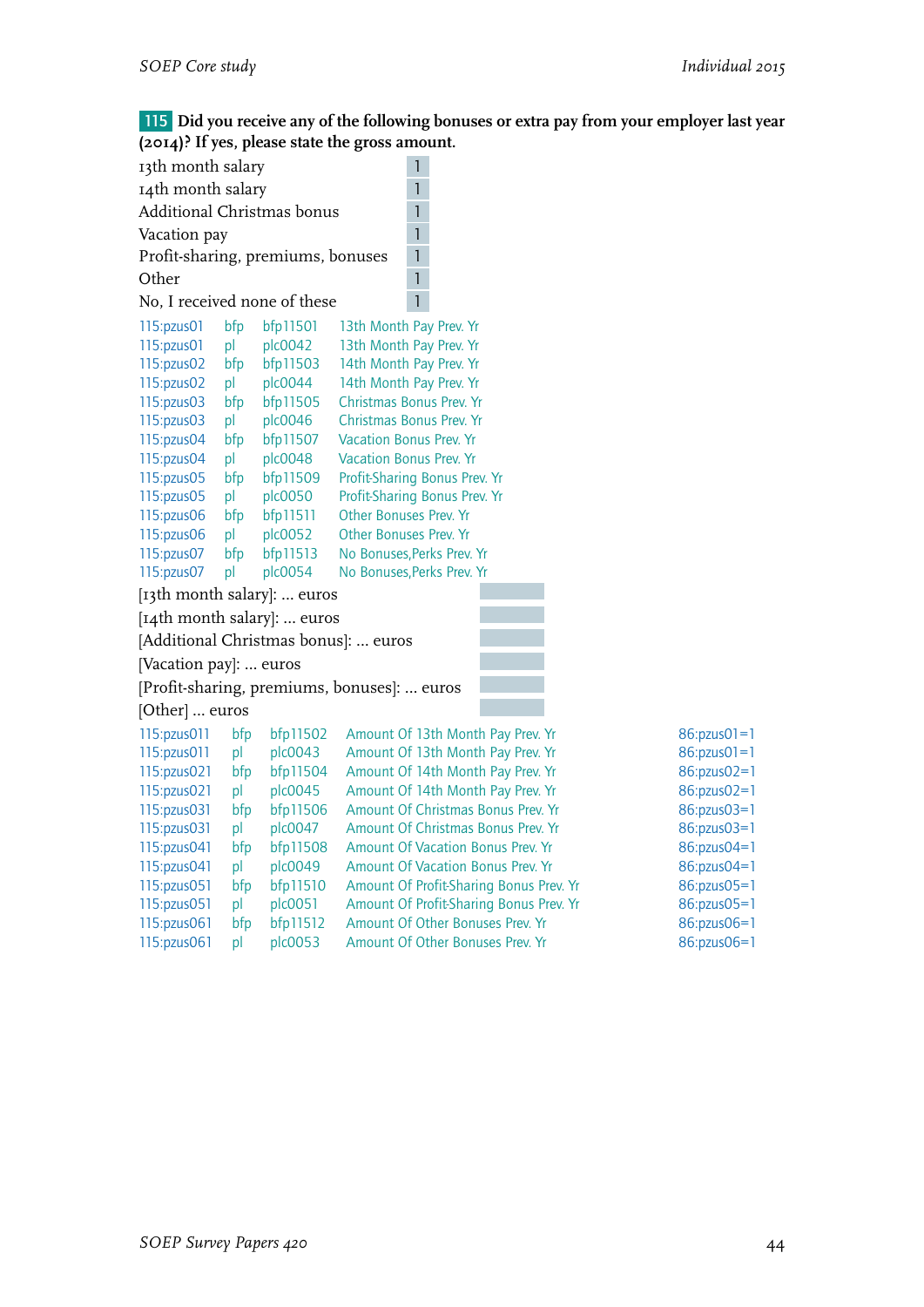**115** **Did you receive any of the following bonuses or extra pay from your employer last year (2014)? If yes, please state the gross amount.**

| | |
|---|---|
| 13th month salary | 1 |
| 14th month salary | 1 |
| Additional Christmas bonus | 1 |
| Vacation pay | 1 |
| Profit-sharing, premiums, bonuses | 1 |
| Other | 1 |
| No, I received none of these | 1 |

| | | | |
|---|---|---|---|
| 115:pzus01 | bfp | bfp11501 | 13th Month Pay Prev. Yr |
| 115:pzus01 | pl | plc0042 | 13th Month Pay Prev. Yr |
| 115:pzus02 | bfp | bfp11503 | 14th Month Pay Prev. Yr |
| 115:pzus02 | pl | plc0044 | 14th Month Pay Prev. Yr |
| 115:pzus03 | bfp | bfp11505 | Christmas Bonus Prev. Yr |
| 115:pzus03 | pl | plc0046 | Christmas Bonus Prev. Yr |
| 115:pzus04 | bfp | bfp11507 | Vacation Bonus Prev. Yr |
| 115:pzus04 | pl | plc0048 | Vacation Bonus Prev. Yr |
| 115:pzus05 | bfp | bfp11509 | Profit-Sharing Bonus Prev. Yr |
| 115:pzus05 | pl | plc0050 | Profit-Sharing Bonus Prev. Yr |
| 115:pzus06 | bfp | bfp11511 | Other Bonuses Prev. Yr |
| 115:pzus06 | pl | plc0052 | Other Bonuses Prev. Yr |
| 115:pzus07 | bfp | bfp11513 | No Bonuses,Perks Prev. Yr |
| 115:pzus07 | pl | plc0054 | No Bonuses,Perks Prev. Yr |

[13th month salary]: ... euros

[14th month salary]: ... euros

[Additional Christmas bonus]: ... euros

[Vacation pay]: ... euros

[Profit-sharing, premiums, bonuses]: ... euros

[Other] ... euros

| | | | | |
|---|---|---|---|---|
| 115:pzus011 | bfp | bfp11502 | Amount Of 13th Month Pay Prev. Yr | 86:pzus01=1 |
| 115:pzus011 | pl | plc0043 | Amount Of 13th Month Pay Prev. Yr | 86:pzus01=1 |
| 115:pzus021 | bfp | bfp11504 | Amount Of 14th Month Pay Prev. Yr | 86:pzus02=1 |
| 115:pzus021 | pl | plc0045 | Amount Of 14th Month Pay Prev. Yr | 86:pzus02=1 |
| 115:pzus031 | bfp | bfp11506 | Amount Of Christmas Bonus Prev. Yr | 86:pzus03=1 |
| 115:pzus031 | pl | plc0047 | Amount Of Christmas Bonus Prev. Yr | 86:pzus03=1 |
| 115:pzus041 | bfp | bfp11508 | Amount Of Vacation Bonus Prev. Yr | 86:pzus04=1 |
| 115:pzus041 | pl | plc0049 | Amount Of Vacation Bonus Prev. Yr | 86:pzus04=1 |
| 115:pzus051 | bfp | bfp11510 | Amount Of Profit-Sharing Bonus Prev. Yr | 86:pzus05=1 |
| 115:pzus051 | pl | plc0051 | Amount Of Profit-Sharing Bonus Prev. Yr | 86:pzus05=1 |
| 115:pzus061 | bfp | bfp11512 | Amount Of Other Bonuses Prev. Yr | 86:pzus06=1 |
| 115:pzus061 | pl | plc0053 | Amount Of Other Bonuses Prev. Yr | 86:pzus06=1 |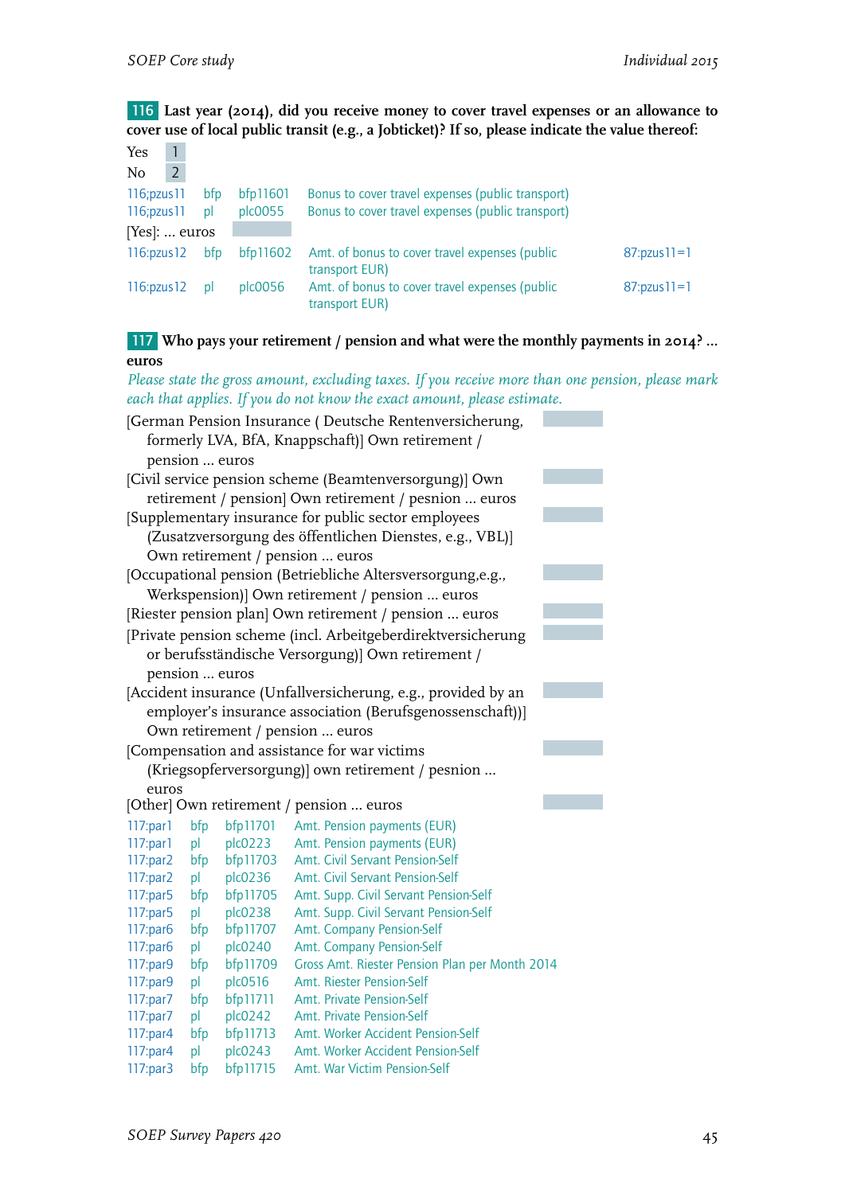**116** **Last year (2014), did you receive money to cover travel expenses or an allowance to cover use of local public transit (e.g., a Jobticket)? If so, please indicate the value thereof:**

Yes 1
No 2

| | | | | |
|---|---|---|---|---|
| 116;pzus11 | bfp | bfp11601 | Bonus to cover travel expenses (public transport) | |
| 116;pzus11 | pl | plc0055 | Bonus to cover travel expenses (public transport) | |

[Yes]: ... euros

| | | | | |
|---|---|---|---|---|
| 116:pzus12 | bfp | bfp11602 | Amt. of bonus to cover travel expenses (public transport EUR) | 87:pzus11=1 |
| 116:pzus12 | pl | plc0056 | Amt. of bonus to cover travel expenses (public transport EUR) | 87:pzus11=1 |

**117** **Who pays your retirement / pension and what were the monthly payments in 2014? ... euros**

*Please state the gross amount, excluding taxes. If you receive more than one pension, please mark each that applies. If you do not know the exact amount, please estimate.*

[German Pension Insurance ( Deutsche Rentenversicherung, formerly LVA, BfA, Knappschaft)] Own retirement / pension ... euros

[Civil service pension scheme (Beamtenversorgung)] Own retirement / pension] Own retirement / pesnion ... euros

[Supplementary insurance for public sector employees (Zusatzversorgung des öffentlichen Dienstes, e.g., VBL)] Own retirement / pension ... euros

[Occupational pension (Betriebliche Altersversorgung,e.g., Werkspension)] Own retirement / pension ... euros

[Riester pension plan] Own retirement / pension ... euros

[Private pension scheme (incl. Arbeitgeberdirektversicherung or berufsständische Versorgung)] Own retirement / pension ... euros

[Accident insurance (Unfallversicherung, e.g., provided by an employer's insurance association (Berufsgenossenschaft))] Own retirement / pension ... euros

[Compensation and assistance for war victims (Kriegsopferversorgung)] own retirement / pesnion ... euros

[Other] Own retirement / pension ... euros

| | | | |
|---|---|---|---|
| 117:par1 | bfp | bfp11701 | Amt. Pension payments (EUR) |
| 117:par1 | pl | plc0223 | Amt. Pension payments (EUR) |
| 117:par2 | bfp | bfp11703 | Amt. Civil Servant Pension-Self |
| 117:par2 | pl | plc0236 | Amt. Civil Servant Pension-Self |
| 117:par5 | bfp | bfp11705 | Amt. Supp. Civil Servant Pension-Self |
| 117:par5 | pl | plc0238 | Amt. Supp. Civil Servant Pension-Self |
| 117:par6 | bfp | bfp11707 | Amt. Company Pension-Self |
| 117:par6 | pl | plc0240 | Amt. Company Pension-Self |
| 117:par9 | bfp | bfp11709 | Gross Amt. Riester Pension Plan per Month 2014 |
| 117:par9 | pl | plc0516 | Amt. Riester Pension-Self |
| 117:par7 | bfp | bfp11711 | Amt. Private Pension-Self |
| 117:par7 | pl | plc0242 | Amt. Private Pension-Self |
| 117:par4 | bfp | bfp11713 | Amt. Worker Accident Pension-Self |
| 117:par4 | pl | plc0243 | Amt. Worker Accident Pension-Self |
| 117:par3 | bfp | bfp11715 | Amt. War Victim Pension-Self |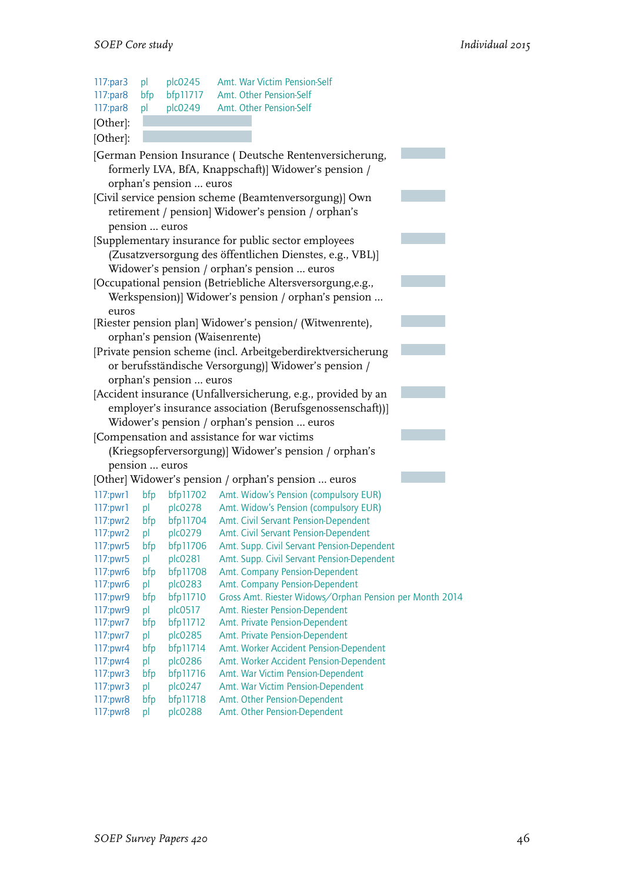117:par3 pl plc0245 Amt. War Victim Pension-Self
117:par8 bfp bfp11717 Amt. Other Pension-Self
117:par8 pl plc0249 Amt. Other Pension-Self

[Other]:

[Other]:

[German Pension Insurance ( Deutsche Rentenversicherung, formerly LVA, BfA, Knappschaft)] Widower's pension / orphan's pension ... euros

[Civil service pension scheme (Beamtenversorgung)] Own retirement / pension] Widower's pension / orphan's pension ... euros

[Supplementary insurance for public sector employees (Zusatzversorgung des öffentlichen Dienstes, e.g., VBL)] Widower's pension / orphan's pension ... euros

[Occupational pension (Betriebliche Altersversorgung,e.g., Werkspension)] Widower's pension / orphan's pension ... euros

[Riester pension plan] Widower's pension/ (Witwenrente), orphan's pension (Waisenrente)

[Private pension scheme (incl. Arbeitgeberdirektversicherung or berufsständische Versorgung)] Widower's pension / orphan's pension ... euros

[Accident insurance (Unfallversicherung, e.g., provided by an employer's insurance association (Berufsgenossenschaft))] Widower's pension / orphan's pension ... euros

[Compensation and assistance for war victims (Kriegsopferversorgung)] Widower's pension / orphan's pension ... euros

[Other] Widower's pension / orphan's pension ... euros

117:pwr1 bfp bfp11702 Amt. Widow's Pension (compulsory EUR)
117:pwr1 pl plc0278 Amt. Widow's Pension (compulsory EUR)
117:pwr2 bfp bfp11704 Amt. Civil Servant Pension-Dependent
117:pwr2 pl plc0279 Amt. Civil Servant Pension-Dependent
117:pwr5 bfp bfp11706 Amt. Supp. Civil Servant Pension-Dependent
117:pwr5 pl plc0281 Amt. Supp. Civil Servant Pension-Dependent
117:pwr6 bfp bfp11708 Amt. Company Pension-Dependent
117:pwr6 pl plc0283 Amt. Company Pension-Dependent
117:pwr9 bfp bfp11710 Gross Amt. Riester Widows/Orphan Pension per Month 2014
117:pwr9 pl plc0517 Amt. Riester Pension-Dependent
117:pwr7 bfp bfp11712 Amt. Private Pension-Dependent
117:pwr7 pl plc0285 Amt. Private Pension-Dependent
117:pwr4 bfp bfp11714 Amt. Worker Accident Pension-Dependent
117:pwr4 pl plc0286 Amt. Worker Accident Pension-Dependent
117:pwr3 bfp bfp11716 Amt. War Victim Pension-Dependent
117:pwr3 pl plc0247 Amt. War Victim Pension-Dependent
117:pwr8 bfp bfp11718 Amt. Other Pension-Dependent
117:pwr8 pl plc0288 Amt. Other Pension-Dependent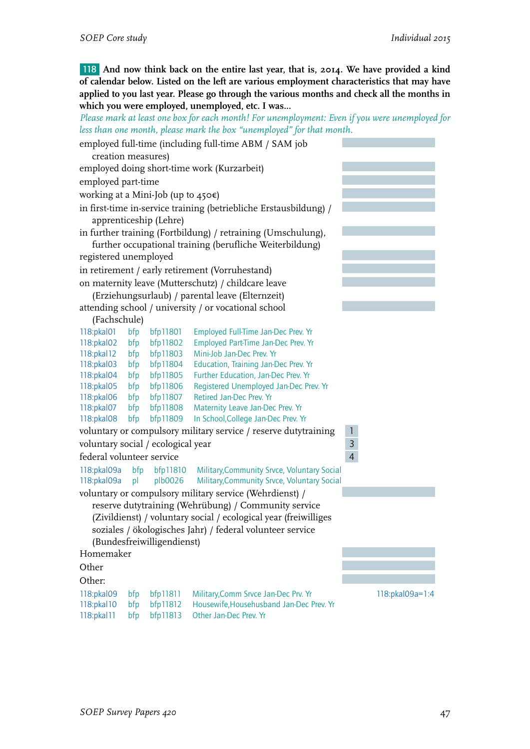**118** **And now think back on the entire last year, that is, 2014. We have provided a kind of calendar below. Listed on the left are various employment characteristics that may have applied to you last year. Please go through the various months and check all the months in which you were employed, unemployed, etc. I was...**

*Please mark at least one box for each month! For unemployment: Even if you were unemployed for less than one month, please mark the box "unemployed" for that month.*

employed full-time (including full-time ABM / SAM job creation measures)

employed doing short-time work (Kurzarbeit)

employed part-time

working at a Mini-Job (up to 450€)

in first-time in-service training (betriebliche Erstausbildung) / apprenticeship (Lehre)

in further training (Fortbildung) / retraining (Umschulung), further occupational training (berufliche Weiterbildung)

registered unemployed

in retirement / early retirement (Vorruhestand)

on maternity leave (Mutterschutz) / childcare leave (Erziehungsurlaub) / parental leave (Elternzeit)

attending school / university / or vocational school (Fachschule)

| | | | |
|---|---|---|---|
| 118:pkal01 | bfp | bfp11801 | Employed Full-Time Jan-Dec Prev. Yr |
| 118:pkal02 | bfp | bfp11802 | Employed Part-Time Jan-Dec Prev. Yr |
| 118:pkal12 | bfp | bfp11803 | Mini-Job Jan-Dec Prev. Yr |
| 118:pkal03 | bfp | bfp11804 | Education, Training Jan-Dec Prev. Yr |
| 118:pkal04 | bfp | bfp11805 | Further Education, Jan-Dec Prev. Yr |
| 118:pkal05 | bfp | bfp11806 | Registered Unemployed Jan-Dec Prev. Yr |
| 118:pkal06 | bfp | bfp11807 | Retired Jan-Dec Prev. Yr |
| 118:pkal07 | bfp | bfp11808 | Maternity Leave Jan-Dec Prev. Yr |
| 118:pkal08 | bfp | bfp11809 | In School,College Jan-Dec Prev. Yr |

voluntary or compulsory military service / reserve dutytraining 1

voluntary social / ecological year 3

federal volunteer service 4

| | | | |
|---|---|---|---|
| 118:pkal09a | bfp | bfp11810 | Military,Community Srvce, Voluntary Social |
| 118:pkal09a | pl | plb0026 | Military,Community Srvce, Voluntary Social |

voluntary or compulsory military service (Wehrdienst) / reserve dutytraining (Wehrübung) / Community service (Zivildienst) / voluntary social / ecological year (freiwilliges soziales / ökologisches Jahr) / federal volunteer service (Bundesfreiwilligendienst)

Homemaker

Other

Other:

| | | | | |
|---|---|---|---|---|
| 118:pkal09 | bfp | bfp11811 | Military,Comm Srvce Jan-Dec Prv. Yr | 118:pkal09a=1:4 |
| 118:pkal10 | bfp | bfp11812 | Housewife,Househusband Jan-Dec Prev. Yr | |
| 118:pkal11 | bfp | bfp11813 | Other Jan-Dec Prev. Yr | |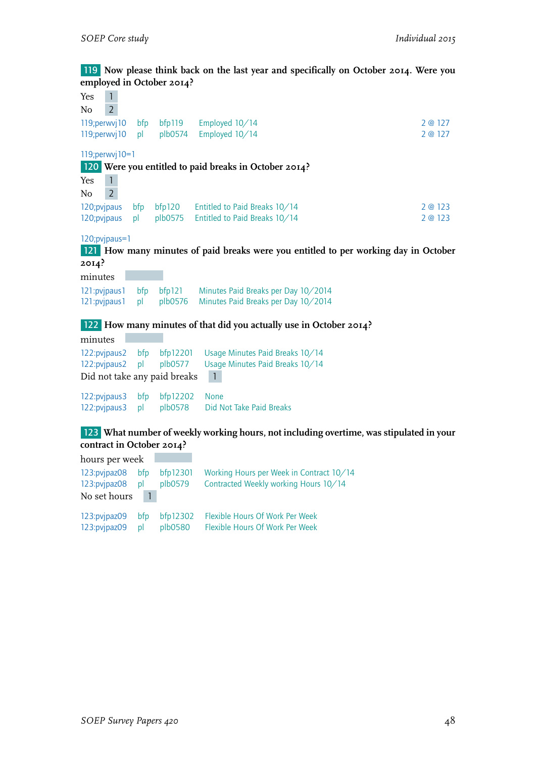**119** Now please think back on the last year and specifically on October 2014. Were you employed in October 2014?

Yes 1
No 2

| | | | | |
|---|---|---|---|---|
| 119;perwvj10 | bfp | bfp119 | Employed 10/14 | 2 @ 127 |
| 119;perwvj10 | pl | plb0574 | Employed 10/14 | 2 @ 127 |

119;perwvj10=1

**120** Were you entitled to paid breaks in October 2014?

Yes 1
No 2

| | | | | |
|---|---|---|---|---|
| 120;pvjpaus | bfp | bfp120 | Entitled to Paid Breaks 10/14 | 2 @ 123 |
| 120;pvjpaus | pl | plb0575 | Entitled to Paid Breaks 10/14 | 2 @ 123 |

120;pvjpaus=1

**121** How many minutes of paid breaks were you entitled to per working day in October 2014?

minutes

| | | | |
|---|---|---|---|
| 121:pvjpaus1 | bfp | bfp121 | Minutes Paid Breaks per Day 10/2014 |
| 121:pvjpaus1 | pl | plb0576 | Minutes Paid Breaks per Day 10/2014 |

**122** How many minutes of that did you actually use in October 2014?

minutes

| | | | |
|---|---|---|---|
| 122:pvjpaus2 | bfp | bfp12201 | Usage Minutes Paid Breaks 10/14 |
| 122:pvjpaus2 | pl | plb0577 | Usage Minutes Paid Breaks 10/14 |

Did not take any paid breaks 1

| | | | |
|---|---|---|---|
| 122:pvjpaus3 | bfp | bfp12202 | None |
| 122:pvjpaus3 | pl | plb0578 | Did Not Take Paid Breaks |

**123** What number of weekly working hours, not including overtime, was stipulated in your contract in October 2014?

hours per week

| | | | |
|---|---|---|---|
| 123:pvjpaz08 | bfp | bfp12301 | Working Hours per Week in Contract 10/14 |
| 123:pvjpaz08 | pl | plb0579 | Contracted Weekly working Hours 10/14 |

No set hours 1

| | | | |
|---|---|---|---|
| 123:pvjpaz09 | bfp | bfp12302 | Flexible Hours Of Work Per Week |
| 123:pvjpaz09 | pl | plb0580 | Flexible Hours Of Work Per Week |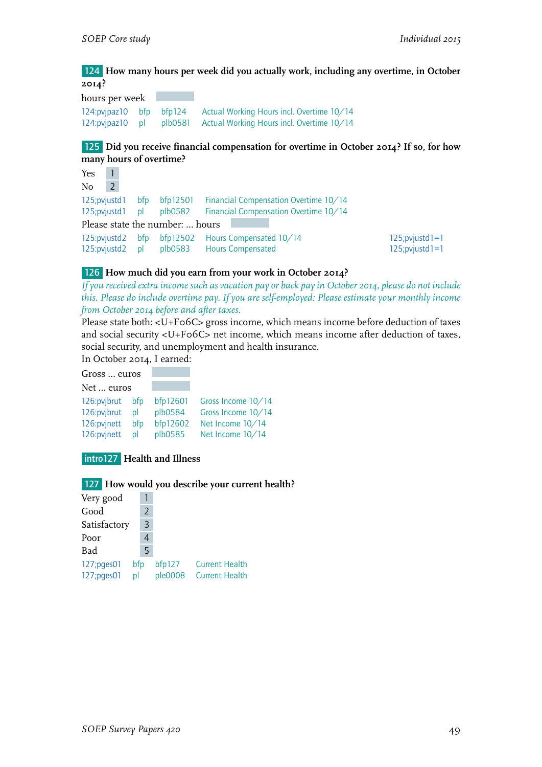**124** **How many hours per week did you actually work, including any overtime, in October 2014?**

hours per week

| | | | |
|---|---|---|---|
| 124:pvjpaz10 | bfp | bfp124 | Actual Working Hours incl. Overtime 10/14 |
| 124:pvjpaz10 | pl | plb0581 | Actual Working Hours incl. Overtime 10/14 |

**125** **Did you receive financial compensation for overtime in October 2014? If so, for how many hours of overtime?**

Yes 1
No 2

| | | | |
|---|---|---|---|
| 125;pvjustd1 | bfp | bfp12501 | Financial Compensation Overtime 10/14 |
| 125;pvjustd1 | pl | plb0582 | Financial Compensation Overtime 10/14 |

Please state the number: ... hours

| | | | | |
|---|---|---|---|---|
| 125:pvjustd2 | bfp | bfp12502 | Hours Compensated 10/14 | 125;pvjustd1=1 |
| 125:pvjustd2 | pl | plb0583 | Hours Compensated | 125;pvjustd1=1 |

**126** **How much did you earn from your work in October 2014?**

*If you received extra income such as vacation pay or back pay in October 2014, please do not include this. Please do include overtime pay. If you are self-employed: Please estimate your monthly income from October 2014 before and after taxes.*

Please state both: <U+F06C> gross income, which means income before deduction of taxes and social security <U+F06C> net income, which means income after deduction of taxes, social security, and unemployment and health insurance.

In October 2014, I earned:

Gross ... euros

Net ... euros

| | | | |
|---|---|---|---|
| 126:pvjbrut | bfp | bfp12601 | Gross Income 10/14 |
| 126:pvjbrut | pl | plb0584 | Gross Income 10/14 |
| 126:pvjnett | bfp | bfp12602 | Net Income 10/14 |
| 126:pvjnett | pl | plb0585 | Net Income 10/14 |

## intro127 Health and Illness

**127** **How would you describe your current health?**

Very good 1
Good 2
Satisfactory 3
Poor 4
Bad 5

| | | | |
|---|---|---|---|
| 127;pges01 | bfp | bfp127 | Current Health |
| 127;pges01 | pl | ple0008 | Current Health |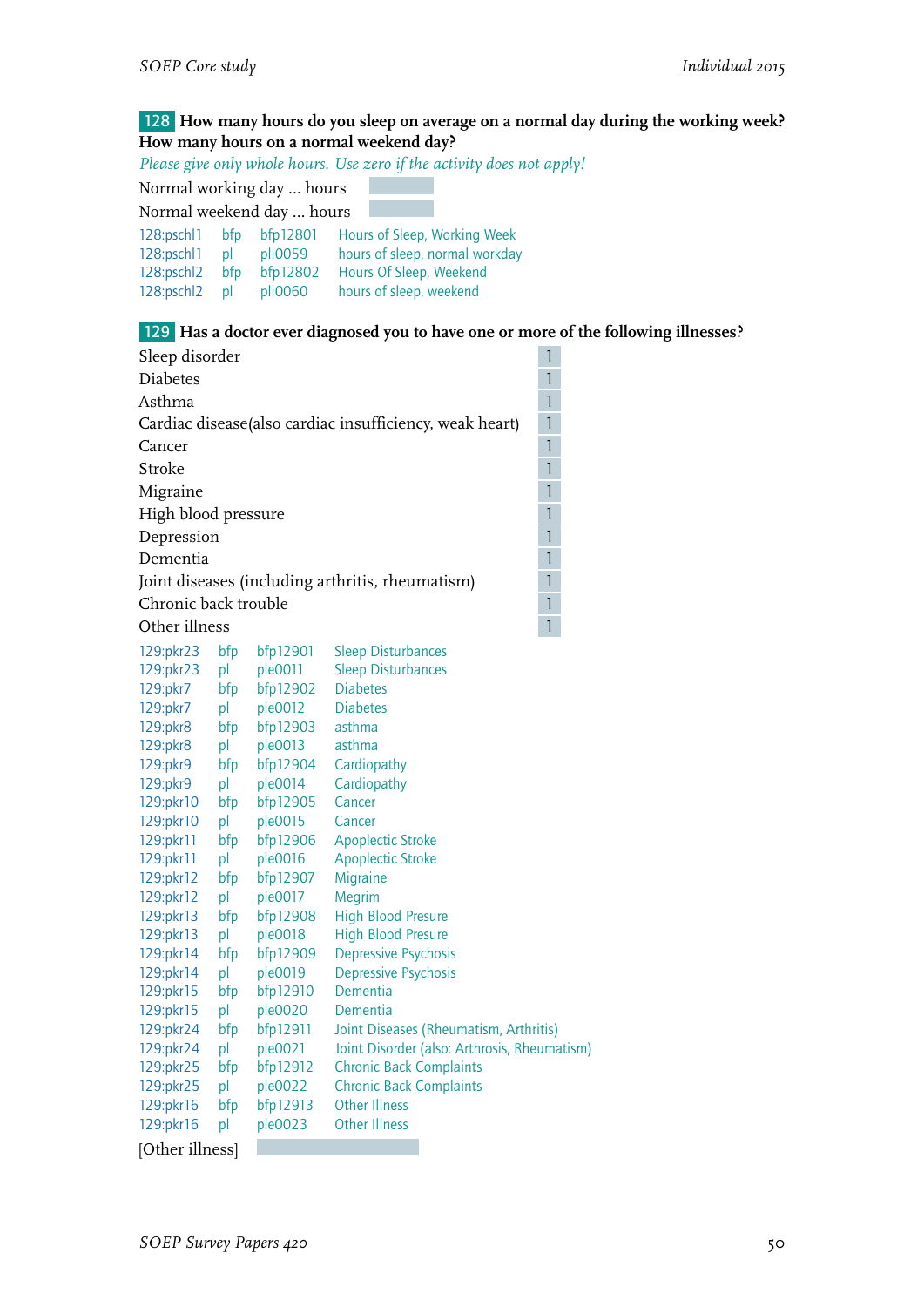**128** How many hours do you sleep on average on a normal day during the working week? How many hours on a normal weekend day?

*Please give only whole hours. Use zero if the activity does not apply!*

Normal working day ... hours

Normal weekend day ... hours

| | | | |
|---|---|---|---|
| 128:pschl1 | bfp | bfp12801 | Hours of Sleep, Working Week |
| 128:pschl1 | pl | pli0059 | hours of sleep, normal workday |
| 128:pschl2 | bfp | bfp12802 | Hours Of Sleep, Weekend |
| 128:pschl2 | pl | pli0060 | hours of sleep, weekend |

**129** Has a doctor ever diagnosed you to have one or more of the following illnesses?

| | |
|---|---|
| Sleep disorder | 1 |
| Diabetes | 1 |
| Asthma | 1 |
| Cardiac disease(also cardiac insufficiency, weak heart) | 1 |
| Cancer | 1 |
| Stroke | 1 |
| Migraine | 1 |
| High blood pressure | 1 |
| Depression | 1 |
| Dementia | 1 |
| Joint diseases (including arthritis, rheumatism) | 1 |
| Chronic back trouble | 1 |
| Other illness | 1 |

| | | | |
|---|---|---|---|
| 129:pkr23 | bfp | bfp12901 | Sleep Disturbances |
| 129:pkr23 | pl | ple0011 | Sleep Disturbances |
| 129:pkr7 | bfp | bfp12902 | Diabetes |
| 129:pkr7 | pl | ple0012 | Diabetes |
| 129:pkr8 | bfp | bfp12903 | asthma |
| 129:pkr8 | pl | ple0013 | asthma |
| 129:pkr9 | bfp | bfp12904 | Cardiopathy |
| 129:pkr9 | pl | ple0014 | Cardiopathy |
| 129:pkr10 | bfp | bfp12905 | Cancer |
| 129:pkr10 | pl | ple0015 | Cancer |
| 129:pkr11 | bfp | bfp12906 | Apoplectic Stroke |
| 129:pkr11 | pl | ple0016 | Apoplectic Stroke |
| 129:pkr12 | bfp | bfp12907 | Migraine |
| 129:pkr12 | pl | ple0017 | Megrim |
| 129:pkr13 | bfp | bfp12908 | High Blood Presure |
| 129:pkr13 | pl | ple0018 | High Blood Presure |
| 129:pkr14 | bfp | bfp12909 | Depressive Psychosis |
| 129:pkr14 | pl | ple0019 | Depressive Psychosis |
| 129:pkr15 | bfp | bfp12910 | Dementia |
| 129:pkr15 | pl | ple0020 | Dementia |
| 129:pkr24 | bfp | bfp12911 | Joint Diseases (Rheumatism, Arthritis) |
| 129:pkr24 | pl | ple0021 | Joint Disorder (also: Arthrosis, Rheumatism) |
| 129:pkr25 | bfp | bfp12912 | Chronic Back Complaints |
| 129:pkr25 | pl | ple0022 | Chronic Back Complaints |
| 129:pkr16 | bfp | bfp12913 | Other Illness |
| 129:pkr16 | pl | ple0023 | Other Illness |

[Other illness]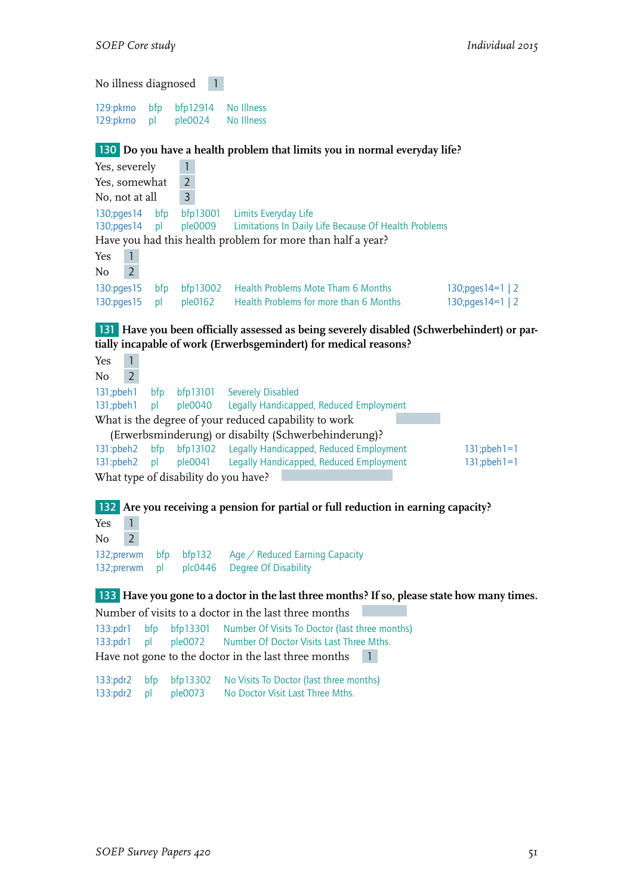No illness diagnosed 1

| | | | |
|---|---|---|---|
| 129:pkrno | bfp | bfp12914 | No Illness |
| 129:pkrno | pl | ple0024 | No Illness |

**130 Do you have a health problem that limits you in normal everyday life?**

Yes, severely 1
Yes, somewhat 2
No, not at all 3

| | | | |
|---|---|---|---|
| 130;pges14 | bfp | bfp13001 | Limits Everyday Life |
| 130;pges14 | pl | ple0009 | Limitations In Daily Life Because Of Health Problems |

Have you had this health problem for more than half a year?

Yes 1
No 2

| | | | | |
|---|---|---|---|---|
| 130:pges15 | bfp | bfp13002 | Health Problems Mote Tham 6 Months | 130;pges14=1 \| 2 |
| 130:pges15 | pl | ple0162 | Health Problems for more than 6 Months | 130;pges14=1 \| 2 |

**131 Have you been officially assessed as being severely disabled (Schwerbehindert) or partially incapable of work (Erwerbsgemindert) for medical reasons?**

Yes 1
No 2

| | | | |
|---|---|---|---|
| 131;pbeh1 | bfp | bfp13101 | Severely Disabled |
| 131;pbeh1 | pl | ple0040 | Legally Handicapped, Reduced Employment |

What is the degree of your reduced capability to work (Erwerbsminderung) or disabilty (Schwerbehinderung)?

| | | | | |
|---|---|---|---|---|
| 131:pbeh2 | bfp | bfp13102 | Legally Handicapped, Reduced Employment | 131;pbeh1=1 |
| 131:pbeh2 | pl | ple0041 | Legally Handicapped, Reduced Employment | 131;pbeh1=1 |

What type of disability do you have?

**132 Are you receiving a pension for partial or full reduction in earning capacity?**

Yes 1
No 2

| | | | |
|---|---|---|---|
| 132;prerwm | bfp | bfp132 | Age / Reduced Earning Capacity |
| 132;prerwm | pl | plc0446 | Degree Of Disability |

**133 Have you gone to a doctor in the last three months? If so, please state how many times.**

Number of visits to a doctor in the last three months

| | | | |
|---|---|---|---|
| 133:pdr1 | bfp | bfp13301 | Number Of Visits To Doctor (last three months) |
| 133:pdr1 | pl | ple0072 | Number Of Doctor Visits Last Three Mths. |

Have not gone to the doctor in the last three months 1

| | | | |
|---|---|---|---|
| 133:pdr2 | bfp | bfp13302 | No Visits To Doctor (last three months) |
| 133:pdr2 | pl | ple0073 | No Doctor Visit Last Three Mths. |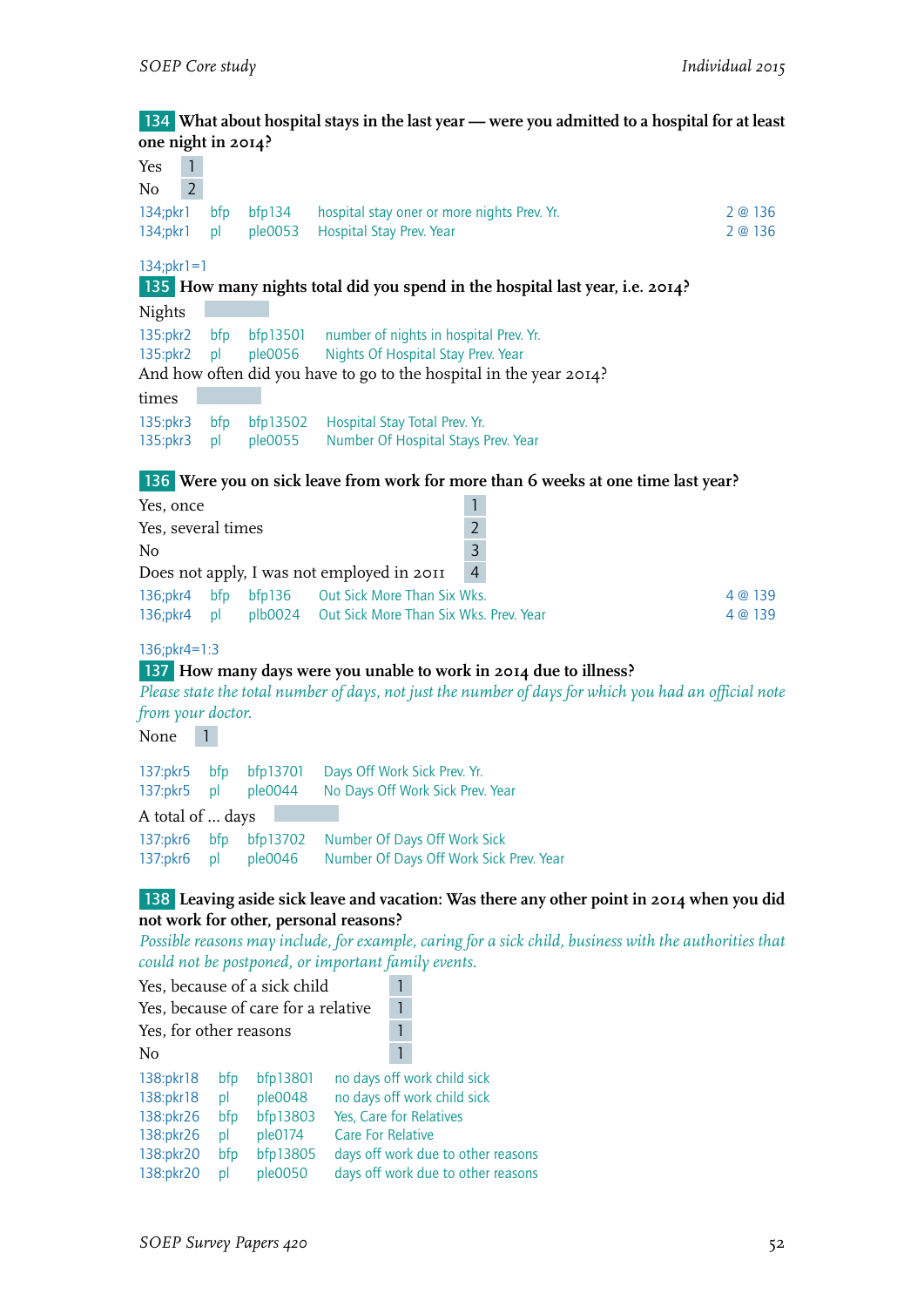**134** **What about hospital stays in the last year — were you admitted to a hospital for at least one night in 2014?**

| | |
|---|---|
| Yes | 1 |
| No | 2 |

| | | | | |
|---|---|---|---|---|
| 134;pkr1 | bfp | bfp134 | hospital stay oner or more nights Prev. Yr. | 2 @ 136 |
| 134;pkr1 | pl | ple0053 | Hospital Stay Prev. Year | 2 @ 136 |

134;pkr1=1

**135** **How many nights total did you spend in the hospital last year, i.e. 2014?**

Nights

| | | | |
|---|---|---|---|
| 135:pkr2 | bfp | bfp13501 | number of nights in hospital Prev. Yr. |
| 135:pkr2 | pl | ple0056 | Nights Of Hospital Stay Prev. Year |

And how often did you have to go to the hospital in the year 2014?

times

| | | | |
|---|---|---|---|
| 135:pkr3 | bfp | bfp13502 | Hospital Stay Total Prev. Yr. |
| 135:pkr3 | pl | ple0055 | Number Of Hospital Stays Prev. Year |

**136** **Were you on sick leave from work for more than 6 weeks at one time last year?**

| | |
|---|---|
| Yes, once | 1 |
| Yes, several times | 2 |
| No | 3 |
| Does not apply, I was not employed in 2011 | 4 |

| | | | | |
|---|---|---|---|---|
| 136;pkr4 | bfp | bfp136 | Out Sick More Than Six Wks. | 4 @ 139 |
| 136;pkr4 | pl | plb0024 | Out Sick More Than Six Wks. Prev. Year | 4 @ 139 |

136;pkr4=1:3

**137** **How many days were you unable to work in 2014 due to illness?**

*Please state the total number of days, not just the number of days for which you had an official note from your doctor.*

None 1

| | | | |
|---|---|---|---|
| 137:pkr5 | bfp | bfp13701 | Days Off Work Sick Prev. Yr. |
| 137:pkr5 | pl | ple0044 | No Days Off Work Sick Prev. Year |

A total of ... days

| | | | |
|---|---|---|---|
| 137:pkr6 | bfp | bfp13702 | Number Of Days Off Work Sick |
| 137:pkr6 | pl | ple0046 | Number Of Days Off Work Sick Prev. Year |

**138** **Leaving aside sick leave and vacation: Was there any other point in 2014 when you did not work for other, personal reasons?**

*Possible reasons may include, for example, caring for a sick child, business with the authorities that could not be postponed, or important family events.*

| | |
|---|---|
| Yes, because of a sick child | 1 |
| Yes, because of care for a relative | 1 |
| Yes, for other reasons | 1 |
| No | 1 |

| | | | |
|---|---|---|---|
| 138:pkr18 | bfp | bfp13801 | no days off work child sick |
| 138:pkr18 | pl | ple0048 | no days off work child sick |
| 138:pkr26 | bfp | bfp13803 | Yes, Care for Relatives |
| 138:pkr26 | pl | ple0174 | Care For Relative |
| 138:pkr20 | bfp | bfp13805 | days off work due to other reasons |
| 138:pkr20 | pl | ple0050 | days off work due to other reasons |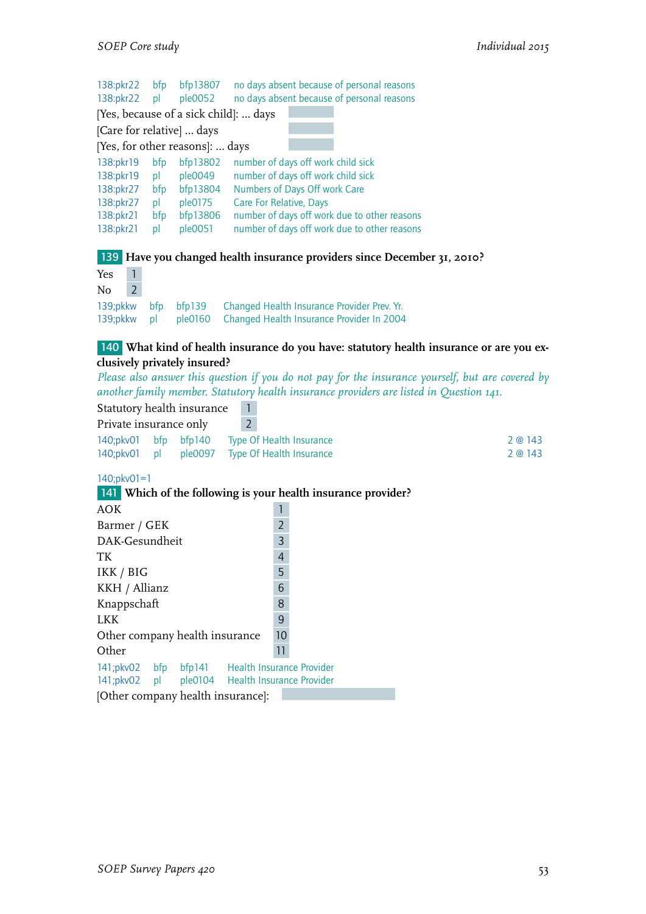138:pkr22 bfp bfp13807 no days absent because of personal reasons
138:pkr22 pl ple0052 no days absent because of personal reasons

[Yes, because of a sick child]: ... days

[Care for relative] ... days

[Yes, for other reasons]: ... days

138:pkr19 bfp bfp13802 number of days off work child sick
138:pkr19 pl ple0049 number of days off work child sick
138:pkr27 bfp bfp13804 Numbers of Days Off work Care
138:pkr27 pl ple0175 Care For Relative, Days
138:pkr21 bfp bfp13806 number of days off work due to other reasons
138:pkr21 pl ple0051 number of days off work due to other reasons

**139 Have you changed health insurance providers since December 31, 2010?**

| | |
|---|---|
| Yes | 1 |
| No | 2 |

139;pkkw bfp bfp139 Changed Health Insurance Provider Prev. Yr.
139;pkkw pl ple0160 Changed Health Insurance Provider In 2004

**140 What kind of health insurance do you have: statutory health insurance or are you exclusively privately insured?**

*Please also answer this question if you do not pay for the insurance yourself, but are covered by another family member. Statutory health insurance providers are listed in Question 141.*

| | |
|---|---|
| Statutory health insurance | 1 |
| Private insurance only | 2 |

140;pkv01 bfp bfp140 Type Of Health Insurance 2 @ 143
140;pkv01 pl ple0097 Type Of Health Insurance 2 @ 143

140;pkv01=1

**141 Which of the following is your health insurance provider?**

| | |
|---|---|
| AOK | 1 |
| Barmer / GEK | 2 |
| DAK-Gesundheit | 3 |
| TK | 4 |
| IKK / BIG | 5 |
| KKH / Allianz | 6 |
| Knappschaft | 8 |
| LKK | 9 |
| Other company health insurance | 10 |
| Other | 11 |

141;pkv02 bfp bfp141 Health Insurance Provider
141;pkv02 pl ple0104 Health Insurance Provider

[Other company health insurance]: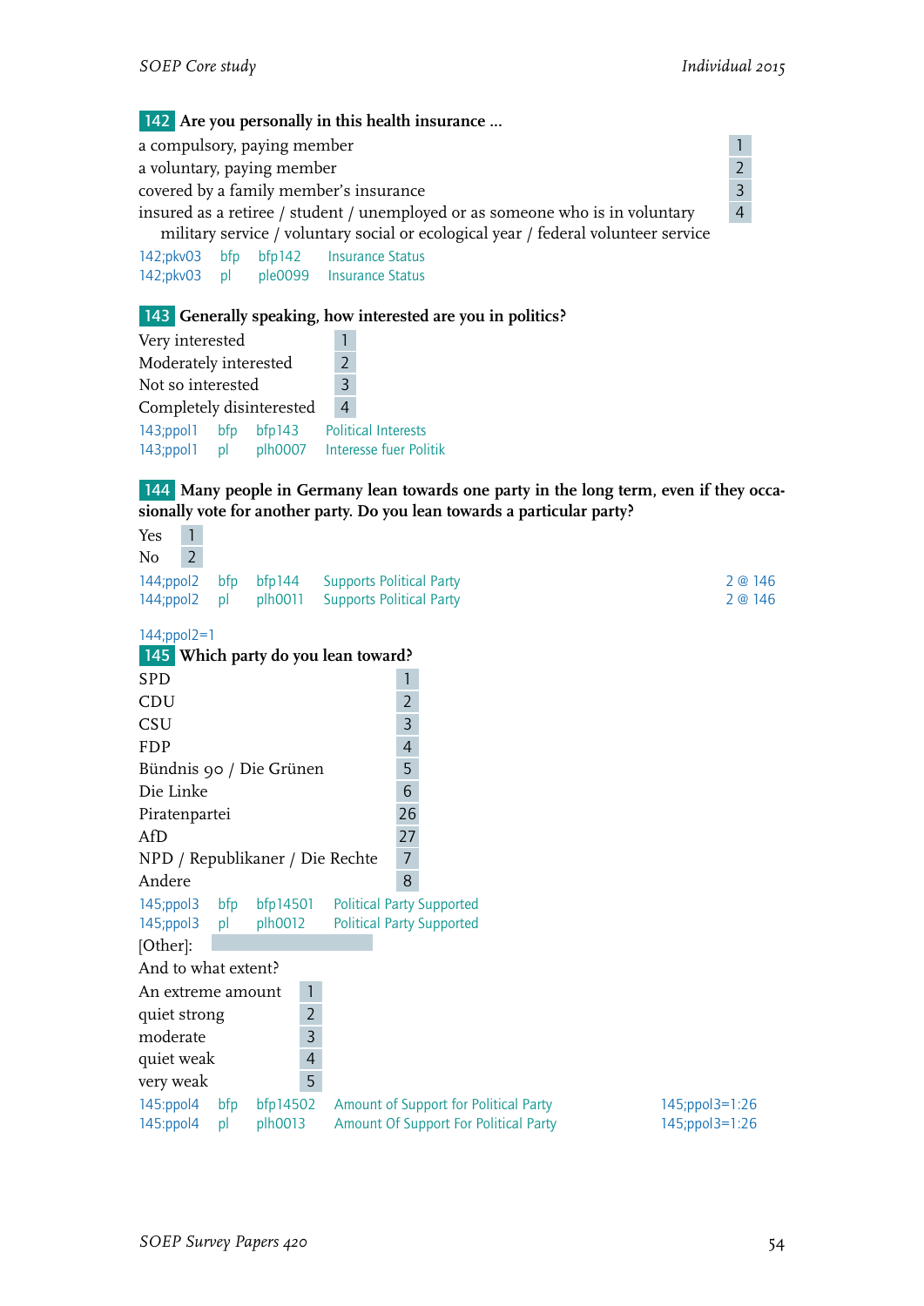**142** **Are you personally in this health insurance ...**

| | |
|---|---|
| a compulsory, paying member | 1 |
| a voluntary, paying member | 2 |
| covered by a family member's insurance | 3 |
| insured as a retiree / student / unemployed or as someone who is in voluntary military service / voluntary social or ecological year / federal volunteer service | 4 |

142;pkv03 bfp bfp142 Insurance Status
142;pkv03 pl ple0099 Insurance Status

**143** **Generally speaking, how interested are you in politics?**

| | |
|---|---|
| Very interested | 1 |
| Moderately interested | 2 |
| Not so interested | 3 |
| Completely disinterested | 4 |

143;ppol1 bfp bfp143 Political Interests
143;ppol1 pl plh0007 Interesse fuer Politik

**144** **Many people in Germany lean towards one party in the long term, even if they occasionally vote for another party. Do you lean towards a particular party?**

| | |
|---|---|
| Yes | 1 |
| No | 2 |

144;ppol2 bfp bfp144 Supports Political Party 2 @ 146
144;ppol2 pl plh0011 Supports Political Party 2 @ 146

144;ppol2=1

**145** **Which party do you lean toward?**

| | |
|---|---|
| SPD | 1 |
| CDU | 2 |
| CSU | 3 |
| FDP | 4 |
| Bündnis 90 / Die Grünen | 5 |
| Die Linke | 6 |
| Piratenpartei | 26 |
| AfD | 27 |
| NPD / Republikaner / Die Rechte | 7 |
| Andere | 8 |

145;ppol3 bfp bfp14501 Political Party Supported
145;ppol3 pl plh0012 Political Party Supported

[Other]:

And to what extent?

| | |
|---|---|
| An extreme amount | 1 |
| quiet strong | 2 |
| moderate | 3 |
| quiet weak | 4 |
| very weak | 5 |

145:ppol4 bfp bfp14502 Amount of Support for Political Party 145;ppol3=1:26
145:ppol4 pl plh0013 Amount Of Support For Political Party 145;ppol3=1:26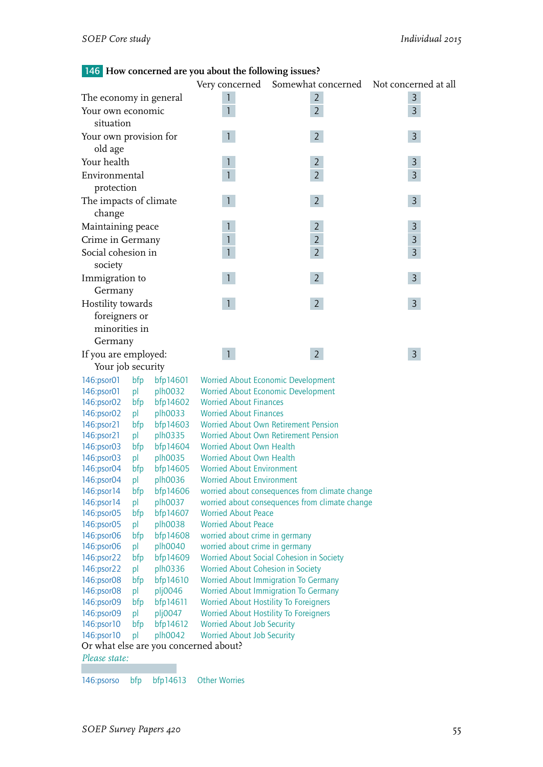**146 How concerned are you about the following issues?**

| | Very concerned | Somewhat concerned | Not concerned at all |
|---|---|---|---|
| The economy in general | 1 | 2 | 3 |
| Your own economic situation | 1 | 2 | 3 |
| Your own provision for old age | 1 | 2 | 3 |
| Your health | 1 | 2 | 3 |
| Environmental protection | 1 | 2 | 3 |
| The impacts of climate change | 1 | 2 | 3 |
| Maintaining peace | 1 | 2 | 3 |
| Crime in Germany | 1 | 2 | 3 |
| Social cohesion in society | 1 | 2 | 3 |
| Immigration to Germany | 1 | 2 | 3 |
| Hostility towards foreigners or minorities in Germany | 1 | 2 | 3 |
| If you are employed: Your job security | 1 | 2 | 3 |

146:psor01 bfp bfp14601 Worried About Economic Development
146:psor01 pl plh0032 Worried About Economic Development
146:psor02 bfp bfp14602 Worried About Finances
146:psor02 pl plh0033 Worried About Finances
146:psor21 bfp bfp14603 Worried About Own Retirement Pension
146:psor21 pl plh0335 Worried About Own Retirement Pension
146:psor03 bfp bfp14604 Worried About Own Health
146:psor03 pl plh0035 Worried About Own Health
146:psor04 bfp bfp14605 Worried About Environment
146:psor04 pl plh0036 Worried About Environment
146:psor14 bfp bfp14606 worried about consequences from climate change
146:psor14 pl plh0037 worried about consequences from climate change
146:psor05 bfp bfp14607 Worried About Peace
146:psor05 pl plh0038 Worried About Peace
146:psor06 bfp bfp14608 worried about crime in germany
146:psor06 pl plh0040 worried about crime in germany
146:psor22 bfp bfp14609 Worried About Social Cohesion in Society
146:psor22 pl plh0336 Worried About Cohesion in Society
146:psor08 bfp bfp14610 Worried About Immigration To Germany
146:psor08 pl plj0046 Worried About Immigration To Germany
146:psor09 bfp bfp14611 Worried About Hostility To Foreigners
146:psor09 pl plj0047 Worried About Hostility To Foreigners
146:psor10 bfp bfp14612 Worried About Job Security
146:psor10 pl plh0042 Worried About Job Security

Or what else are you concerned about?

*Please state:*

146:psorso bfp bfp14613 Other Worries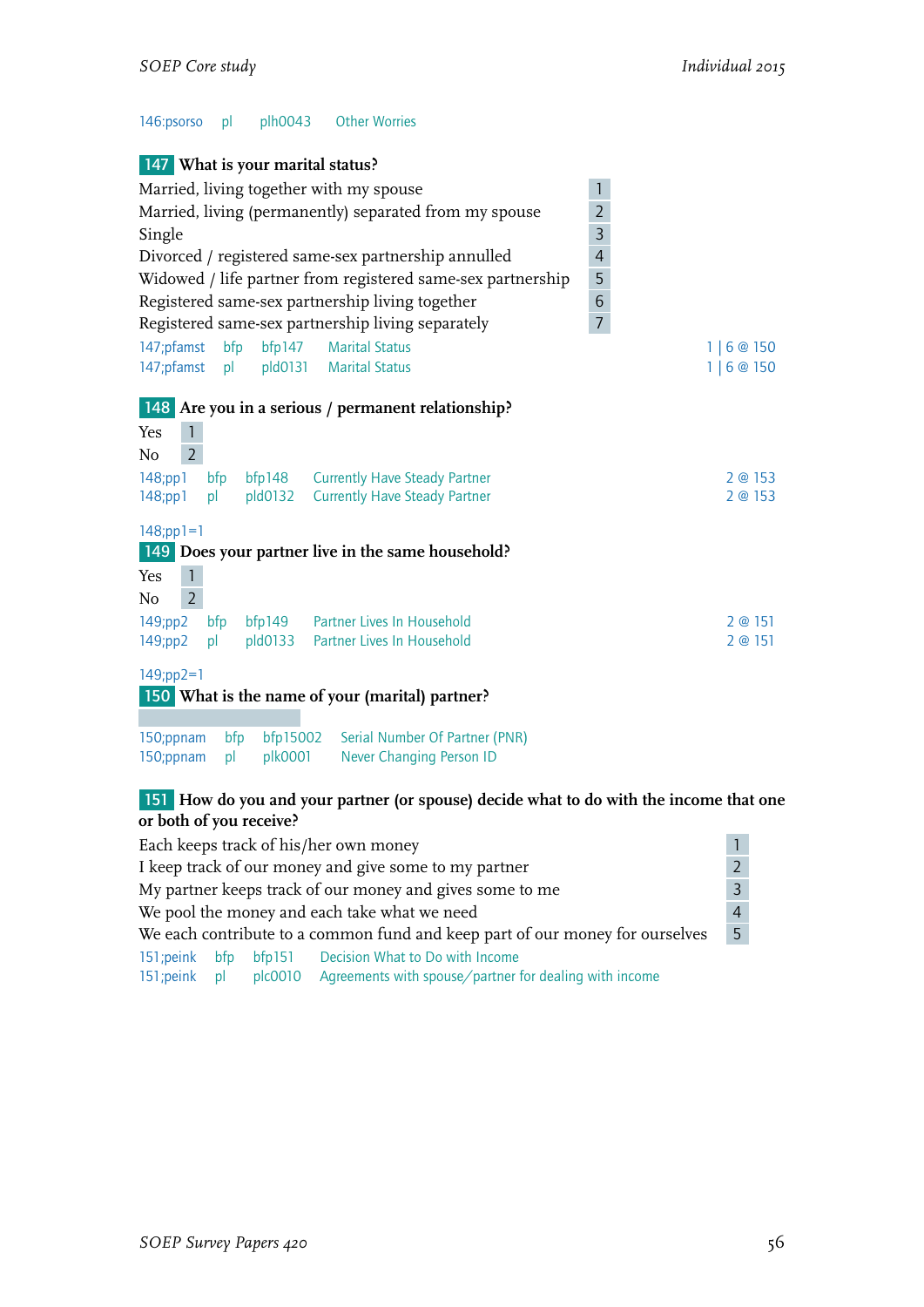146:psorso pl plh0043 Other Worries

**147** **What is your marital status?**

| | |
|---|---|
| Married, living together with my spouse | 1 |
| Married, living (permanently) separated from my spouse | 2 |
| Single | 3 |
| Divorced / registered same-sex partnership annulled | 4 |
| Widowed / life partner from registered same-sex partnership | 5 |
| Registered same-sex partnership living together | 6 |
| Registered same-sex partnership living separately | 7 |

147;pfamst bfp bfp147 Marital Status 1 | 6 @ 150
147;pfamst pl pld0131 Marital Status 1 | 6 @ 150

**148** **Are you in a serious / permanent relationship?**

| | |
|---|---|
| Yes | 1 |
| No | 2 |

148;pp1 bfp bfp148 Currently Have Steady Partner 2 @ 153
148;pp1 pl pld0132 Currently Have Steady Partner 2 @ 153

148;pp1=1

**149** **Does your partner live in the same household?**

| | |
|---|---|
| Yes | 1 |
| No | 2 |

149;pp2 bfp bfp149 Partner Lives In Household 2 @ 151
149;pp2 pl pld0133 Partner Lives In Household 2 @ 151

149;pp2=1

**150** **What is the name of your (marital) partner?**

150;ppnam bfp bfp15002 Serial Number Of Partner (PNR)
150;ppnam pl plk0001 Never Changing Person ID

**151** **How do you and your partner (or spouse) decide what to do with the income that one or both of you receive?**

| | |
|---|---|
| Each keeps track of his/her own money | 1 |
| I keep track of our money and give some to my partner | 2 |
| My partner keeps track of our money and gives some to me | 3 |
| We pool the money and each take what we need | 4 |
| We each contribute to a common fund and keep part of our money for ourselves | 5 |

151;peink bfp bfp151 Decision What to Do with Income
151;peink pl plc0010 Agreements with spouse/partner for dealing with income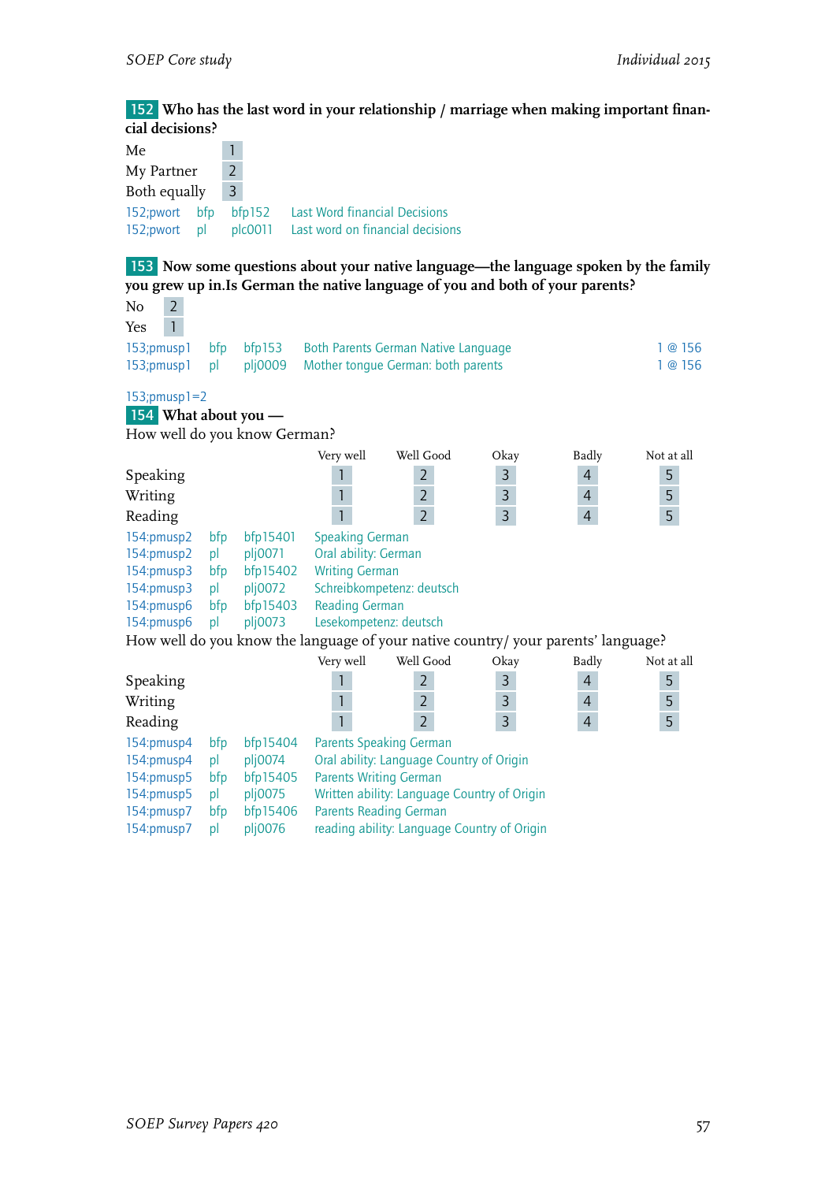**152** **Who has the last word in your relationship / marriage when making important financial decisions?**

| | |
|---|---|
| Me | 1 |
| My Partner | 2 |
| Both equally | 3 |

152;pwort bfp bfp152 Last Word financial Decisions
152;pwort pl plc0011 Last word on financial decisions

**153** **Now some questions about your native language—the language spoken by the family you grew up in.Is German the native language of you and both of your parents?**

| | |
|---|---|
| No | 2 |
| Yes | 1 |

153;pmusp1 bfp bfp153 Both Parents German Native Language 1 @ 156
153;pmusp1 pl plj0009 Mother tongue German: both parents 1 @ 156

153;pmusp1=2

**154** **What about you —**

How well do you know German?

| | Very well | Well Good | Okay | Badly | Not at all |
|---|---|---|---|---|---|
| Speaking | 1 | 2 | 3 | 4 | 5 |
| Writing | 1 | 2 | 3 | 4 | 5 |
| Reading | 1 | 2 | 3 | 4 | 5 |

154:pmusp2 bfp bfp15401 Speaking German
154:pmusp2 pl plj0071 Oral ability: German
154:pmusp3 bfp bfp15402 Writing German
154:pmusp3 pl plj0072 Schreibkompetenz: deutsch
154:pmusp6 bfp bfp15403 Reading German
154:pmusp6 pl plj0073 Lesekompetenz: deutsch

How well do you know the language of your native country/ your parents' language?

| | Very well | Well Good | Okay | Badly | Not at all |
|---|---|---|---|---|---|
| Speaking | 1 | 2 | 3 | 4 | 5 |
| Writing | 1 | 2 | 3 | 4 | 5 |
| Reading | 1 | 2 | 3 | 4 | 5 |

154:pmusp4 bfp bfp15404 Parents Speaking German
154:pmusp4 pl plj0074 Oral ability: Language Country of Origin
154:pmusp5 bfp bfp15405 Parents Writing German
154:pmusp5 pl plj0075 Written ability: Language Country of Origin
154:pmusp7 bfp bfp15406 Parents Reading German
154:pmusp7 pl plj0076 reading ability: Language Country of Origin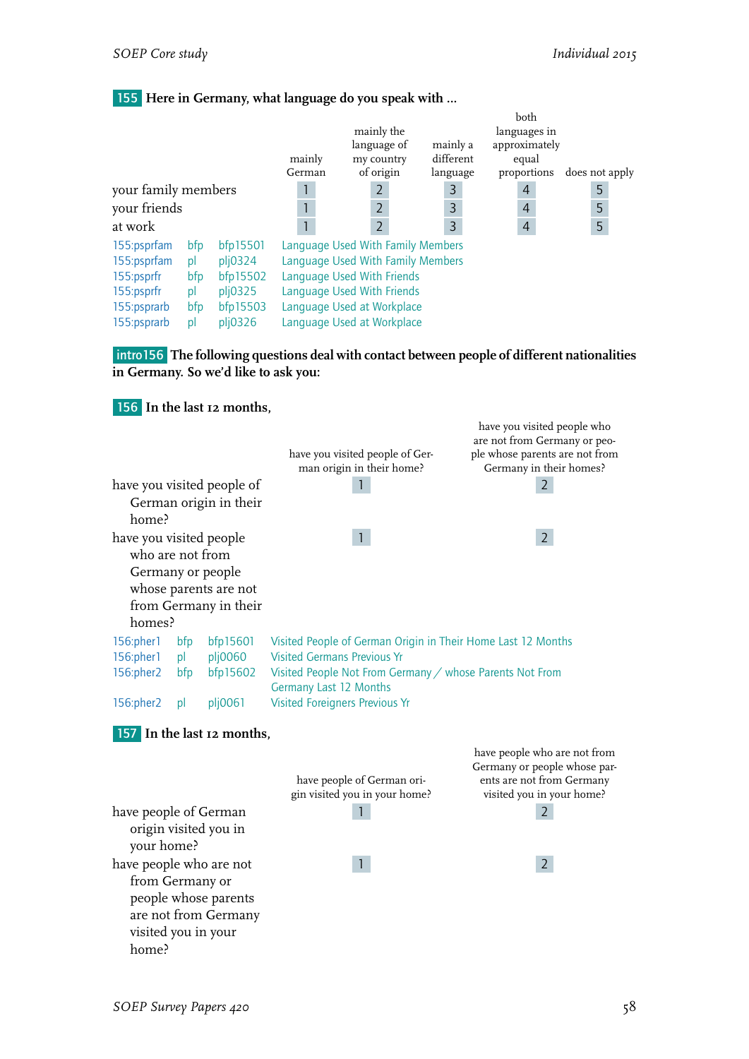**155** **Here in Germany, what language do you speak with ...**

| | mainly German | mainly the language of my country of origin | mainly a different language | both languages in approximately equal proportions | does not apply |
|---|---|---|---|---|---|
| your family members | 1 | 2 | 3 | 4 | 5 |
| your friends | 1 | 2 | 3 | 4 | 5 |
| at work | 1 | 2 | 3 | 4 | 5 |

155:psprfam bfp bfp15501 Language Used With Family Members
155:psprfam pl plj0324 Language Used With Family Members
155:psprfr bfp bfp15502 Language Used With Friends
155:psprfr pl plj0325 Language Used With Friends
155:psprarb bfp bfp15503 Language Used at Workplace
155:psprarb pl plj0326 Language Used at Workplace

**intro156** **The following questions deal with contact between people of different nationalities in Germany. So we'd like to ask you:**

**156** **In the last 12 months,**

| | have you visited people of German origin in their home? | have you visited people who are not from Germany or people whose parents are not from Germany in their homes? |
|---|---|---|
| have you visited people of German origin in their home? | 1 | 2 |
| have you visited people who are not from Germany or people whose parents are not from Germany in their homes? | 1 | 2 |

156:pher1 bfp bfp15601 Visited People of German Origin in Their Home Last 12 Months
156:pher1 pl plj0060 Visited Germans Previous Yr
156:pher2 bfp bfp15602 Visited People Not From Germany / whose Parents Not From Germany Last 12 Months
156:pher2 pl plj0061 Visited Foreigners Previous Yr

**157** **In the last 12 months,**

| | have people of German origin visited you in your home? | have people who are not from Germany or people whose parents are not from Germany visited you in your home? |
|---|---|---|
| have people of German origin visited you in your home? | 1 | 2 |
| have people who are not from Germany or people whose parents are not from Germany visited you in your home? | 1 | 2 |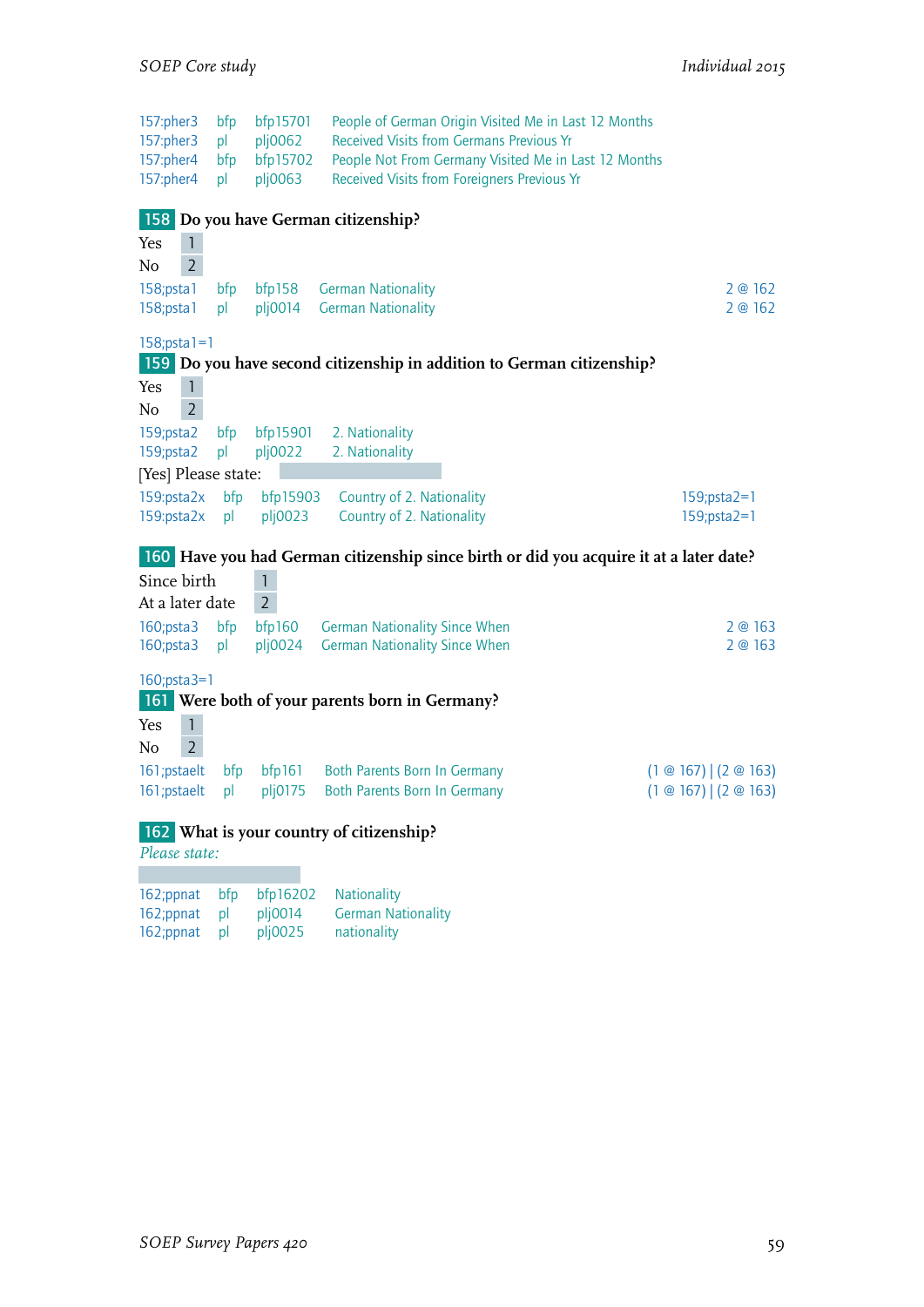| | | | | |
|---|---|---|---|---|
| 157:pher3 | bfp | bfp15701 | People of German Origin Visited Me in Last 12 Months | |
| 157:pher3 | pl | plj0062 | Received Visits from Germans Previous Yr | |
| 157:pher4 | bfp | bfp15702 | People Not From Germany Visited Me in Last 12 Months | |
| 157:pher4 | pl | plj0063 | Received Visits from Foreigners Previous Yr | |

**158** **Do you have German citizenship?**

Yes 1

No 2

| | | | | |
|---|---|---|---|---|
| 158;psta1 | bfp | bfp158 | German Nationality | 2 @ 162 |
| 158;psta1 | pl | plj0014 | German Nationality | 2 @ 162 |

158;psta1=1

**159** **Do you have second citizenship in addition to German citizenship?**

Yes 1

No 2

| | | | | |
|---|---|---|---|---|
| 159;psta2 | bfp | bfp15901 | 2. Nationality | |
| 159;psta2 | pl | plj0022 | 2. Nationality | |

[Yes] Please state: ____________

| | | | | |
|---|---|---|---|---|
| 159:psta2x | bfp | bfp15903 | Country of 2. Nationality | 159;psta2=1 |
| 159:psta2x | pl | plj0023 | Country of 2. Nationality | 159;psta2=1 |

**160** **Have you had German citizenship since birth or did you acquire it at a later date?**

Since birth 1

At a later date 2

| | | | | |
|---|---|---|---|---|
| 160;psta3 | bfp | bfp160 | German Nationality Since When | 2 @ 163 |
| 160;psta3 | pl | plj0024 | German Nationality Since When | 2 @ 163 |

160;psta3=1

**161** **Were both of your parents born in Germany?**

Yes 1

No 2

| | | | | |
|---|---|---|---|---|
| 161;pstaelt | bfp | bfp161 | Both Parents Born In Germany | (1 @ 167) \| (2 @ 163) |
| 161;pstaelt | pl | plj0175 | Both Parents Born In Germany | (1 @ 167) \| (2 @ 163) |

**162** **What is your country of citizenship?**

*Please state:*

____________

| | | | |
|---|---|---|---|
| 162;ppnat | bfp | bfp16202 | Nationality |
| 162;ppnat | pl | plj0014 | German Nationality |
| 162;ppnat | pl | plj0025 | nationality |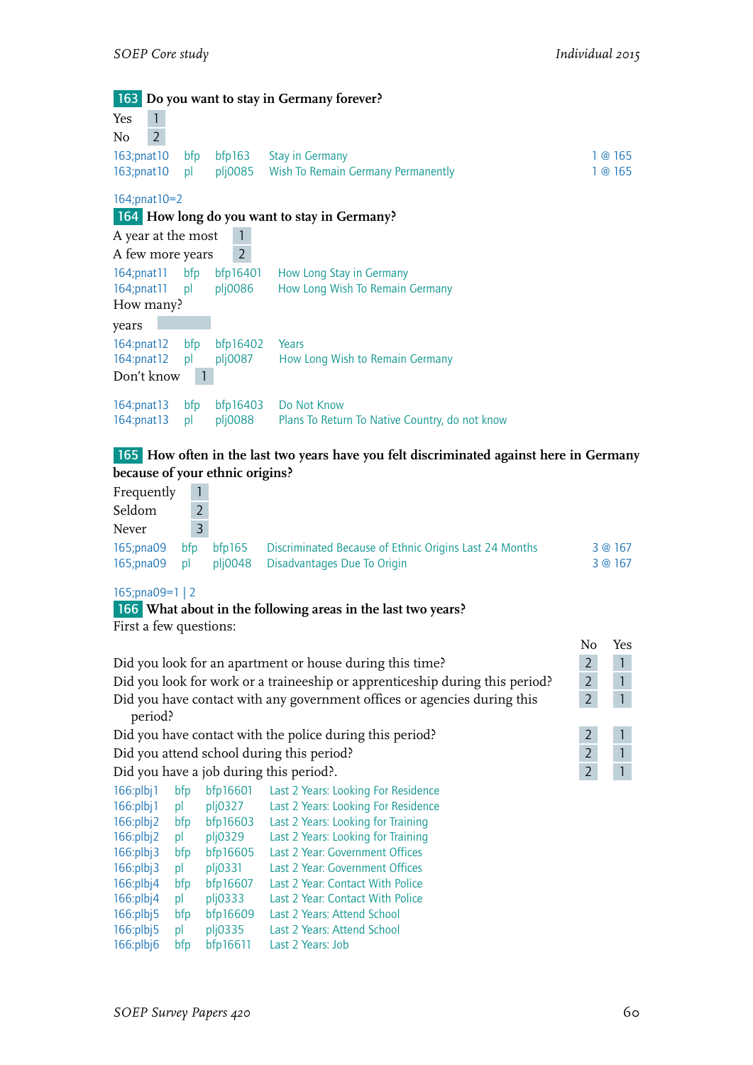**163** **Do you want to stay in Germany forever?**

| | |
|---|---|
| Yes | 1 |
| No | 2 |

| | | | | |
|---|---|---|---|---|
| 163;pnat10 | bfp | bfp163 | Stay in Germany | 1 @ 165 |
| 163;pnat10 | pl | plj0085 | Wish To Remain Germany Permanently | 1 @ 165 |

164;pnat10=2

**164** **How long do you want to stay in Germany?**

| | |
|---|---|
| A year at the most | 1 |
| A few more years | 2 |

| | | | |
|---|---|---|---|
| 164;pnat11 | bfp | bfp16401 | How Long Stay in Germany |
| 164;pnat11 | pl | plj0086 | How Long Wish To Remain Germany |

How many?

years

| | | | |
|---|---|---|---|
| 164:pnat12 | bfp | bfp16402 | Years |
| 164:pnat12 | pl | plj0087 | How Long Wish to Remain Germany |

Don't know 1

| | | | |
|---|---|---|---|
| 164:pnat13 | bfp | bfp16403 | Do Not Know |
| 164:pnat13 | pl | plj0088 | Plans To Return To Native Country, do not know |

**165** **How often in the last two years have you felt discriminated against here in Germany because of your ethnic origins?**

| | |
|---|---|
| Frequently | 1 |
| Seldom | 2 |
| Never | 3 |

| | | | | |
|---|---|---|---|---|
| 165;pna09 | bfp | bfp165 | Discriminated Because of Ethnic Origins Last 24 Months | 3 @ 167 |
| 165;pna09 | pl | plj0048 | Disadvantages Due To Origin | 3 @ 167 |

165;pna09=1 | 2

**166** **What about in the following areas in the last two years?**

First a few questions:

| | No | Yes |
|---|---|---|
| Did you look for an apartment or house during this time? | 2 | 1 |
| Did you look for work or a traineeship or apprenticeship during this period? | 2 | 1 |
| Did you have contact with any government offices or agencies during this period? | 2 | 1 |
| Did you have contact with the police during this period? | 2 | 1 |
| Did you attend school during this period? | 2 | 1 |
| Did you have a job during this period?. | 2 | 1 |

| | | | |
|---|---|---|---|
| 166:plbj1 | bfp | bfp16601 | Last 2 Years: Looking For Residence |
| 166:plbj1 | pl | plj0327 | Last 2 Years: Looking For Residence |
| 166:plbj2 | bfp | bfp16603 | Last 2 Years: Looking for Training |
| 166:plbj2 | pl | plj0329 | Last 2 Years: Looking for Training |
| 166:plbj3 | bfp | bfp16605 | Last 2 Year: Government Offices |
| 166:plbj3 | pl | plj0331 | Last 2 Year: Government Offices |
| 166:plbj4 | bfp | bfp16607 | Last 2 Year: Contact With Police |
| 166:plbj4 | pl | plj0333 | Last 2 Year: Contact With Police |
| 166:plbj5 | bfp | bfp16609 | Last 2 Years: Attend School |
| 166:plbj5 | pl | plj0335 | Last 2 Years: Attend School |
| 166:plbj6 | bfp | bfp16611 | Last 2 Years: Job |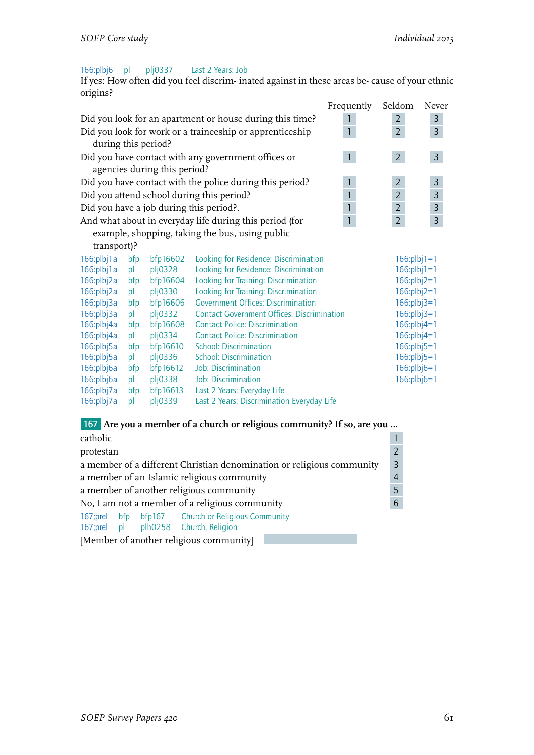166:plbj6 pl plj0337 Last 2 Years: Job

If yes: How often did you feel discrim- inated against in these areas be- cause of your ethnic origins?

| | Frequently | Seldom | Never |
|---|---|---|---|
| Did you look for an apartment or house during this time? | 1 | 2 | 3 |
| Did you look for work or a traineeship or apprenticeship during this period? | 1 | 2 | 3 |
| Did you have contact with any government offices or agencies during this period? | 1 | 2 | 3 |
| Did you have contact with the police during this period? | 1 | 2 | 3 |
| Did you attend school during this period? | 1 | 2 | 3 |
| Did you have a job during this period?. | 1 | 2 | 3 |
| And what about in everyday life during this period (for example, shopping, taking the bus, using public transport)? | 1 | 2 | 3 |

| | | | | |
|---|---|---|---|---|
| 166:plbj1a | bfp | bfp16602 | Looking for Residence: Discrimination | 166:plbj1=1 |
| 166:plbj1a | pl | plj0328 | Looking for Residence: Discrimination | 166:plbj1=1 |
| 166:plbj2a | bfp | bfp16604 | Looking for Training: Discrimination | 166:plbj2=1 |
| 166:plbj2a | pl | plj0330 | Looking for Training: Discrimination | 166:plbj2=1 |
| 166:plbj3a | bfp | bfp16606 | Government Offices: Discrimination | 166:plbj3=1 |
| 166:plbj3a | pl | plj0332 | Contact Government Offices: Discrimination | 166:plbj3=1 |
| 166:plbj4a | bfp | bfp16608 | Contact Police: Discrimination | 166:plbj4=1 |
| 166:plbj4a | pl | plj0334 | Contact Police: Discrimination | 166:plbj4=1 |
| 166:plbj5a | bfp | bfp16610 | School: Discrimination | 166:plbj5=1 |
| 166:plbj5a | pl | plj0336 | School: Discrimination | 166:plbj5=1 |
| 166:plbj6a | bfp | bfp16612 | Job: Discrimination | 166:plbj6=1 |
| 166:plbj6a | pl | plj0338 | Job: Discrimination | 166:plbj6=1 |
| 166:plbj7a | bfp | bfp16613 | Last 2 Years: Everyday Life | |
| 166:plbj7a | pl | plj0339 | Last 2 Years: Discrimination Everyday Life | |

**167 Are you a member of a church or religious community? If so, are you ...**

| | |
|---|---|
| catholic | 1 |
| protestan | 2 |
| a member of a different Christian denomination or religious community | 3 |
| a member of an Islamic religious community | 4 |
| a member of another religious community | 5 |
| No, I am not a member of a religious community | 6 |

167;prel bfp bfp167 Church or Religious Community
167;prel pl plh0258 Church, Religion

[Member of another religious community] ________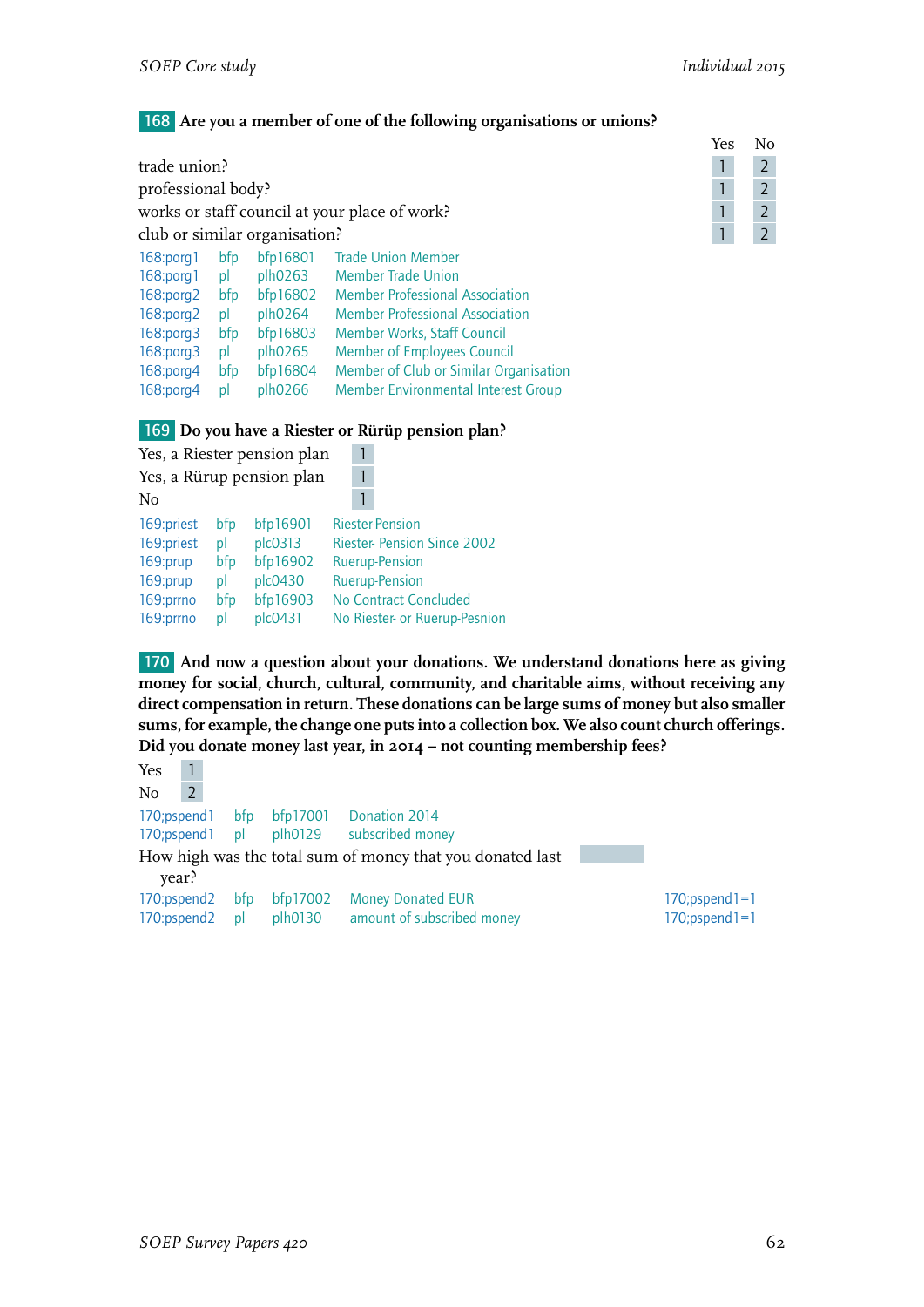**168** **Are you a member of one of the following organisations or unions?**

| | Yes | No |
|---|---|---|
| trade union? | 1 | 2 |
| professional body? | 1 | 2 |
| works or staff council at your place of work? | 1 | 2 |
| club or similar organisation? | 1 | 2 |

| | | | |
|---|---|---|---|
| 168:porg1 | bfp | bfp16801 | Trade Union Member |
| 168:porg1 | pl | plh0263 | Member Trade Union |
| 168:porg2 | bfp | bfp16802 | Member Professional Association |
| 168:porg2 | pl | plh0264 | Member Professional Association |
| 168:porg3 | bfp | bfp16803 | Member Works, Staff Council |
| 168:porg3 | pl | plh0265 | Member of Employees Council |
| 168:porg4 | bfp | bfp16804 | Member of Club or Similar Organisation |
| 168:porg4 | pl | plh0266 | Member Environmental Interest Group |

**169** **Do you have a Riester or Rürüp pension plan?**

| | |
|---|---|
| Yes, a Riester pension plan | 1 |
| Yes, a Rürup pension plan | 1 |
| No | 1 |

| | | | |
|---|---|---|---|
| 169:priest | bfp | bfp16901 | Riester-Pension |
| 169:priest | pl | plc0313 | Riester- Pension Since 2002 |
| 169:prup | bfp | bfp16902 | Ruerup-Pension |
| 169:prup | pl | plc0430 | Ruerup-Pension |
| 169:prrno | bfp | bfp16903 | No Contract Concluded |
| 169:prrno | pl | plc0431 | No Riester- or Ruerup-Pesnion |

**170** **And now a question about your donations. We understand donations here as giving money for social, church, cultural, community, and charitable aims, without receiving any direct compensation in return. These donations can be large sums of money but also smaller sums, for example, the change one puts into a collection box. We also count church offerings. Did you donate money last year, in 2014 – not counting membership fees?**

| | |
|---|---|
| Yes | 1 |
| No | 2 |

| | | | |
|---|---|---|---|
| 170;pspend1 | bfp | bfp17001 | Donation 2014 |
| 170;pspend1 | pl | plh0129 | subscribed money |

How high was the total sum of money that you donated last year?

| | | | | |
|---|---|---|---|---|
| 170:pspend2 | bfp | bfp17002 | Money Donated EUR | 170;pspend1=1 |
| 170:pspend2 | pl | plh0130 | amount of subscribed money | 170;pspend1=1 |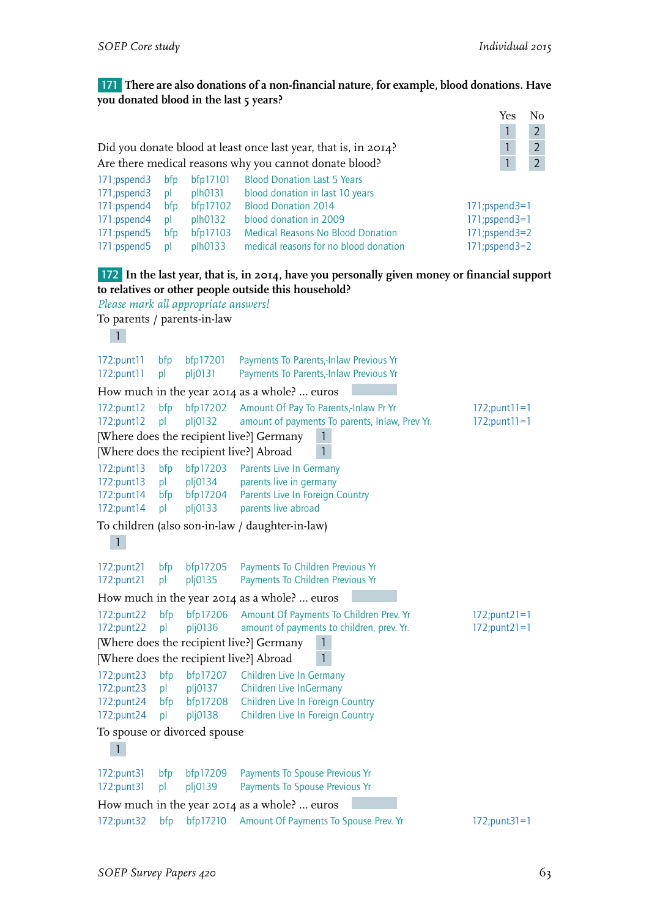**171** **There are also donations of a non-financial nature, for example, blood donations. Have you donated blood in the last 5 years?**

| | Yes | No |
|---|---|---|
| | 1 | 2 |
| Did you donate blood at least once last year, that is, in 2014? | 1 | 2 |
| Are there medical reasons why you cannot donate blood? | 1 | 2 |

| | | | | |
|---|---|---|---|---|
| 171;pspend3 | bfp | bfp17101 | Blood Donation Last 5 Years | |
| 171;pspend3 | pl | plh0131 | blood donation in last 10 years | |
| 171;pspend4 | bfp | bfp17102 | Blood Donation 2014 | 171;pspend3=1 |
| 171;pspend4 | pl | plh0132 | blood donation in 2009 | 171;pspend3=1 |
| 171;pspend5 | bfp | bfp17103 | Medical Reasons No Blood Donation | 171;pspend3=2 |
| 171;pspend5 | pl | plh0133 | medical reasons for no blood donation | 171;pspend3=2 |

**172** **In the last year, that is, in 2014, have you personally given money or financial support to relatives or other people outside this household?**

*Please mark all appropriate answers!*

To parents / parents-in-law

1

| | | | | |
|---|---|---|---|---|
| 172:punt11 | bfp | bfp17201 | Payments To Parents,-Inlaw Previous Yr | |
| 172:punt11 | pl | plj0131 | Payments To Parents,-Inlaw Previous Yr | |

How much in the year 2014 as a whole? ... euros

| | | | | |
|---|---|---|---|---|
| 172:punt12 | bfp | bfp17202 | Amount Of Pay To Parents,-Inlaw Pr Yr | 172;punt11=1 |
| 172:punt12 | pl | plj0132 | amount of payments To parents, Inlaw, Prev Yr. | 172;punt11=1 |

[Where does the recipient live?] Germany 1

[Where does the recipient live?] Abroad 1

| | | | |
|---|---|---|---|
| 172:punt13 | bfp | bfp17203 | Parents Live In Germany |
| 172:punt13 | pl | plj0134 | parents live in germany |
| 172:punt14 | bfp | bfp17204 | Parents Live In Foreign Country |
| 172:punt14 | pl | plj0133 | parents live abroad |

To children (also son-in-law / daughter-in-law)

1

| | | | |
|---|---|---|---|
| 172:punt21 | bfp | bfp17205 | Payments To Children Previous Yr |
| 172:punt21 | pl | plj0135 | Payments To Children Previous Yr |

How much in the year 2014 as a whole? ... euros

| | | | | |
|---|---|---|---|---|
| 172:punt22 | bfp | bfp17206 | Amount Of Payments To Children Prev. Yr | 172;punt21=1 |
| 172:punt22 | pl | plj0136 | amount of payments to children, prev. Yr. | 172;punt21=1 |

[Where does the recipient live?] Germany 1

[Where does the recipient live?] Abroad 1

| | | | |
|---|---|---|---|
| 172:punt23 | bfp | bfp17207 | Children Live In Germany |
| 172:punt23 | pl | plj0137 | Children Live InGermany |
| 172:punt24 | bfp | bfp17208 | Children Live In Foreign Country |
| 172:punt24 | pl | plj0138 | Children Live In Foreign Country |

To spouse or divorced spouse

1

| | | | |
|---|---|---|---|
| 172:punt31 | bfp | bfp17209 | Payments To Spouse Previous Yr |
| 172:punt31 | pl | plj0139 | Payments To Spouse Previous Yr |

How much in the year 2014 as a whole? ... euros

| | | | | |
|---|---|---|---|---|
| 172:punt32 | bfp | bfp17210 | Amount Of Payments To Spouse Prev. Yr | 172;punt31=1 |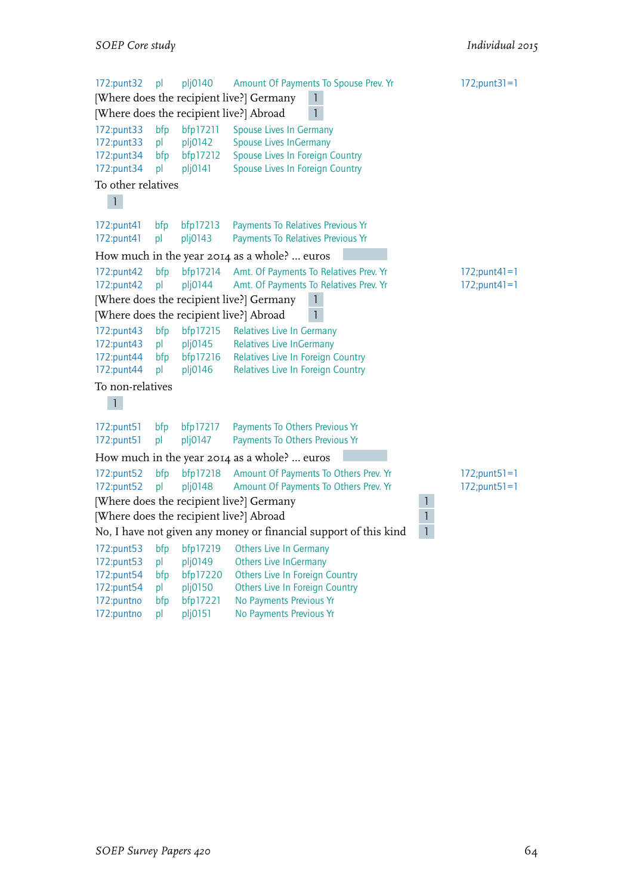172:punt32 pl plj0140 Amount Of Payments To Spouse Prev. Yr 172;punt31=1

[Where does the recipient live?] Germany 1

[Where does the recipient live?] Abroad 1

172:punt33 bfp bfp17211 Spouse Lives In Germany
172:punt33 pl plj0142 Spouse Lives InGermany
172:punt34 bfp bfp17212 Spouse Lives In Foreign Country
172:punt34 pl plj0141 Spouse Lives In Foreign Country

To other relatives

1

172:punt41 bfp bfp17213 Payments To Relatives Previous Yr
172:punt41 pl plj0143 Payments To Relatives Previous Yr

How much in the year 2014 as a whole? ... euros

172:punt42 bfp bfp17214 Amt. Of Payments To Relatives Prev. Yr 172;punt41=1
172:punt42 pl plj0144 Amt. Of Payments To Relatives Prev. Yr 172;punt41=1

[Where does the recipient live?] Germany 1

[Where does the recipient live?] Abroad 1

172:punt43 bfp bfp17215 Relatives Live In Germany
172:punt43 pl plj0145 Relatives Live InGermany
172:punt44 bfp bfp17216 Relatives Live In Foreign Country
172:punt44 pl plj0146 Relatives Live In Foreign Country

To non-relatives

1

172:punt51 bfp bfp17217 Payments To Others Previous Yr
172:punt51 pl plj0147 Payments To Others Previous Yr

How much in the year 2014 as a whole? ... euros

172:punt52 bfp bfp17218 Amount Of Payments To Others Prev. Yr 172;punt51=1
172:punt52 pl plj0148 Amount Of Payments To Others Prev. Yr 172;punt51=1

[Where does the recipient live?] Germany 1

[Where does the recipient live?] Abroad 1

No, I have not given any money or financial support of this kind 1

172:punt53 bfp bfp17219 Others Live In Germany
172:punt53 pl plj0149 Others Live InGermany
172:punt54 bfp bfp17220 Others Live In Foreign Country
172:punt54 pl plj0150 Others Live In Foreign Country
172:puntno bfp bfp17221 No Payments Previous Yr
172:puntno pl plj0151 No Payments Previous Yr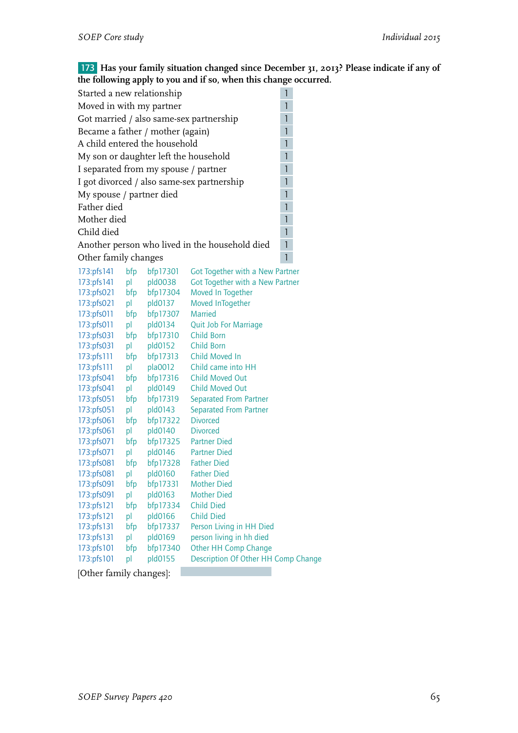**173** **Has your family situation changed since December 31, 2013? Please indicate if any of the following apply to you and if so, when this change occurred.**

| | |
|---|---|
| Started a new relationship | 1 |
| Moved in with my partner | 1 |
| Got married / also same-sex partnership | 1 |
| Became a father / mother (again) | 1 |
| A child entered the household | 1 |
| My son or daughter left the household | 1 |
| I separated from my spouse / partner | 1 |
| I got divorced / also same-sex partnership | 1 |
| My spouse / partner died | 1 |
| Father died | 1 |
| Mother died | 1 |
| Child died | 1 |
| Another person who lived in the household died | 1 |
| Other family changes | 1 |

| | | | |
|---|---|---|---|
| 173:pfs141 | bfp | bfp17301 | Got Together with a New Partner |
| 173:pfs141 | pl | pld0038 | Got Together with a New Partner |
| 173:pfs021 | bfp | bfp17304 | Moved In Together |
| 173:pfs021 | pl | pld0137 | Moved InTogether |
| 173:pfs011 | bfp | bfp17307 | Married |
| 173:pfs011 | pl | pld0134 | Quit Job For Marriage |
| 173:pfs031 | bfp | bfp17310 | Child Born |
| 173:pfs031 | pl | pld0152 | Child Born |
| 173:pfs111 | bfp | bfp17313 | Child Moved In |
| 173:pfs111 | pl | pla0012 | Child came into HH |
| 173:pfs041 | bfp | bfp17316 | Child Moved Out |
| 173:pfs041 | pl | pld0149 | Child Moved Out |
| 173:pfs051 | bfp | bfp17319 | Separated From Partner |
| 173:pfs051 | pl | pld0143 | Separated From Partner |
| 173:pfs061 | bfp | bfp17322 | Divorced |
| 173:pfs061 | pl | pld0140 | Divorced |
| 173:pfs071 | bfp | bfp17325 | Partner Died |
| 173:pfs071 | pl | pld0146 | Partner Died |
| 173:pfs081 | bfp | bfp17328 | Father Died |
| 173:pfs081 | pl | pld0160 | Father Died |
| 173:pfs091 | bfp | bfp17331 | Mother Died |
| 173:pfs091 | pl | pld0163 | Mother Died |
| 173:pfs121 | bfp | bfp17334 | Child Died |
| 173:pfs121 | pl | pld0166 | Child Died |
| 173:pfs131 | bfp | bfp17337 | Person Living in HH Died |
| 173:pfs131 | pl | pld0169 | person living in hh died |
| 173:pfs101 | bfp | bfp17340 | Other HH Comp Change |
| 173:pfs101 | pl | pld0155 | Description Of Other HH Comp Change |

[Other family changes]: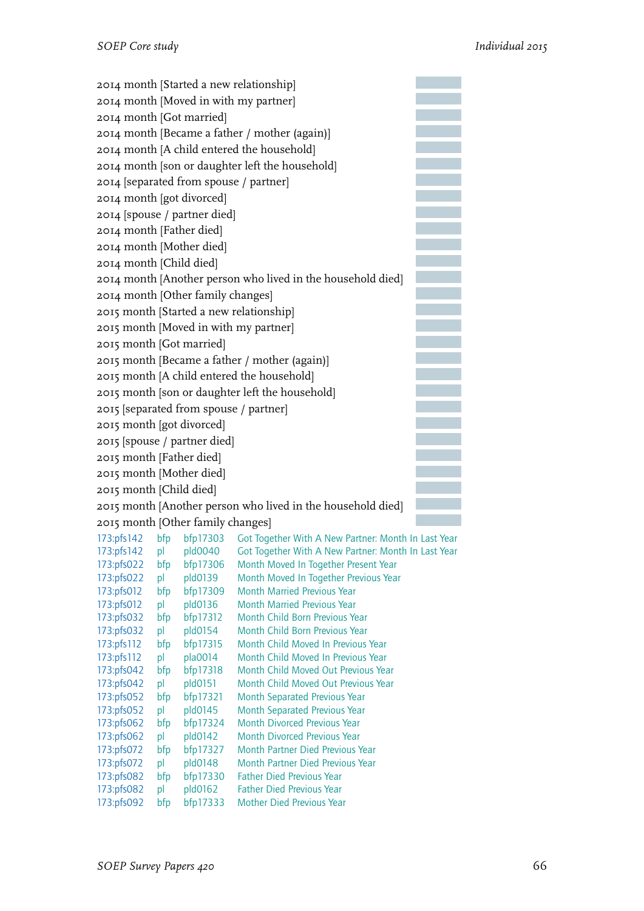2014 month [Started a new relationship]
2014 month [Moved in with my partner]
2014 month [Got married]
2014 month [Became a father / mother (again)]
2014 month [A child entered the household]
2014 month [son or daughter left the household]
2014 [separated from spouse / partner]
2014 month [got divorced]
2014 [spouse / partner died]
2014 month [Father died]
2014 month [Mother died]
2014 month [Child died]
2014 month [Another person who lived in the household died]
2014 month [Other family changes]
2015 month [Started a new relationship]
2015 month [Moved in with my partner]
2015 month [Got married]
2015 month [Became a father / mother (again)]
2015 month [A child entered the household]
2015 month [son or daughter left the household]
2015 [separated from spouse / partner]
2015 month [got divorced]
2015 [spouse / partner died]
2015 month [Father died]
2015 month [Mother died]
2015 month [Child died]
2015 month [Another person who lived in the household died]
2015 month [Other family changes]

| | | | |
|---|---|---|---|
| 173:pfs142 | bfp | bfp17303 | Got Together With A New Partner: Month In Last Year |
| 173:pfs142 | pl | pld0040 | Got Together With A New Partner: Month In Last Year |
| 173:pfs022 | bfp | bfp17306 | Month Moved In Together Present Year |
| 173:pfs022 | pl | pld0139 | Month Moved In Together Previous Year |
| 173:pfs012 | bfp | bfp17309 | Month Married Previous Year |
| 173:pfs012 | pl | pld0136 | Month Married Previous Year |
| 173:pfs032 | bfp | bfp17312 | Month Child Born Previous Year |
| 173:pfs032 | pl | pld0154 | Month Child Born Previous Year |
| 173:pfs112 | bfp | bfp17315 | Month Child Moved In Previous Year |
| 173:pfs112 | pl | pla0014 | Month Child Moved In Previous Year |
| 173:pfs042 | bfp | bfp17318 | Month Child Moved Out Previous Year |
| 173:pfs042 | pl | pld0151 | Month Child Moved Out Previous Year |
| 173:pfs052 | bfp | bfp17321 | Month Separated Previous Year |
| 173:pfs052 | pl | pld0145 | Month Separated Previous Year |
| 173:pfs062 | bfp | bfp17324 | Month Divorced Previous Year |
| 173:pfs062 | pl | pld0142 | Month Divorced Previous Year |
| 173:pfs072 | bfp | bfp17327 | Month Partner Died Previous Year |
| 173:pfs072 | pl | pld0148 | Month Partner Died Previous Year |
| 173:pfs082 | bfp | bfp17330 | Father Died Previous Year |
| 173:pfs082 | pl | pld0162 | Father Died Previous Year |
| 173:pfs092 | bfp | bfp17333 | Mother Died Previous Year |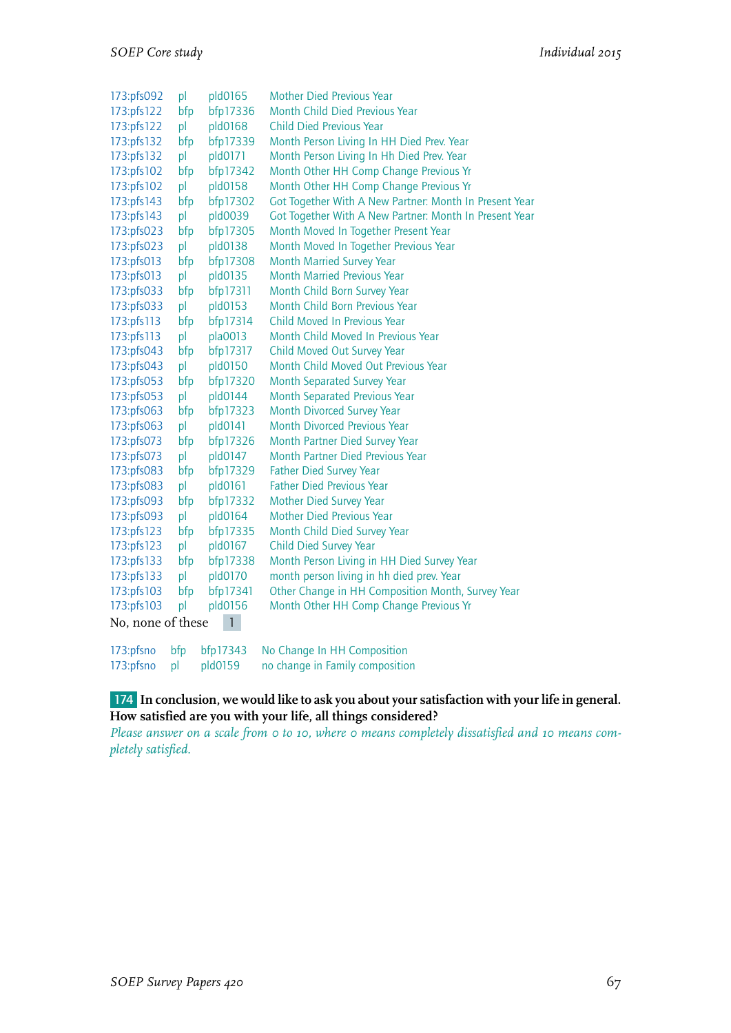| | | | |
|---|---|---|---|
| 173:pfs092 | pl | pld0165 | Mother Died Previous Year |
| 173:pfs122 | bfp | bfp17336 | Month Child Died Previous Year |
| 173:pfs122 | pl | pld0168 | Child Died Previous Year |
| 173:pfs132 | bfp | bfp17339 | Month Person Living In HH Died Prev. Year |
| 173:pfs132 | pl | pld0171 | Month Person Living In Hh Died Prev. Year |
| 173:pfs102 | bfp | bfp17342 | Month Other HH Comp Change Previous Yr |
| 173:pfs102 | pl | pld0158 | Month Other HH Comp Change Previous Yr |
| 173:pfs143 | bfp | bfp17302 | Got Together With A New Partner: Month In Present Year |
| 173:pfs143 | pl | pld0039 | Got Together With A New Partner: Month In Present Year |
| 173:pfs023 | bfp | bfp17305 | Month Moved In Together Present Year |
| 173:pfs023 | pl | pld0138 | Month Moved In Together Previous Year |
| 173:pfs013 | bfp | bfp17308 | Month Married Survey Year |
| 173:pfs013 | pl | pld0135 | Month Married Previous Year |
| 173:pfs033 | bfp | bfp17311 | Month Child Born Survey Year |
| 173:pfs033 | pl | pld0153 | Month Child Born Previous Year |
| 173:pfs113 | bfp | bfp17314 | Child Moved In Previous Year |
| 173:pfs113 | pl | pla0013 | Month Child Moved In Previous Year |
| 173:pfs043 | bfp | bfp17317 | Child Moved Out Survey Year |
| 173:pfs043 | pl | pld0150 | Month Child Moved Out Previous Year |
| 173:pfs053 | bfp | bfp17320 | Month Separated Survey Year |
| 173:pfs053 | pl | pld0144 | Month Separated Previous Year |
| 173:pfs063 | bfp | bfp17323 | Month Divorced Survey Year |
| 173:pfs063 | pl | pld0141 | Month Divorced Previous Year |
| 173:pfs073 | bfp | bfp17326 | Month Partner Died Survey Year |
| 173:pfs073 | pl | pld0147 | Month Partner Died Previous Year |
| 173:pfs083 | bfp | bfp17329 | Father Died Survey Year |
| 173:pfs083 | pl | pld0161 | Father Died Previous Year |
| 173:pfs093 | bfp | bfp17332 | Mother Died Survey Year |
| 173:pfs093 | pl | pld0164 | Mother Died Previous Year |
| 173:pfs123 | bfp | bfp17335 | Month Child Died Survey Year |
| 173:pfs123 | pl | pld0167 | Child Died Survey Year |
| 173:pfs133 | bfp | bfp17338 | Month Person Living in HH Died Survey Year |
| 173:pfs133 | pl | pld0170 | month person living in hh died prev. Year |
| 173:pfs103 | bfp | bfp17341 | Other Change in HH Composition Month, Survey Year |
| 173:pfs103 | pl | pld0156 | Month Other HH Comp Change Previous Yr |

No, none of these 1

| | | | |
|---|---|---|---|
| 173:pfsno | bfp | bfp17343 | No Change In HH Composition |
| 173:pfsno | pl | pld0159 | no change in Family composition |

**174 In conclusion, we would like to ask you about your satisfaction with your life in general. How satisfied are you with your life, all things considered?**

*Please answer on a scale from 0 to 10, where 0 means completely dissatisfied and 10 means completely satisfied.*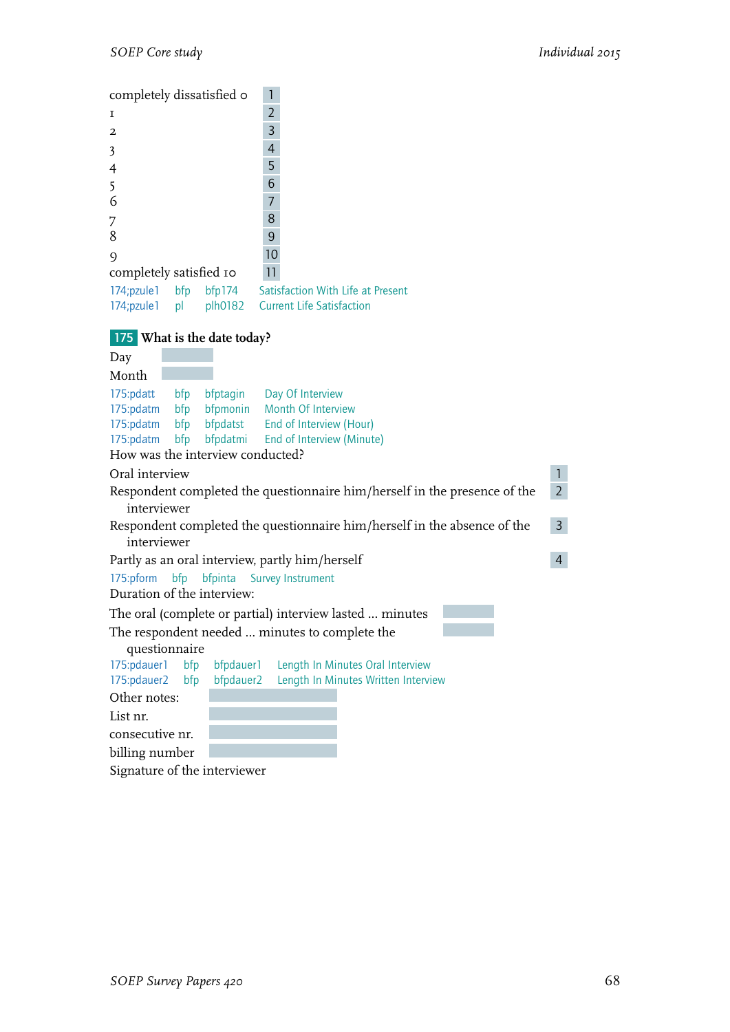completely dissatisfied 0 | 1
1 | 2
2 | 3
3 | 4
4 | 5
5 | 6
6 | 7
7 | 8
8 | 9
9 | 10
completely satisfied 10 | 11

174;pzule1 bfp bfp174 Satisfaction With Life at Present
174;pzule1 pl plh0182 Current Life Satisfaction

**175 What is the date today?**

Day

Month

175:pdatt bfp bfptagin Day Of Interview
175:pdatm bfp bfpmonin Month Of Interview
175:pdatm bfp bfpdatst End of Interview (Hour)
175:pdatm bfp bfpdatmi End of Interview (Minute)

How was the interview conducted?

Oral interview | 1
Respondent completed the questionnaire him/herself in the presence of the interviewer | 2
Respondent completed the questionnaire him/herself in the absence of the interviewer | 3
Partly as an oral interview, partly him/herself | 4

175:pform bfp bfpinta Survey Instrument

Duration of the interview:

The oral (complete or partial) interview lasted ... minutes

The respondent needed ... minutes to complete the questionnaire

175:pdauer1 bfp bfpdauer1 Length In Minutes Oral Interview
175:pdauer2 bfp bfpdauer2 Length In Minutes Written Interview

Other notes:

List nr.

consecutive nr.

billing number

Signature of the interviewer